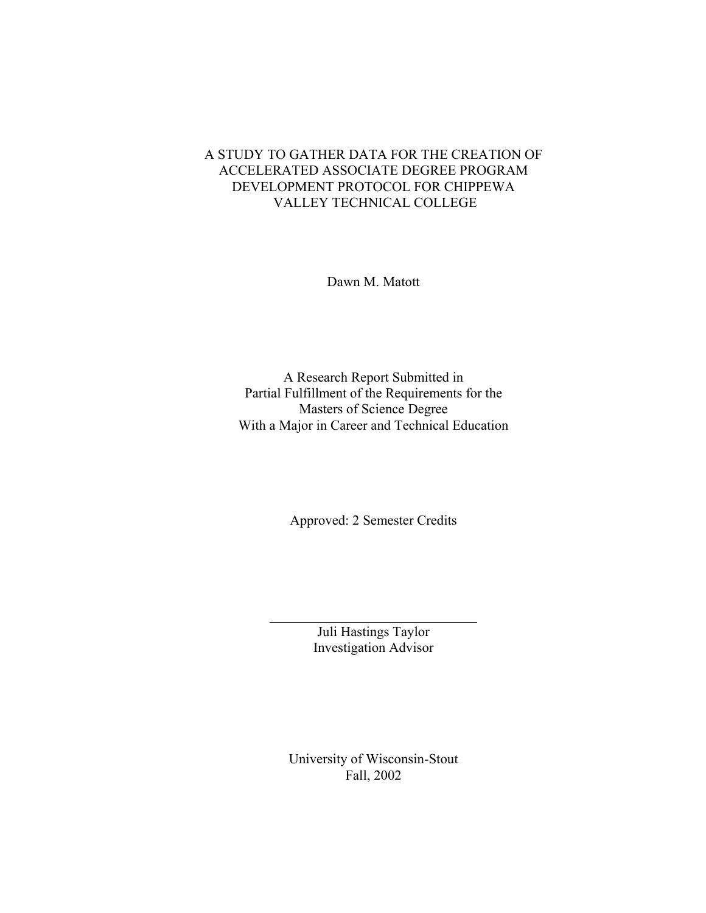# A STUDY TO GATHER DATA FOR THE CREATION OF ACCELERATED ASSOCIATE DEGREE PROGRAM DEVELOPMENT PROTOCOL FOR CHIPPEWA VALLEY TECHNICAL COLLEGE

Dawn M. Matott

A Research Report Submitted in
Partial Fulfillment of the Requirements for the
Masters of Science Degree
With a Major in Career and Technical Education

Approved: 2 Semester Credits

___________________________

Juli Hastings Taylor
Investigation Advisor

University of Wisconsin-Stout
Fall, 2002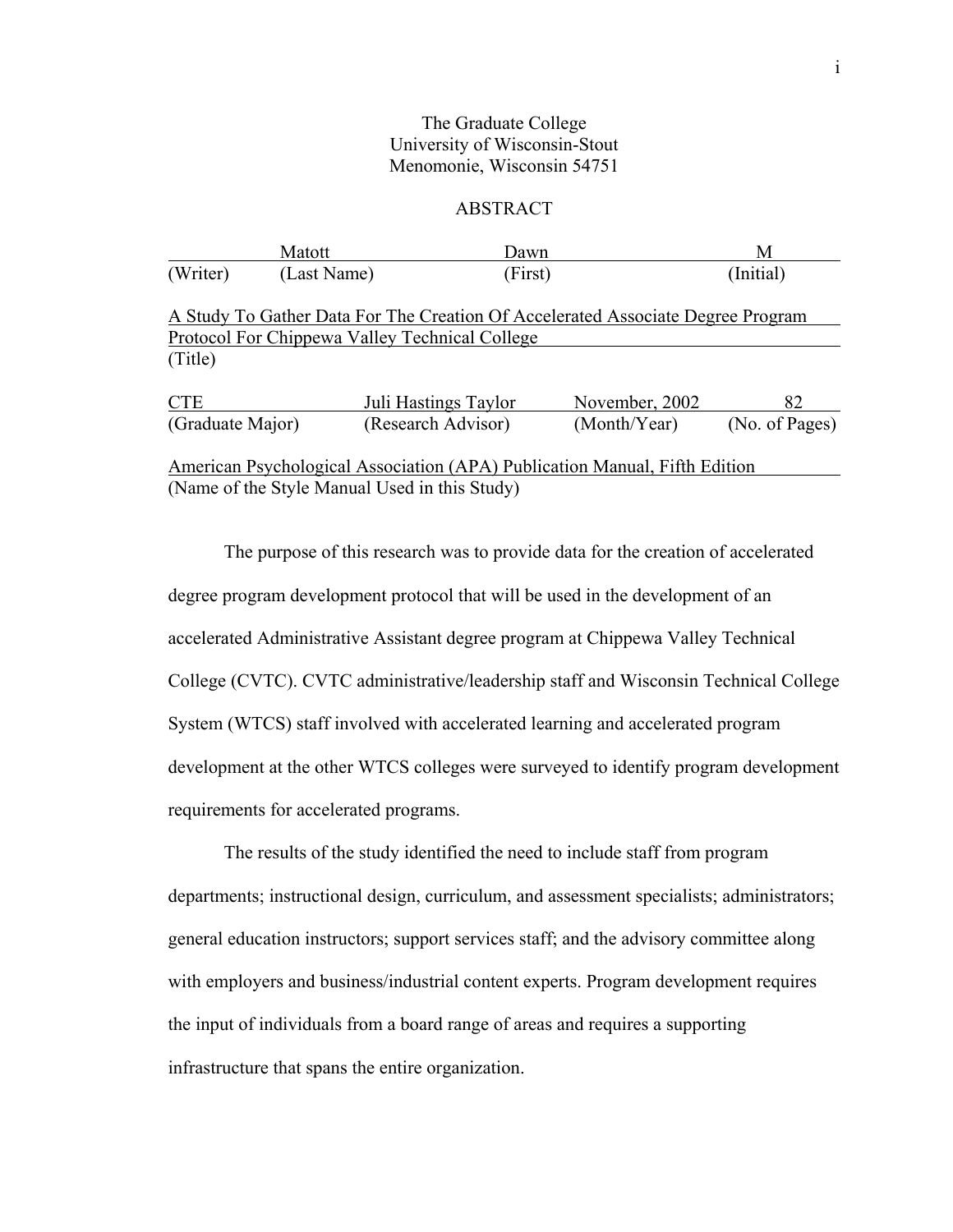The Graduate College
University of Wisconsin-Stout
Menomonie, Wisconsin 54751

# ABSTRACT

| | Matott | Dawn | M |
|---|---|---|---|
| (Writer) | (Last Name) | (First) | (Initial) |

A Study To Gather Data For The Creation Of Accelerated Associate Degree Program Protocol For Chippewa Valley Technical College
(Title)

| CTE | Juli Hastings Taylor | November, 2002 | 82 |
|---|---|---|---|
| (Graduate Major) | (Research Advisor) | (Month/Year) | (No. of Pages) |

American Psychological Association (APA) Publication Manual, Fifth Edition
(Name of the Style Manual Used in this Study)

The purpose of this research was to provide data for the creation of accelerated degree program development protocol that will be used in the development of an accelerated Administrative Assistant degree program at Chippewa Valley Technical College (CVTC). CVTC administrative/leadership staff and Wisconsin Technical College System (WTCS) staff involved with accelerated learning and accelerated program development at the other WTCS colleges were surveyed to identify program development requirements for accelerated programs.

The results of the study identified the need to include staff from program departments; instructional design, curriculum, and assessment specialists; administrators; general education instructors; support services staff; and the advisory committee along with employers and business/industrial content experts. Program development requires the input of individuals from a board range of areas and requires a supporting infrastructure that spans the entire organization.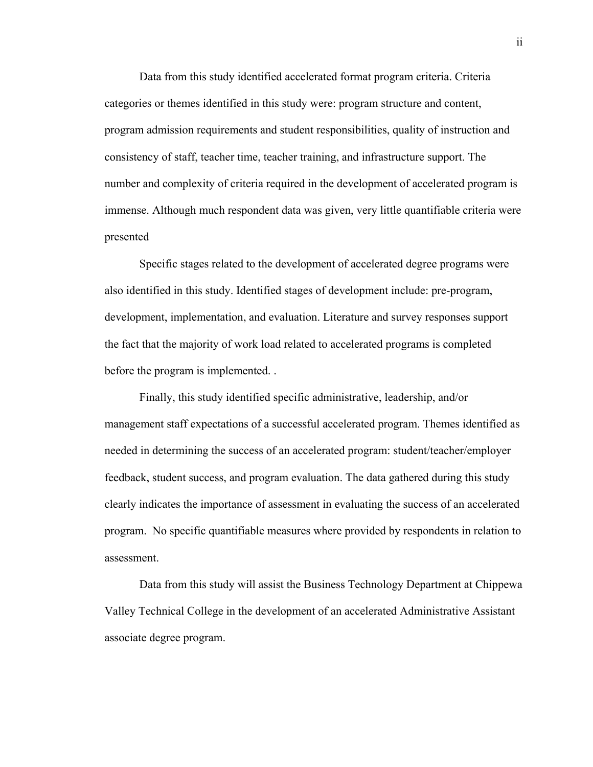Data from this study identified accelerated format program criteria. Criteria categories or themes identified in this study were: program structure and content, program admission requirements and student responsibilities, quality of instruction and consistency of staff, teacher time, teacher training, and infrastructure support. The number and complexity of criteria required in the development of accelerated program is immense. Although much respondent data was given, very little quantifiable criteria were presented

Specific stages related to the development of accelerated degree programs were also identified in this study. Identified stages of development include: pre-program, development, implementation, and evaluation. Literature and survey responses support the fact that the majority of work load related to accelerated programs is completed before the program is implemented. .

Finally, this study identified specific administrative, leadership, and/or management staff expectations of a successful accelerated program. Themes identified as needed in determining the success of an accelerated program: student/teacher/employer feedback, student success, and program evaluation. The data gathered during this study clearly indicates the importance of assessment in evaluating the success of an accelerated program. No specific quantifiable measures where provided by respondents in relation to assessment.

Data from this study will assist the Business Technology Department at Chippewa Valley Technical College in the development of an accelerated Administrative Assistant associate degree program.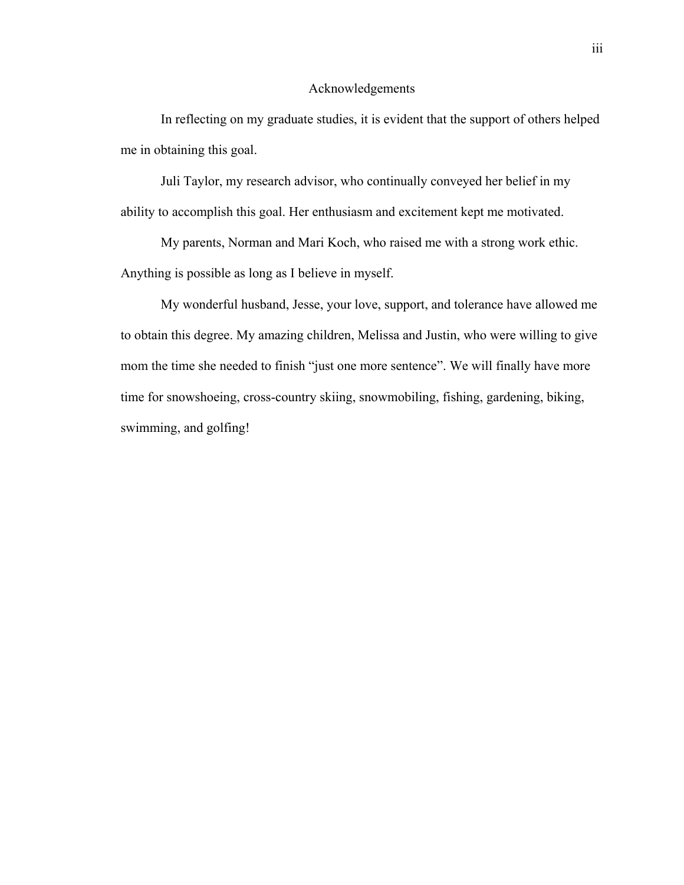# Acknowledgements

In reflecting on my graduate studies, it is evident that the support of others helped me in obtaining this goal.

Juli Taylor, my research advisor, who continually conveyed her belief in my ability to accomplish this goal. Her enthusiasm and excitement kept me motivated.

My parents, Norman and Mari Koch, who raised me with a strong work ethic. Anything is possible as long as I believe in myself.

My wonderful husband, Jesse, your love, support, and tolerance have allowed me to obtain this degree. My amazing children, Melissa and Justin, who were willing to give mom the time she needed to finish "just one more sentence". We will finally have more time for snowshoeing, cross-country skiing, snowmobiling, fishing, gardening, biking, swimming, and golfing!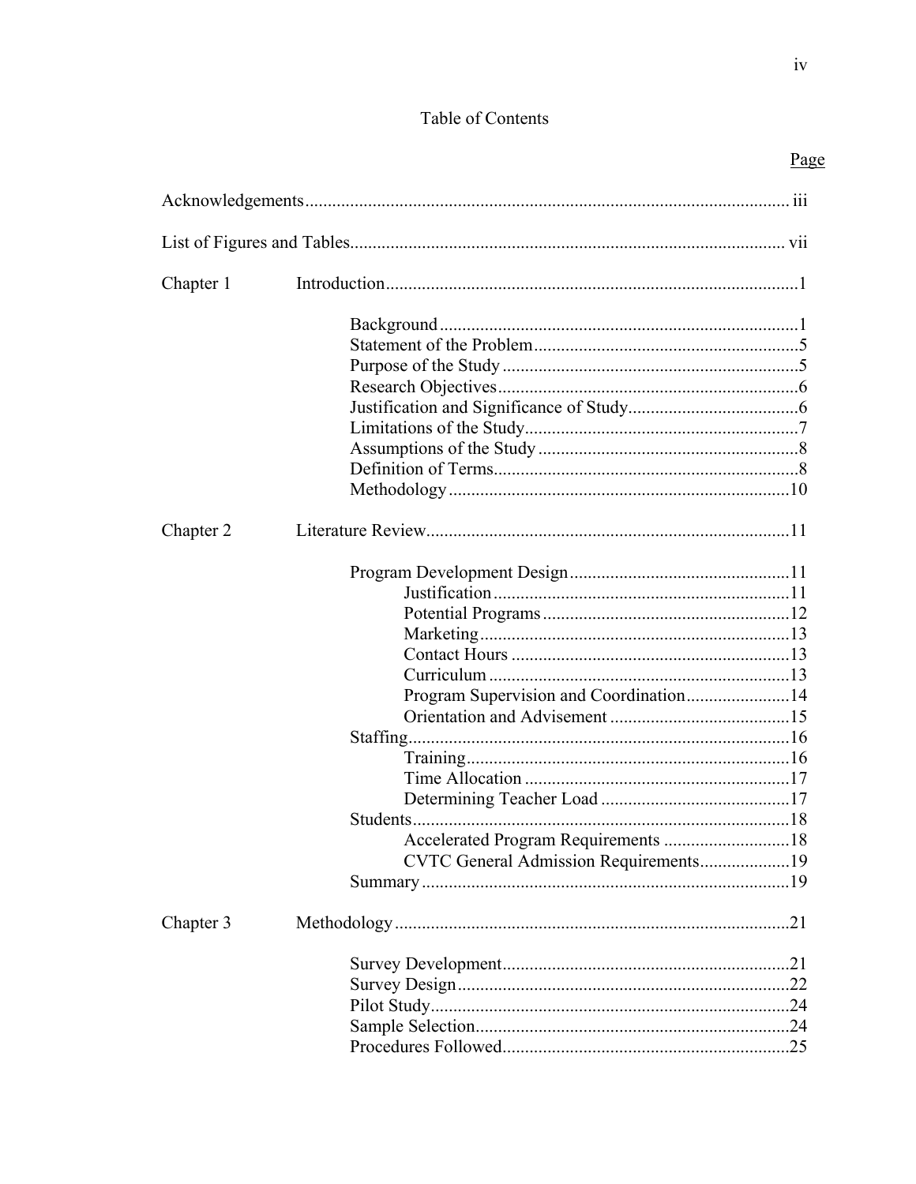# Table of Contents

Page

Acknowledgements .......... iii

List of Figures and Tables .......... vii

Chapter 1 Introduction .......... 1

- Background .......... 1
- Statement of the Problem .......... 5
- Purpose of the Study .......... 5
- Research Objectives .......... 6
- Justification and Significance of Study .......... 6
- Limitations of the Study .......... 7
- Assumptions of the Study .......... 8
- Definition of Terms .......... 8
- Methodology .......... 10

Chapter 2 Literature Review .......... 11

- Program Development Design .......... 11
  - Justification .......... 11
  - Potential Programs .......... 12
  - Marketing .......... 13
  - Contact Hours .......... 13
  - Curriculum .......... 13
  - Program Supervision and Coordination .......... 14
  - Orientation and Advisement .......... 15
- Staffing .......... 16
  - Training .......... 16
  - Time Allocation .......... 17
  - Determining Teacher Load .......... 17
- Students .......... 18
  - Accelerated Program Requirements .......... 18
  - CVTC General Admission Requirements .......... 19
- Summary .......... 19

Chapter 3 Methodology .......... 21

- Survey Development .......... 21
- Survey Design .......... 22
- Pilot Study .......... 24
- Sample Selection .......... 24
- Procedures Followed .......... 25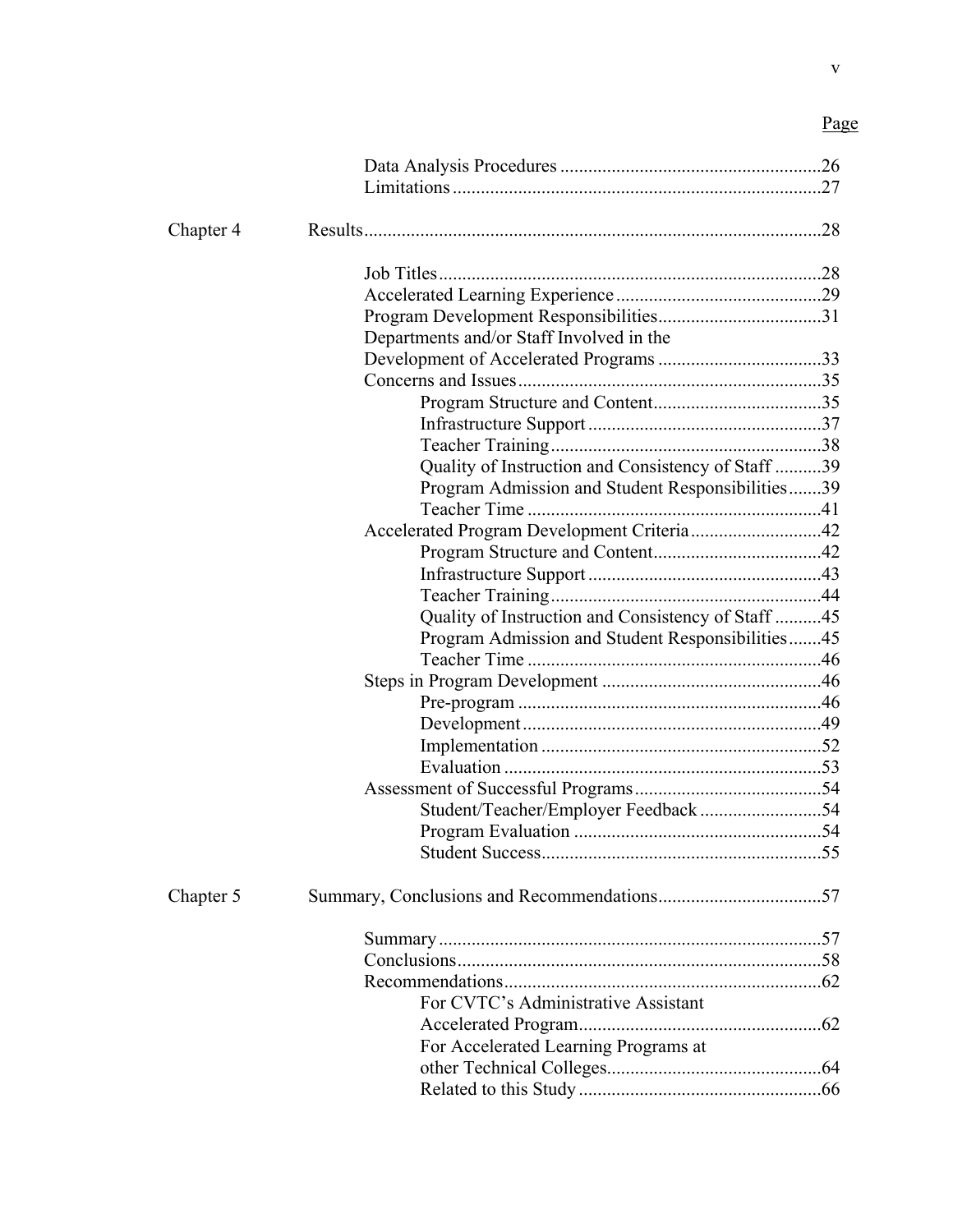Page

Data Analysis Procedures ....................................................... 26
Limitations ............................................................................. 27

Chapter 4 Results ................................................................................................ 28

Job Titles ................................................................................ 28
Accelerated Learning Experience ........................................... 29
Program Development Responsibilities .................................. 31
Departments and/or Staff Involved in the Development of Accelerated Programs .................................. 33
Concerns and Issues ............................................................... 35
- Program Structure and Content ................................... 35
- Infrastructure Support ................................................. 37
- Teacher Training ......................................................... 38
- Quality of Instruction and Consistency of Staff .......... 39
- Program Admission and Student Responsibilities ....... 39
- Teacher Time .............................................................. 41

Accelerated Program Development Criteria ........................... 42
- Program Structure and Content ................................... 42
- Infrastructure Support ................................................. 43
- Teacher Training ......................................................... 44
- Quality of Instruction and Consistency of Staff .......... 45
- Program Admission and Student Responsibilities ....... 45
- Teacher Time .............................................................. 46

Steps in Program Development .............................................. 46
- Pre-program ............................................................... 46
- Development .............................................................. 49
- Implementation ........................................................... 52
- Evaluation .................................................................. 53

Assessment of Successful Programs ....................................... 54
- Student/Teacher/Employer Feedback .......................... 54
- Program Evaluation .................................................... 54
- Student Success .......................................................... 55

Chapter 5 Summary, Conclusions and Recommendations .................................. 57

Summary ................................................................................ 57
Conclusions ............................................................................ 58
Recommendations .................................................................. 62
- For CVTC's Administrative Assistant Accelerated Program ................................................... 62
- For Accelerated Learning Programs at other Technical Colleges ............................................. 64
- Related to this Study .................................................. 66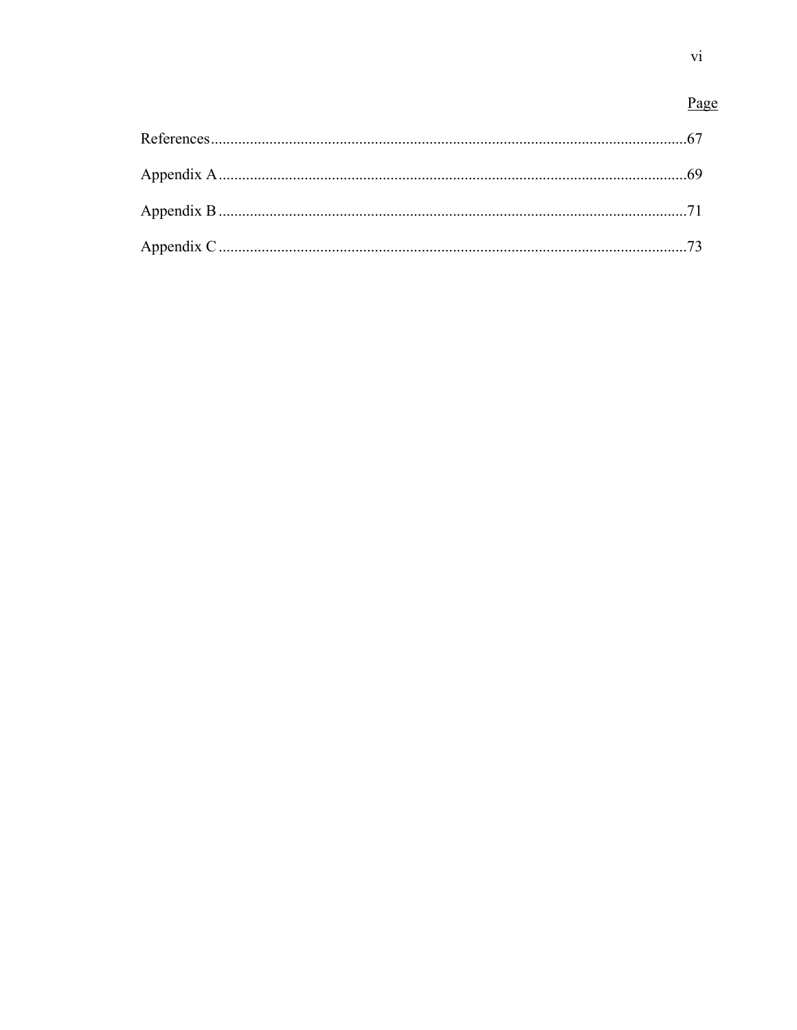Page

References....................................................................................................................67

Appendix A..................................................................................................................69

Appendix B..................................................................................................................71

Appendix C..................................................................................................................73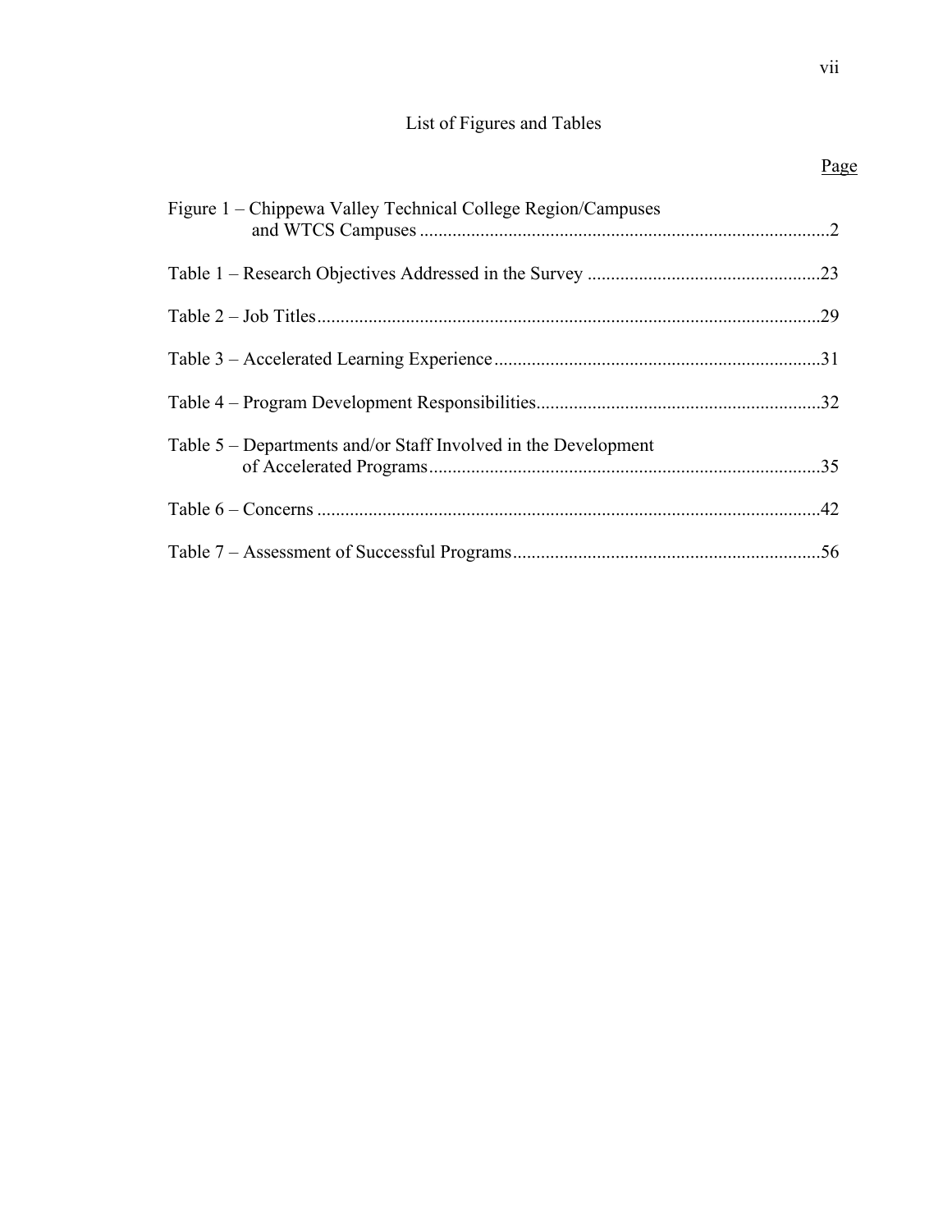# List of Figures and Tables

| | Page |
|---|---|
| Figure 1 – Chippewa Valley Technical College Region/Campuses and WTCS Campuses | 2 |
| Table 1 – Research Objectives Addressed in the Survey | 23 |
| Table 2 – Job Titles | 29 |
| Table 3 – Accelerated Learning Experience | 31 |
| Table 4 – Program Development Responsibilities | 32 |
| Table 5 – Departments and/or Staff Involved in the Development of Accelerated Programs | 35 |
| Table 6 – Concerns | 42 |
| Table 7 – Assessment of Successful Programs | 56 |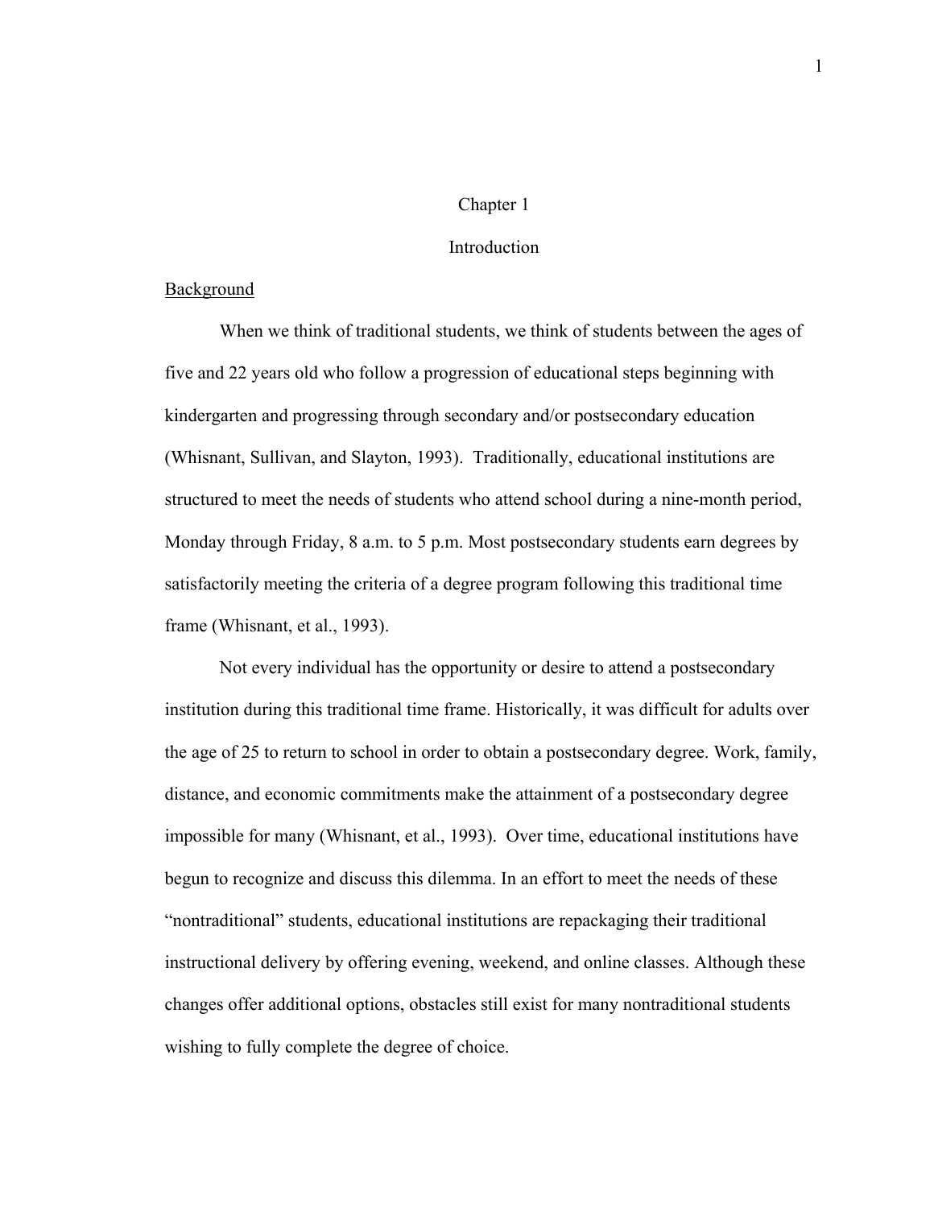# Chapter 1

# Introduction

## Background

When we think of traditional students, we think of students between the ages of five and 22 years old who follow a progression of educational steps beginning with kindergarten and progressing through secondary and/or postsecondary education (Whisnant, Sullivan, and Slayton, 1993). Traditionally, educational institutions are structured to meet the needs of students who attend school during a nine-month period, Monday through Friday, 8 a.m. to 5 p.m. Most postsecondary students earn degrees by satisfactorily meeting the criteria of a degree program following this traditional time frame (Whisnant, et al., 1993).

Not every individual has the opportunity or desire to attend a postsecondary institution during this traditional time frame. Historically, it was difficult for adults over the age of 25 to return to school in order to obtain a postsecondary degree. Work, family, distance, and economic commitments make the attainment of a postsecondary degree impossible for many (Whisnant, et al., 1993). Over time, educational institutions have begun to recognize and discuss this dilemma. In an effort to meet the needs of these "nontraditional" students, educational institutions are repackaging their traditional instructional delivery by offering evening, weekend, and online classes. Although these changes offer additional options, obstacles still exist for many nontraditional students wishing to fully complete the degree of choice.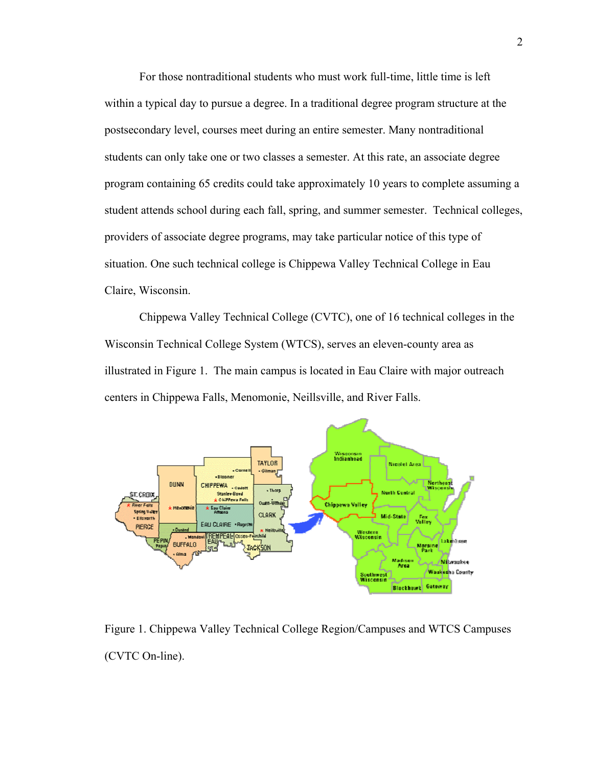For those nontraditional students who must work full-time, little time is left within a typical day to pursue a degree. In a traditional degree program structure at the postsecondary level, courses meet during an entire semester. Many nontraditional students can only take one or two classes a semester. At this rate, an associate degree program containing 65 credits could take approximately 10 years to complete assuming a student attends school during each fall, spring, and summer semester. Technical colleges, providers of associate degree programs, may take particular notice of this type of situation. One such technical college is Chippewa Valley Technical College in Eau Claire, Wisconsin.

Chippewa Valley Technical College (CVTC), one of 16 technical colleges in the Wisconsin Technical College System (WTCS), serves an eleven-county area as illustrated in Figure 1. The main campus is located in Eau Claire with major outreach centers in Chippewa Falls, Menomonie, Neillsville, and River Falls.

Figure 1. Chippewa Valley Technical College Region/Campuses and WTCS Campuses (CVTC On-line).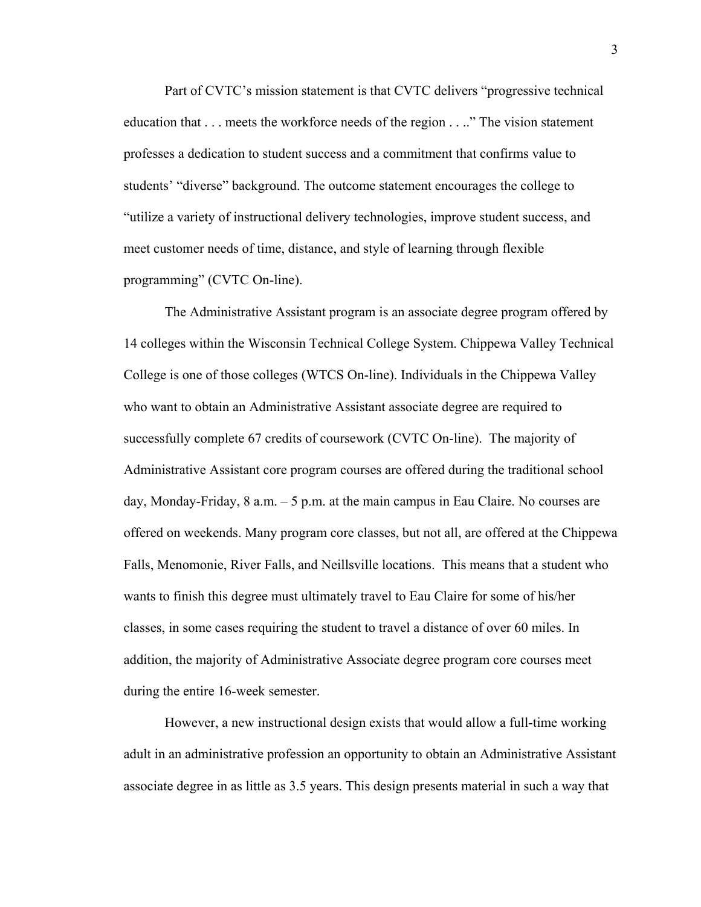Part of CVTC's mission statement is that CVTC delivers "progressive technical education that . . . meets the workforce needs of the region . . .." The vision statement professes a dedication to student success and a commitment that confirms value to students' "diverse" background. The outcome statement encourages the college to "utilize a variety of instructional delivery technologies, improve student success, and meet customer needs of time, distance, and style of learning through flexible programming" (CVTC On-line).

The Administrative Assistant program is an associate degree program offered by 14 colleges within the Wisconsin Technical College System. Chippewa Valley Technical College is one of those colleges (WTCS On-line). Individuals in the Chippewa Valley who want to obtain an Administrative Assistant associate degree are required to successfully complete 67 credits of coursework (CVTC On-line). The majority of Administrative Assistant core program courses are offered during the traditional school day, Monday-Friday, 8 a.m. – 5 p.m. at the main campus in Eau Claire. No courses are offered on weekends. Many program core classes, but not all, are offered at the Chippewa Falls, Menomonie, River Falls, and Neillsville locations. This means that a student who wants to finish this degree must ultimately travel to Eau Claire for some of his/her classes, in some cases requiring the student to travel a distance of over 60 miles. In addition, the majority of Administrative Associate degree program core courses meet during the entire 16-week semester.

However, a new instructional design exists that would allow a full-time working adult in an administrative profession an opportunity to obtain an Administrative Assistant associate degree in as little as 3.5 years. This design presents material in such a way that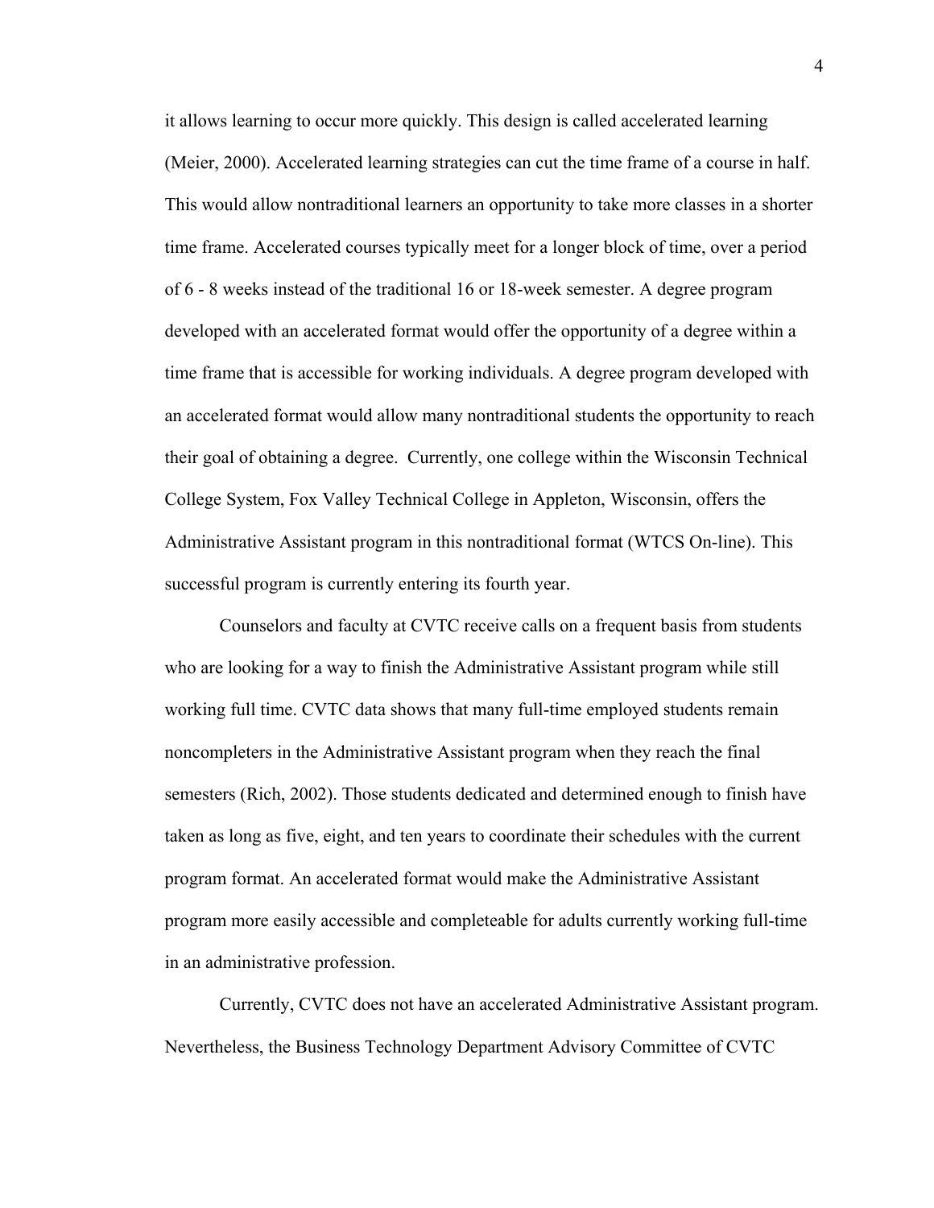it allows learning to occur more quickly. This design is called accelerated learning (Meier, 2000). Accelerated learning strategies can cut the time frame of a course in half. This would allow nontraditional learners an opportunity to take more classes in a shorter time frame. Accelerated courses typically meet for a longer block of time, over a period of 6 - 8 weeks instead of the traditional 16 or 18-week semester. A degree program developed with an accelerated format would offer the opportunity of a degree within a time frame that is accessible for working individuals. A degree program developed with an accelerated format would allow many nontraditional students the opportunity to reach their goal of obtaining a degree. Currently, one college within the Wisconsin Technical College System, Fox Valley Technical College in Appleton, Wisconsin, offers the Administrative Assistant program in this nontraditional format (WTCS On-line). This successful program is currently entering its fourth year.

Counselors and faculty at CVTC receive calls on a frequent basis from students who are looking for a way to finish the Administrative Assistant program while still working full time. CVTC data shows that many full-time employed students remain noncompleters in the Administrative Assistant program when they reach the final semesters (Rich, 2002). Those students dedicated and determined enough to finish have taken as long as five, eight, and ten years to coordinate their schedules with the current program format. An accelerated format would make the Administrative Assistant program more easily accessible and completeable for adults currently working full-time in an administrative profession.

Currently, CVTC does not have an accelerated Administrative Assistant program. Nevertheless, the Business Technology Department Advisory Committee of CVTC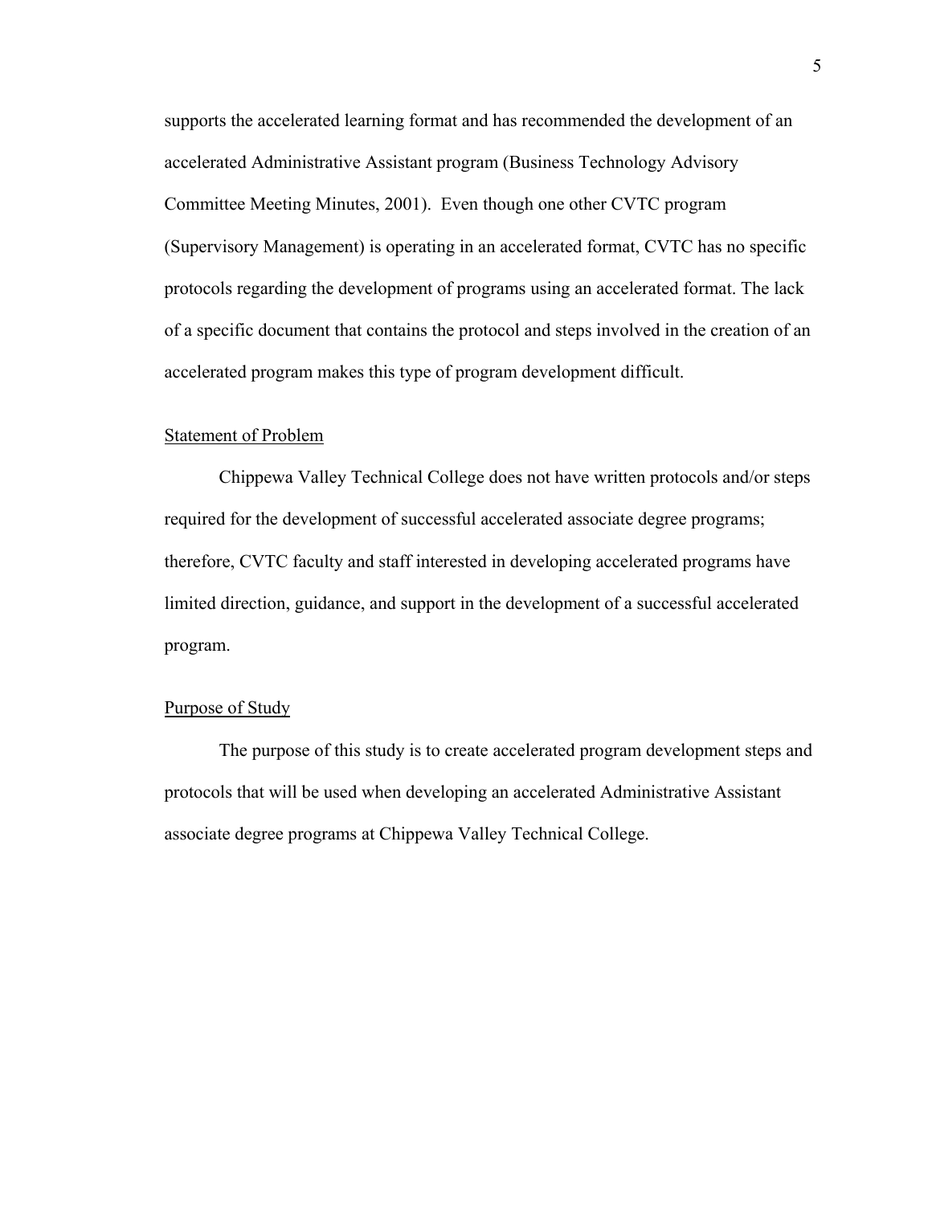supports the accelerated learning format and has recommended the development of an accelerated Administrative Assistant program (Business Technology Advisory Committee Meeting Minutes, 2001). Even though one other CVTC program (Supervisory Management) is operating in an accelerated format, CVTC has no specific protocols regarding the development of programs using an accelerated format. The lack of a specific document that contains the protocol and steps involved in the creation of an accelerated program makes this type of program development difficult.

## Statement of Problem

Chippewa Valley Technical College does not have written protocols and/or steps required for the development of successful accelerated associate degree programs; therefore, CVTC faculty and staff interested in developing accelerated programs have limited direction, guidance, and support in the development of a successful accelerated program.

## Purpose of Study

The purpose of this study is to create accelerated program development steps and protocols that will be used when developing an accelerated Administrative Assistant associate degree programs at Chippewa Valley Technical College.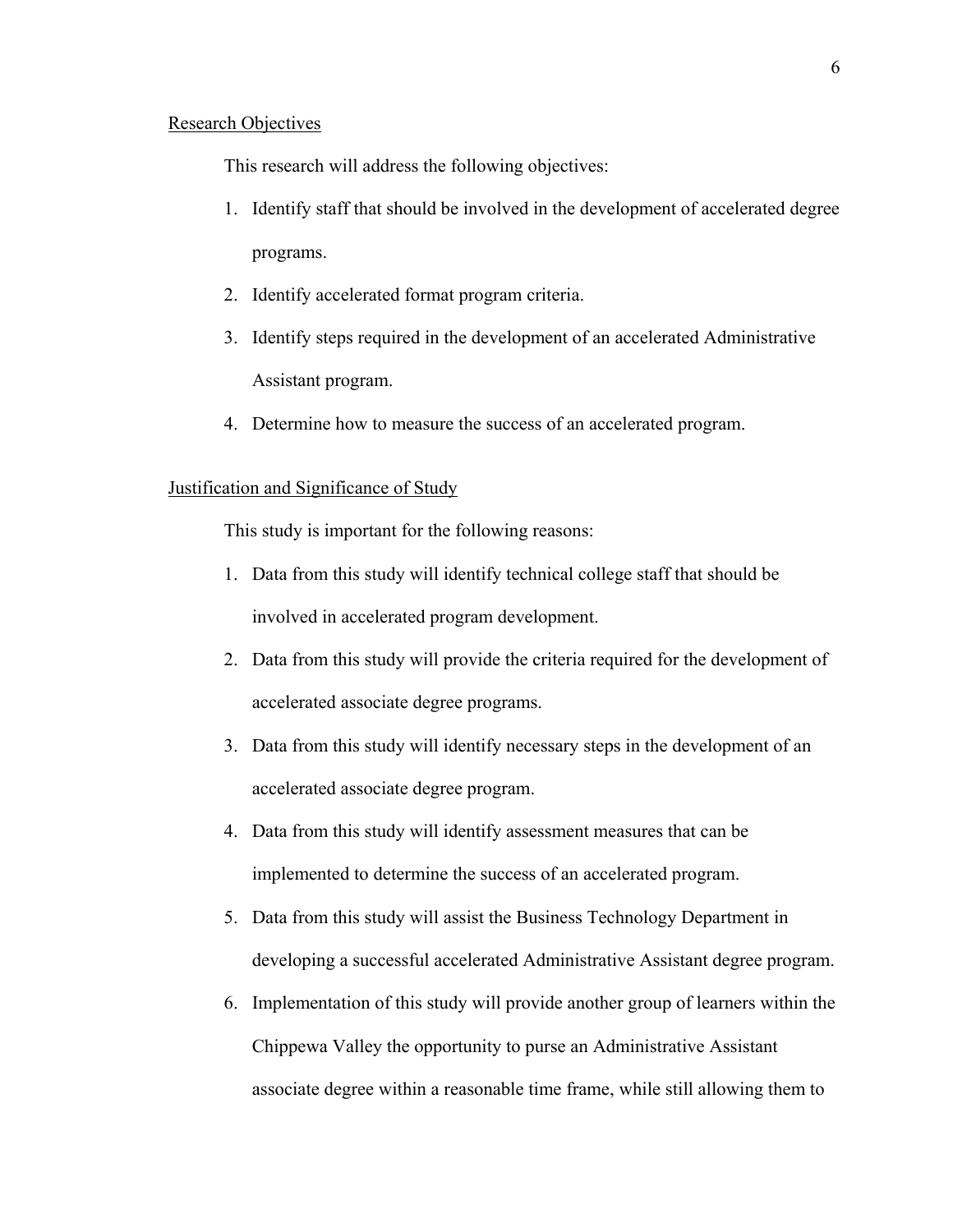## Research Objectives

This research will address the following objectives:

1. Identify staff that should be involved in the development of accelerated degree programs.
2. Identify accelerated format program criteria.
3. Identify steps required in the development of an accelerated Administrative Assistant program.
4. Determine how to measure the success of an accelerated program.

## Justification and Significance of Study

This study is important for the following reasons:

1. Data from this study will identify technical college staff that should be involved in accelerated program development.
2. Data from this study will provide the criteria required for the development of accelerated associate degree programs.
3. Data from this study will identify necessary steps in the development of an accelerated associate degree program.
4. Data from this study will identify assessment measures that can be implemented to determine the success of an accelerated program.
5. Data from this study will assist the Business Technology Department in developing a successful accelerated Administrative Assistant degree program.
6. Implementation of this study will provide another group of learners within the Chippewa Valley the opportunity to purse an Administrative Assistant associate degree within a reasonable time frame, while still allowing them to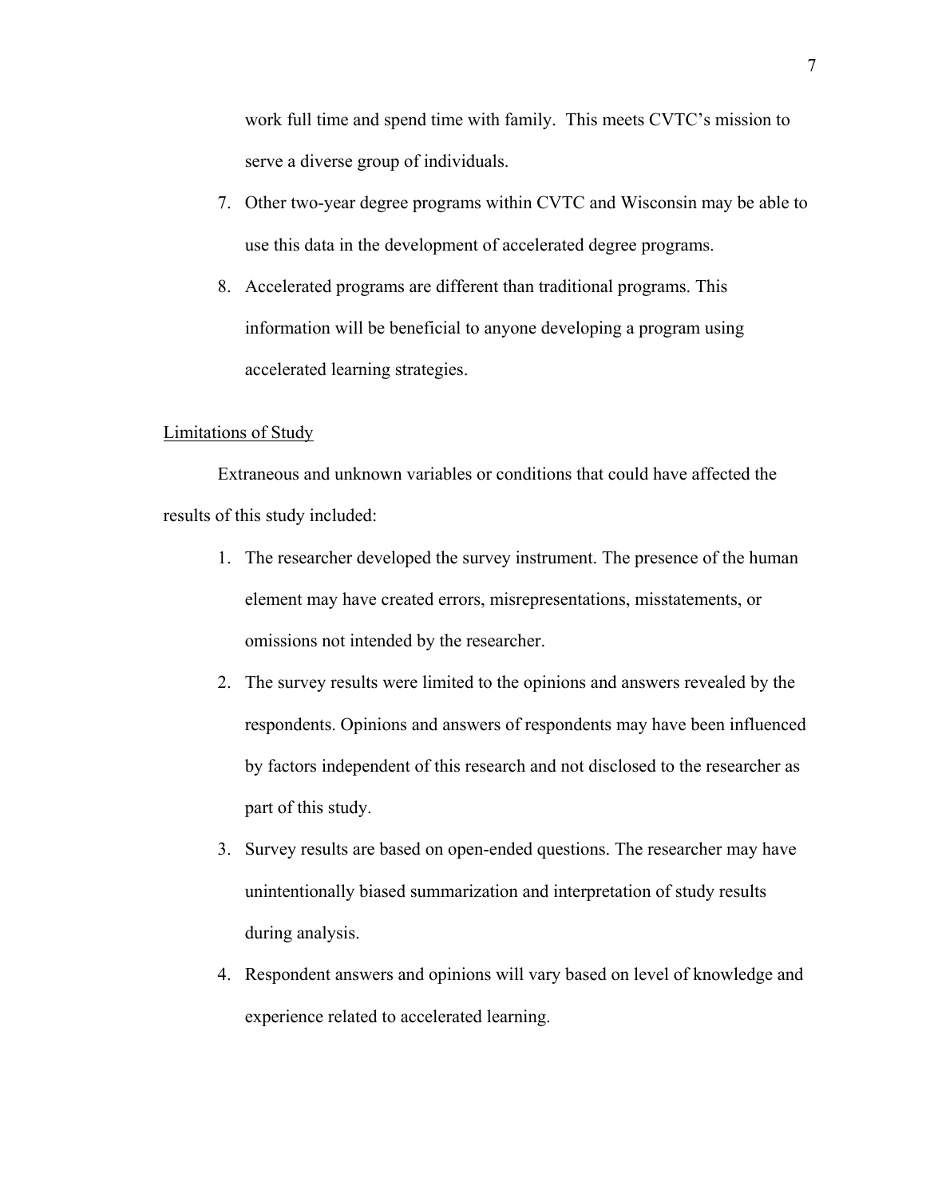work full time and spend time with family.  This meets CVTC's mission to serve a diverse group of individuals.

7. Other two-year degree programs within CVTC and Wisconsin may be able to use this data in the development of accelerated degree programs.
8. Accelerated programs are different than traditional programs. This information will be beneficial to anyone developing a program using accelerated learning strategies.

Limitations of Study

Extraneous and unknown variables or conditions that could have affected the results of this study included:

1. The researcher developed the survey instrument. The presence of the human element may have created errors, misrepresentations, misstatements, or omissions not intended by the researcher.
2. The survey results were limited to the opinions and answers revealed by the respondents. Opinions and answers of respondents may have been influenced by factors independent of this research and not disclosed to the researcher as part of this study.
3. Survey results are based on open-ended questions. The researcher may have unintentionally biased summarization and interpretation of study results during analysis.
4. Respondent answers and opinions will vary based on level of knowledge and experience related to accelerated learning.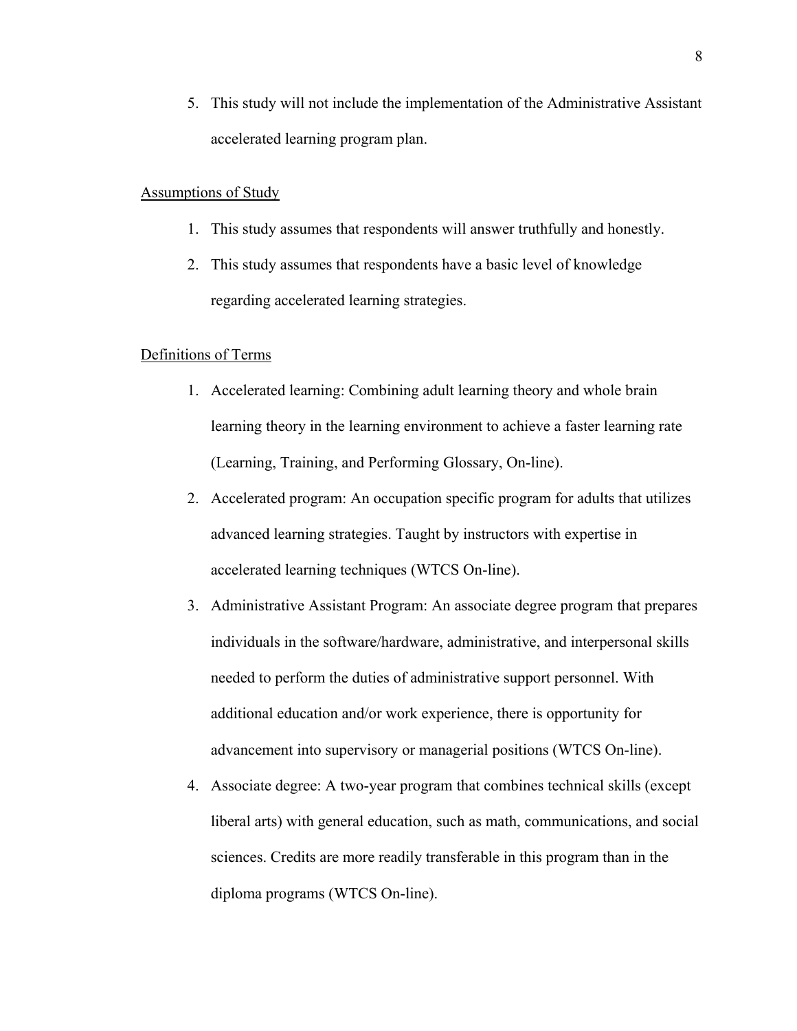5. This study will not include the implementation of the Administrative Assistant accelerated learning program plan.

## Assumptions of Study

1. This study assumes that respondents will answer truthfully and honestly.
2. This study assumes that respondents have a basic level of knowledge regarding accelerated learning strategies.

## Definitions of Terms

1. Accelerated learning: Combining adult learning theory and whole brain learning theory in the learning environment to achieve a faster learning rate (Learning, Training, and Performing Glossary, On-line).
2. Accelerated program: An occupation specific program for adults that utilizes advanced learning strategies. Taught by instructors with expertise in accelerated learning techniques (WTCS On-line).
3. Administrative Assistant Program: An associate degree program that prepares individuals in the software/hardware, administrative, and interpersonal skills needed to perform the duties of administrative support personnel. With additional education and/or work experience, there is opportunity for advancement into supervisory or managerial positions (WTCS On-line).
4. Associate degree: A two-year program that combines technical skills (except liberal arts) with general education, such as math, communications, and social sciences. Credits are more readily transferable in this program than in the diploma programs (WTCS On-line).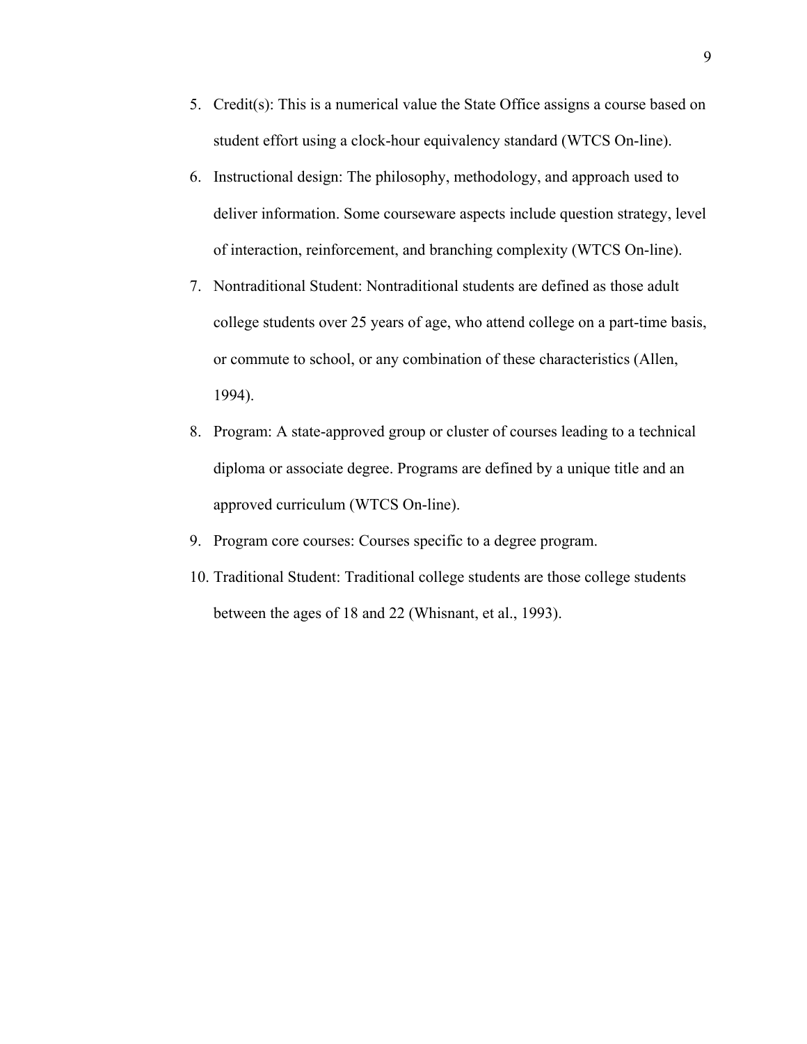5. Credit(s): This is a numerical value the State Office assigns a course based on student effort using a clock-hour equivalency standard (WTCS On-line).
6. Instructional design: The philosophy, methodology, and approach used to deliver information. Some courseware aspects include question strategy, level of interaction, reinforcement, and branching complexity (WTCS On-line).
7. Nontraditional Student: Nontraditional students are defined as those adult college students over 25 years of age, who attend college on a part-time basis, or commute to school, or any combination of these characteristics (Allen, 1994).
8. Program: A state-approved group or cluster of courses leading to a technical diploma or associate degree. Programs are defined by a unique title and an approved curriculum (WTCS On-line).
9. Program core courses: Courses specific to a degree program.
10. Traditional Student: Traditional college students are those college students between the ages of 18 and 22 (Whisnant, et al., 1993).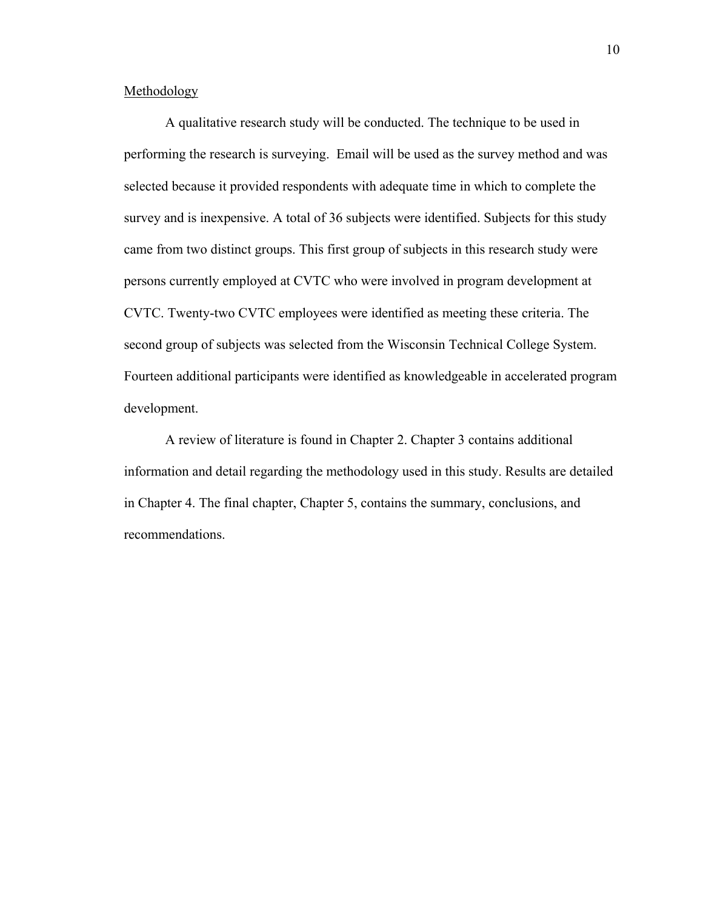## Methodology

A qualitative research study will be conducted. The technique to be used in performing the research is surveying.  Email will be used as the survey method and was selected because it provided respondents with adequate time in which to complete the survey and is inexpensive. A total of 36 subjects were identified. Subjects for this study came from two distinct groups. This first group of subjects in this research study were persons currently employed at CVTC who were involved in program development at CVTC. Twenty-two CVTC employees were identified as meeting these criteria. The second group of subjects was selected from the Wisconsin Technical College System. Fourteen additional participants were identified as knowledgeable in accelerated program development.

A review of literature is found in Chapter 2. Chapter 3 contains additional information and detail regarding the methodology used in this study. Results are detailed in Chapter 4. The final chapter, Chapter 5, contains the summary, conclusions, and recommendations.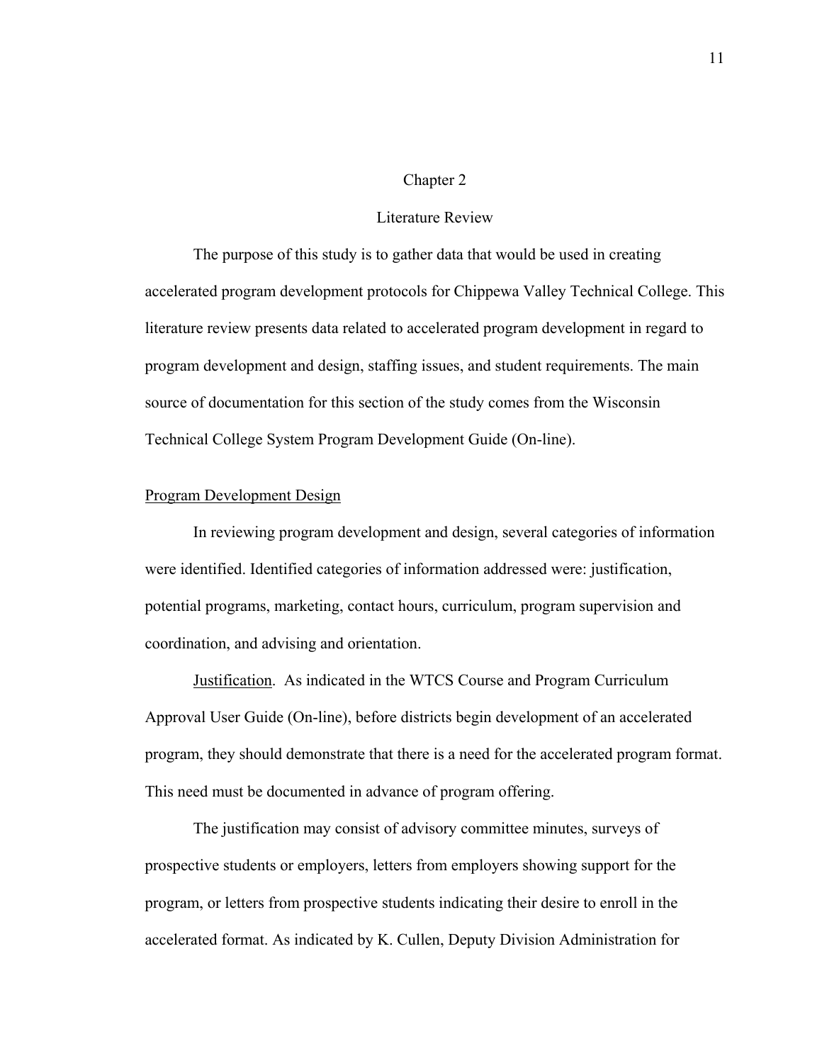# Chapter 2

# Literature Review

The purpose of this study is to gather data that would be used in creating accelerated program development protocols for Chippewa Valley Technical College. This literature review presents data related to accelerated program development in regard to program development and design, staffing issues, and student requirements. The main source of documentation for this section of the study comes from the Wisconsin Technical College System Program Development Guide (On-line).

## Program Development Design

In reviewing program development and design, several categories of information were identified. Identified categories of information addressed were: justification, potential programs, marketing, contact hours, curriculum, program supervision and coordination, and advising and orientation.

### Justification.

As indicated in the WTCS Course and Program Curriculum Approval User Guide (On-line), before districts begin development of an accelerated program, they should demonstrate that there is a need for the accelerated program format. This need must be documented in advance of program offering.

The justification may consist of advisory committee minutes, surveys of prospective students or employers, letters from employers showing support for the program, or letters from prospective students indicating their desire to enroll in the accelerated format. As indicated by K. Cullen, Deputy Division Administration for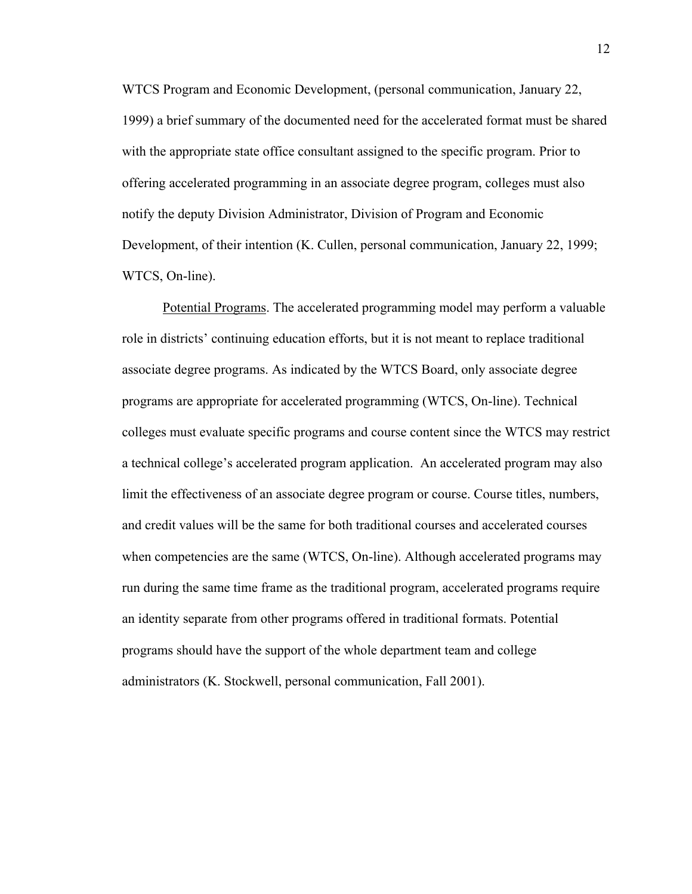WTCS Program and Economic Development, (personal communication, January 22, 1999) a brief summary of the documented need for the accelerated format must be shared with the appropriate state office consultant assigned to the specific program. Prior to offering accelerated programming in an associate degree program, colleges must also notify the deputy Division Administrator, Division of Program and Economic Development, of their intention (K. Cullen, personal communication, January 22, 1999; WTCS, On-line).

<u>Potential Programs</u>. The accelerated programming model may perform a valuable role in districts' continuing education efforts, but it is not meant to replace traditional associate degree programs. As indicated by the WTCS Board, only associate degree programs are appropriate for accelerated programming (WTCS, On-line). Technical colleges must evaluate specific programs and course content since the WTCS may restrict a technical college's accelerated program application. An accelerated program may also limit the effectiveness of an associate degree program or course. Course titles, numbers, and credit values will be the same for both traditional courses and accelerated courses when competencies are the same (WTCS, On-line). Although accelerated programs may run during the same time frame as the traditional program, accelerated programs require an identity separate from other programs offered in traditional formats. Potential programs should have the support of the whole department team and college administrators (K. Stockwell, personal communication, Fall 2001).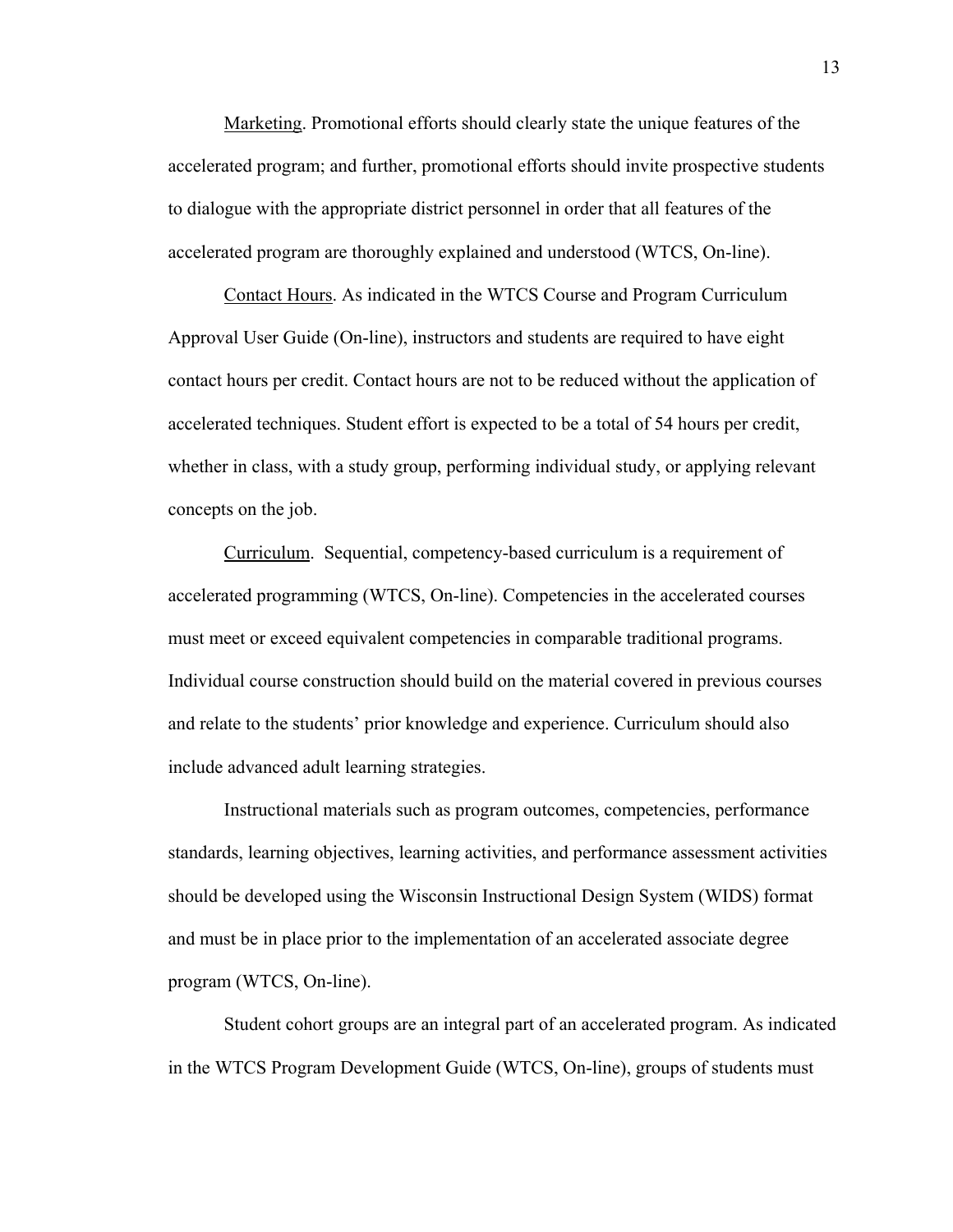Marketing. Promotional efforts should clearly state the unique features of the accelerated program; and further, promotional efforts should invite prospective students to dialogue with the appropriate district personnel in order that all features of the accelerated program are thoroughly explained and understood (WTCS, On-line).

Contact Hours. As indicated in the WTCS Course and Program Curriculum Approval User Guide (On-line), instructors and students are required to have eight contact hours per credit. Contact hours are not to be reduced without the application of accelerated techniques. Student effort is expected to be a total of 54 hours per credit, whether in class, with a study group, performing individual study, or applying relevant concepts on the job.

Curriculum. Sequential, competency-based curriculum is a requirement of accelerated programming (WTCS, On-line). Competencies in the accelerated courses must meet or exceed equivalent competencies in comparable traditional programs. Individual course construction should build on the material covered in previous courses and relate to the students' prior knowledge and experience. Curriculum should also include advanced adult learning strategies.

Instructional materials such as program outcomes, competencies, performance standards, learning objectives, learning activities, and performance assessment activities should be developed using the Wisconsin Instructional Design System (WIDS) format and must be in place prior to the implementation of an accelerated associate degree program (WTCS, On-line).

Student cohort groups are an integral part of an accelerated program. As indicated in the WTCS Program Development Guide (WTCS, On-line), groups of students must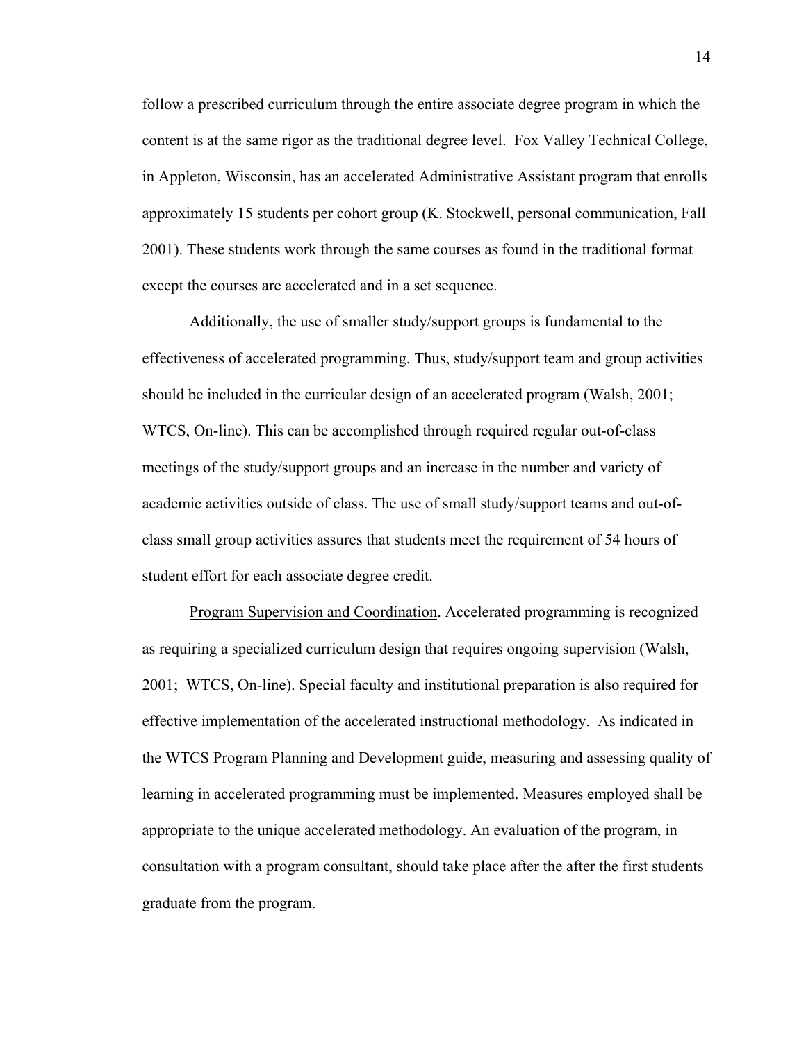follow a prescribed curriculum through the entire associate degree program in which the content is at the same rigor as the traditional degree level. Fox Valley Technical College, in Appleton, Wisconsin, has an accelerated Administrative Assistant program that enrolls approximately 15 students per cohort group (K. Stockwell, personal communication, Fall 2001). These students work through the same courses as found in the traditional format except the courses are accelerated and in a set sequence.

Additionally, the use of smaller study/support groups is fundamental to the effectiveness of accelerated programming. Thus, study/support team and group activities should be included in the curricular design of an accelerated program (Walsh, 2001; WTCS, On-line). This can be accomplished through required regular out-of-class meetings of the study/support groups and an increase in the number and variety of academic activities outside of class. The use of small study/support teams and out-of-class small group activities assures that students meet the requirement of 54 hours of student effort for each associate degree credit.

<u>Program Supervision and Coordination</u>. Accelerated programming is recognized as requiring a specialized curriculum design that requires ongoing supervision (Walsh, 2001; WTCS, On-line). Special faculty and institutional preparation is also required for effective implementation of the accelerated instructional methodology. As indicated in the WTCS Program Planning and Development guide, measuring and assessing quality of learning in accelerated programming must be implemented. Measures employed shall be appropriate to the unique accelerated methodology. An evaluation of the program, in consultation with a program consultant, should take place after the after the first students graduate from the program.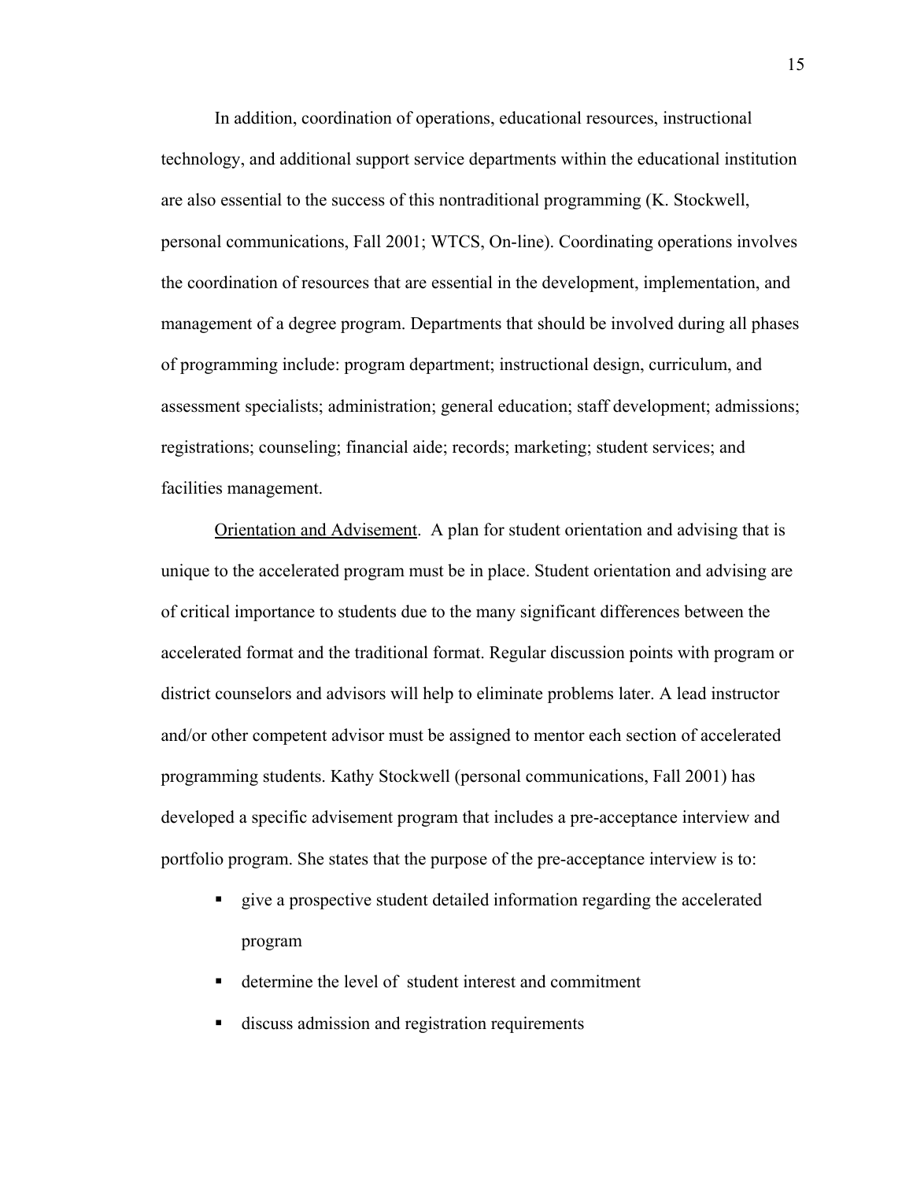In addition, coordination of operations, educational resources, instructional technology, and additional support service departments within the educational institution are also essential to the success of this nontraditional programming (K. Stockwell, personal communications, Fall 2001; WTCS, On-line). Coordinating operations involves the coordination of resources that are essential in the development, implementation, and management of a degree program. Departments that should be involved during all phases of programming include: program department; instructional design, curriculum, and assessment specialists; administration; general education; staff development; admissions; registrations; counseling; financial aide; records; marketing; student services; and facilities management.

<u>Orientation and Advisement</u>. A plan for student orientation and advising that is unique to the accelerated program must be in place. Student orientation and advising are of critical importance to students due to the many significant differences between the accelerated format and the traditional format. Regular discussion points with program or district counselors and advisors will help to eliminate problems later. A lead instructor and/or other competent advisor must be assigned to mentor each section of accelerated programming students. Kathy Stockwell (personal communications, Fall 2001) has developed a specific advisement program that includes a pre-acceptance interview and portfolio program. She states that the purpose of the pre-acceptance interview is to:

- give a prospective student detailed information regarding the accelerated program
- determine the level of student interest and commitment
- discuss admission and registration requirements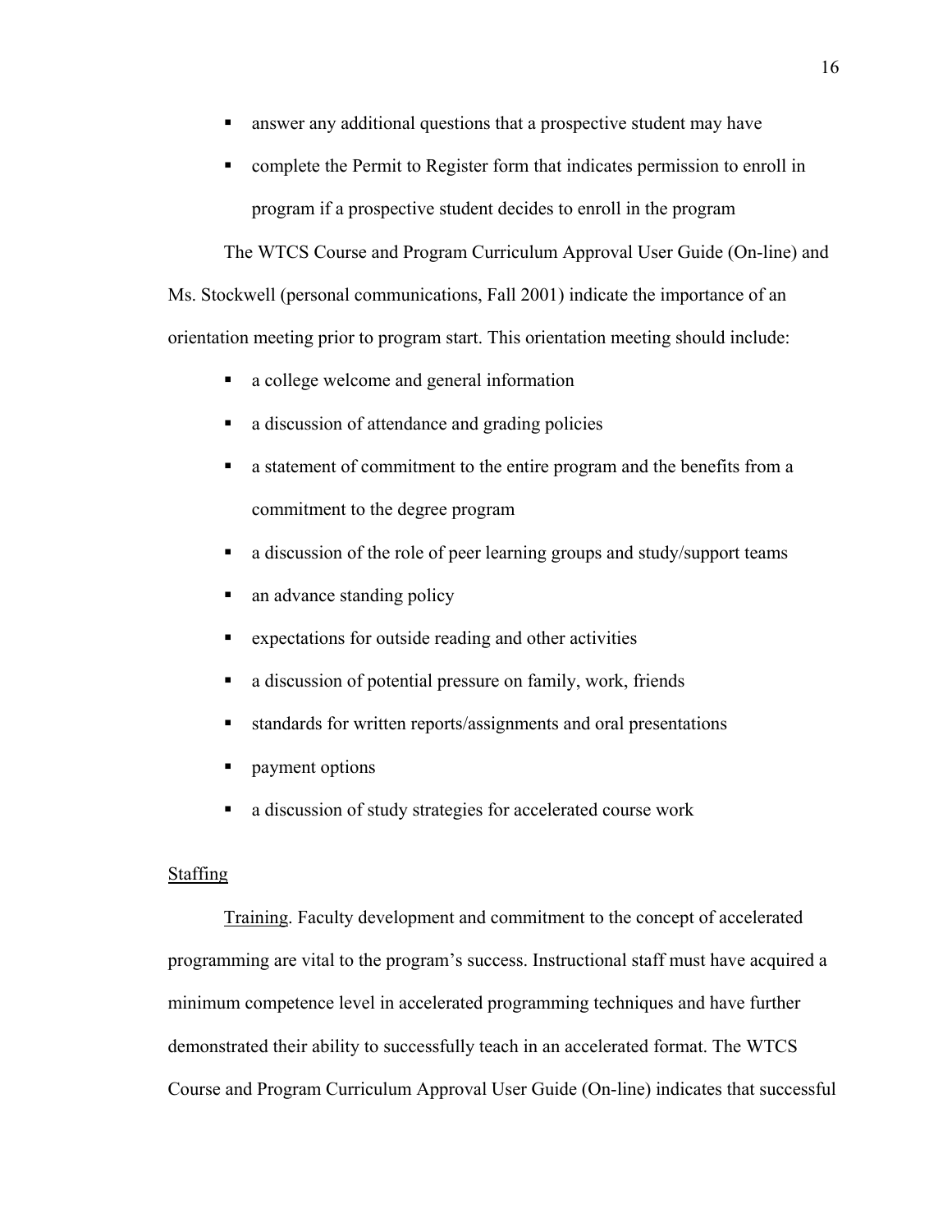- answer any additional questions that a prospective student may have
- complete the Permit to Register form that indicates permission to enroll in program if a prospective student decides to enroll in the program

The WTCS Course and Program Curriculum Approval User Guide (On-line) and Ms. Stockwell (personal communications, Fall 2001) indicate the importance of an orientation meeting prior to program start. This orientation meeting should include:

- a college welcome and general information
- a discussion of attendance and grading policies
- a statement of commitment to the entire program and the benefits from a commitment to the degree program
- a discussion of the role of peer learning groups and study/support teams
- an advance standing policy
- expectations for outside reading and other activities
- a discussion of potential pressure on family, work, friends
- standards for written reports/assignments and oral presentations
- payment options
- a discussion of study strategies for accelerated course work

## Staffing

Training. Faculty development and commitment to the concept of accelerated programming are vital to the program's success. Instructional staff must have acquired a minimum competence level in accelerated programming techniques and have further demonstrated their ability to successfully teach in an accelerated format. The WTCS Course and Program Curriculum Approval User Guide (On-line) indicates that successful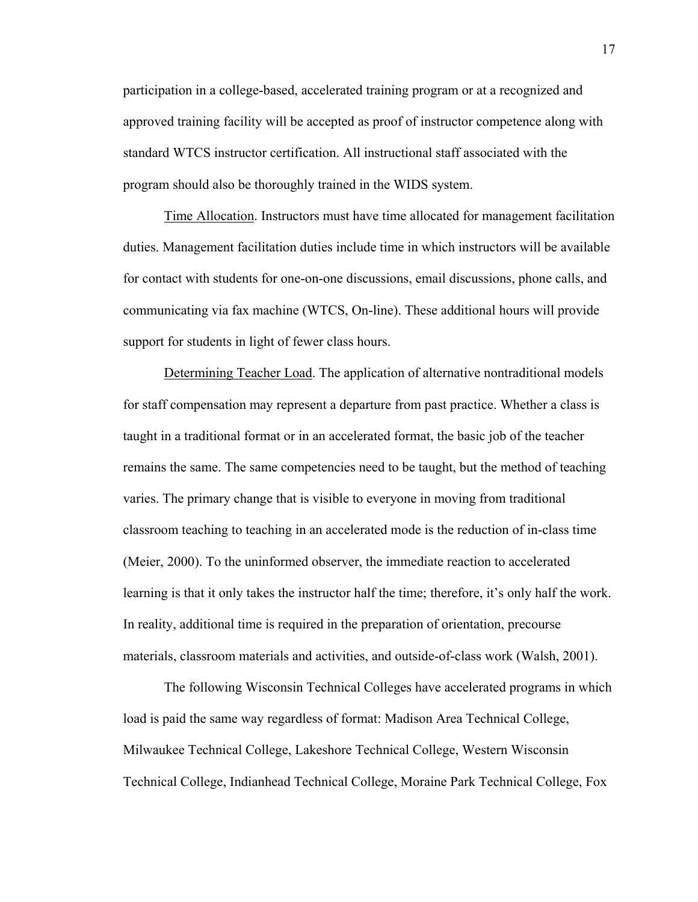participation in a college-based, accelerated training program or at a recognized and approved training facility will be accepted as proof of instructor competence along with standard WTCS instructor certification. All instructional staff associated with the program should also be thoroughly trained in the WIDS system.

<u>Time Allocation</u>. Instructors must have time allocated for management facilitation duties. Management facilitation duties include time in which instructors will be available for contact with students for one-on-one discussions, email discussions, phone calls, and communicating via fax machine (WTCS, On-line). These additional hours will provide support for students in light of fewer class hours.

<u>Determining Teacher Load</u>. The application of alternative nontraditional models for staff compensation may represent a departure from past practice. Whether a class is taught in a traditional format or in an accelerated format, the basic job of the teacher remains the same. The same competencies need to be taught, but the method of teaching varies. The primary change that is visible to everyone in moving from traditional classroom teaching to teaching in an accelerated mode is the reduction of in-class time (Meier, 2000). To the uninformed observer, the immediate reaction to accelerated learning is that it only takes the instructor half the time; therefore, it's only half the work. In reality, additional time is required in the preparation of orientation, precourse materials, classroom materials and activities, and outside-of-class work (Walsh, 2001).

The following Wisconsin Technical Colleges have accelerated programs in which load is paid the same way regardless of format: Madison Area Technical College, Milwaukee Technical College, Lakeshore Technical College, Western Wisconsin Technical College, Indianhead Technical College, Moraine Park Technical College, Fox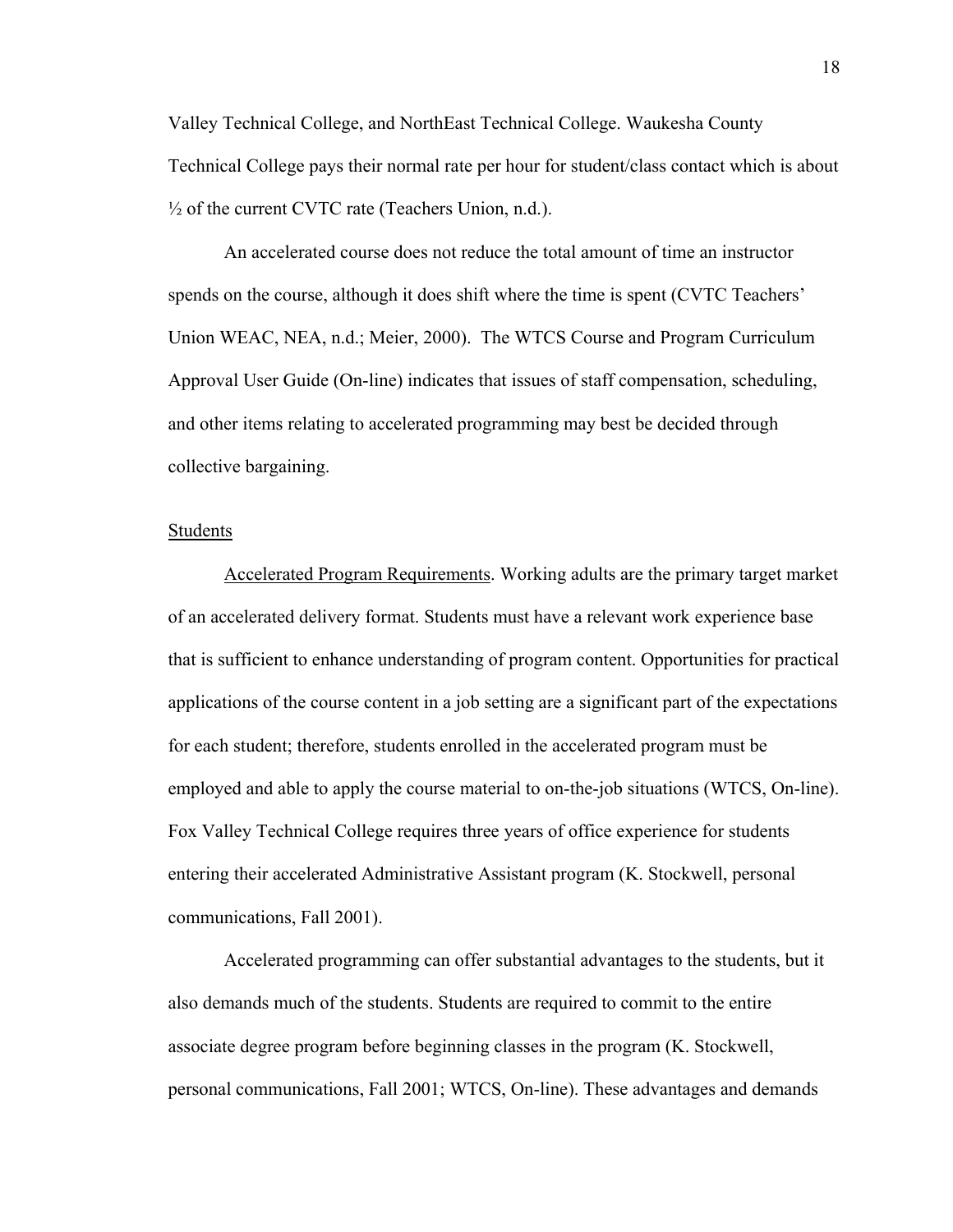Valley Technical College, and NorthEast Technical College. Waukesha County Technical College pays their normal rate per hour for student/class contact which is about ½ of the current CVTC rate (Teachers Union, n.d.).

An accelerated course does not reduce the total amount of time an instructor spends on the course, although it does shift where the time is spent (CVTC Teachers' Union WEAC, NEA, n.d.; Meier, 2000). The WTCS Course and Program Curriculum Approval User Guide (On-line) indicates that issues of staff compensation, scheduling, and other items relating to accelerated programming may best be decided through collective bargaining.

## Students

Accelerated Program Requirements. Working adults are the primary target market of an accelerated delivery format. Students must have a relevant work experience base that is sufficient to enhance understanding of program content. Opportunities for practical applications of the course content in a job setting are a significant part of the expectations for each student; therefore, students enrolled in the accelerated program must be employed and able to apply the course material to on-the-job situations (WTCS, On-line). Fox Valley Technical College requires three years of office experience for students entering their accelerated Administrative Assistant program (K. Stockwell, personal communications, Fall 2001).

Accelerated programming can offer substantial advantages to the students, but it also demands much of the students. Students are required to commit to the entire associate degree program before beginning classes in the program (K. Stockwell, personal communications, Fall 2001; WTCS, On-line). These advantages and demands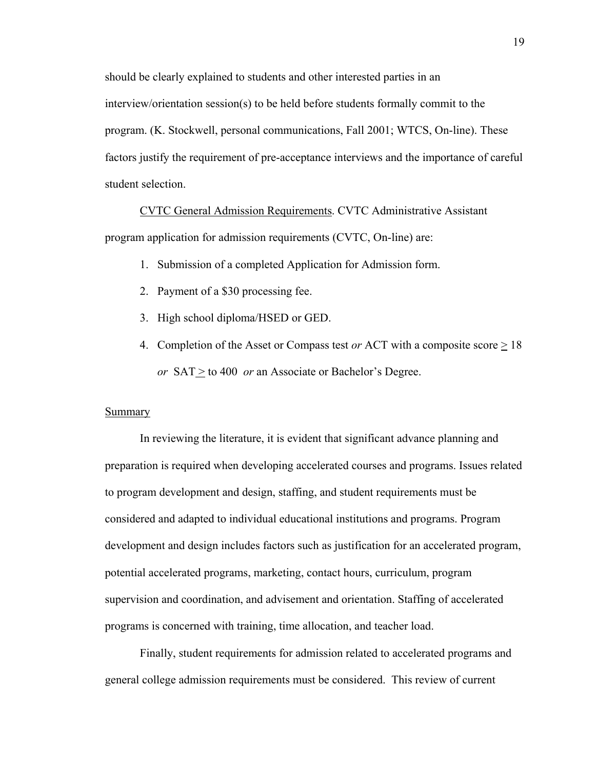should be clearly explained to students and other interested parties in an interview/orientation session(s) to be held before students formally commit to the program. (K. Stockwell, personal communications, Fall 2001; WTCS, On-line). These factors justify the requirement of pre-acceptance interviews and the importance of careful student selection.

CVTC General Admission Requirements. CVTC Administrative Assistant program application for admission requirements (CVTC, On-line) are:

1. Submission of a completed Application for Admission form.
2. Payment of a $30 processing fee.
3. High school diploma/HSED or GED.
4. Completion of the Asset or Compass test *or* ACT with a composite score $\geq$ 18 *or* SAT $\geq$ to 400 *or* an Associate or Bachelor's Degree.

## Summary

In reviewing the literature, it is evident that significant advance planning and preparation is required when developing accelerated courses and programs. Issues related to program development and design, staffing, and student requirements must be considered and adapted to individual educational institutions and programs. Program development and design includes factors such as justification for an accelerated program, potential accelerated programs, marketing, contact hours, curriculum, program supervision and coordination, and advisement and orientation. Staffing of accelerated programs is concerned with training, time allocation, and teacher load.

Finally, student requirements for admission related to accelerated programs and general college admission requirements must be considered. This review of current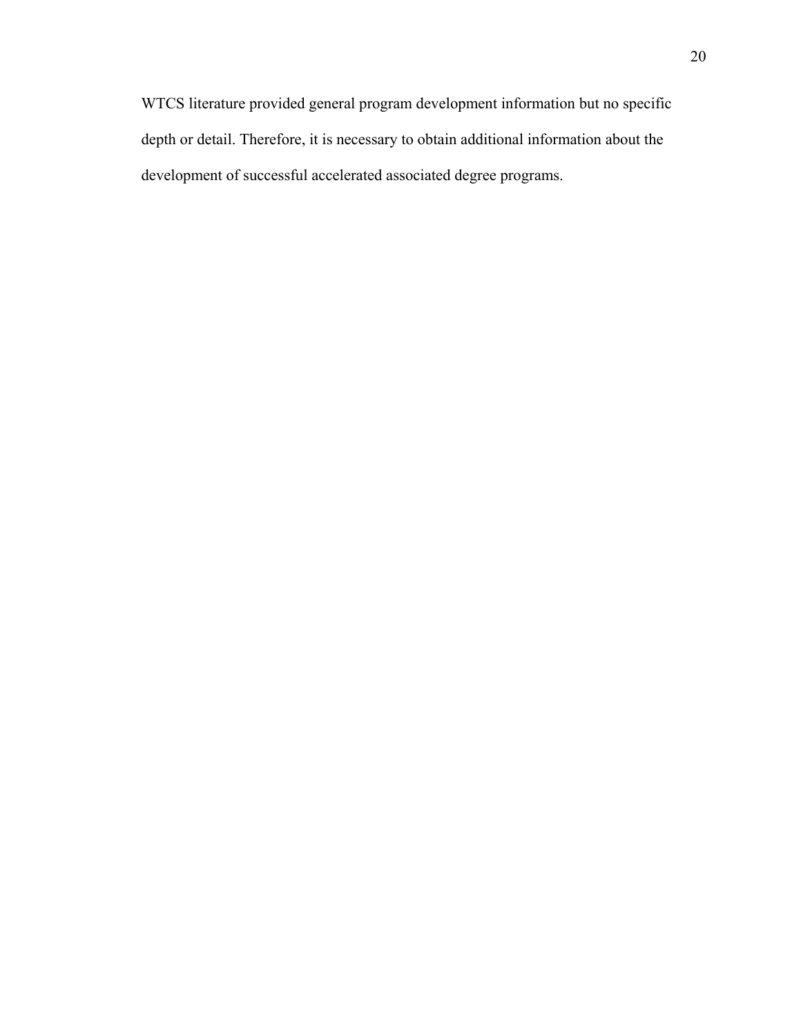WTCS literature provided general program development information but no specific depth or detail. Therefore, it is necessary to obtain additional information about the development of successful accelerated associated degree programs.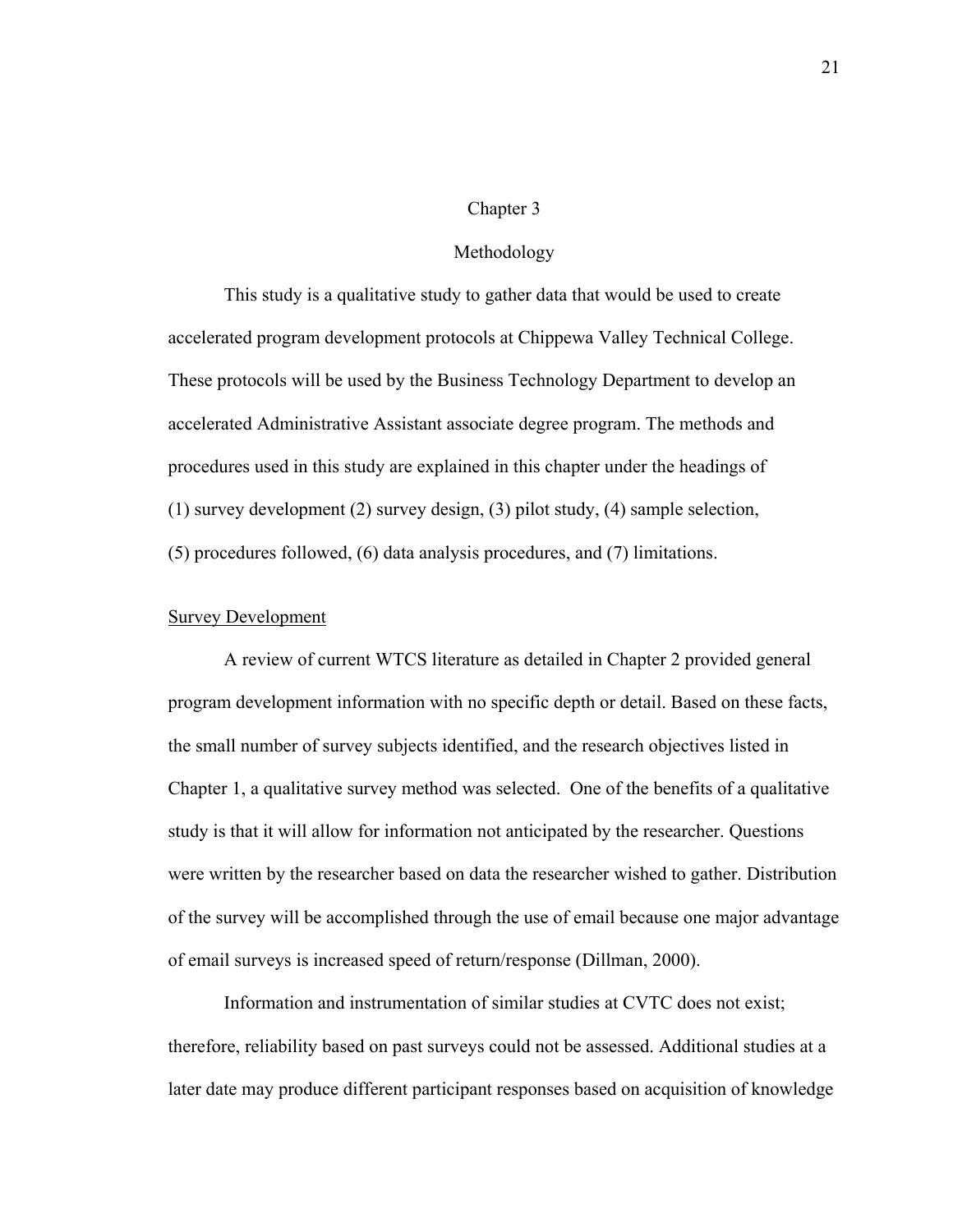# Chapter 3

# Methodology

This study is a qualitative study to gather data that would be used to create accelerated program development protocols at Chippewa Valley Technical College. These protocols will be used by the Business Technology Department to develop an accelerated Administrative Assistant associate degree program. The methods and procedures used in this study are explained in this chapter under the headings of (1) survey development (2) survey design, (3) pilot study, (4) sample selection, (5) procedures followed, (6) data analysis procedures, and (7) limitations.

## Survey Development

A review of current WTCS literature as detailed in Chapter 2 provided general program development information with no specific depth or detail. Based on these facts, the small number of survey subjects identified, and the research objectives listed in Chapter 1, a qualitative survey method was selected. One of the benefits of a qualitative study is that it will allow for information not anticipated by the researcher. Questions were written by the researcher based on data the researcher wished to gather. Distribution of the survey will be accomplished through the use of email because one major advantage of email surveys is increased speed of return/response (Dillman, 2000).

Information and instrumentation of similar studies at CVTC does not exist; therefore, reliability based on past surveys could not be assessed. Additional studies at a later date may produce different participant responses based on acquisition of knowledge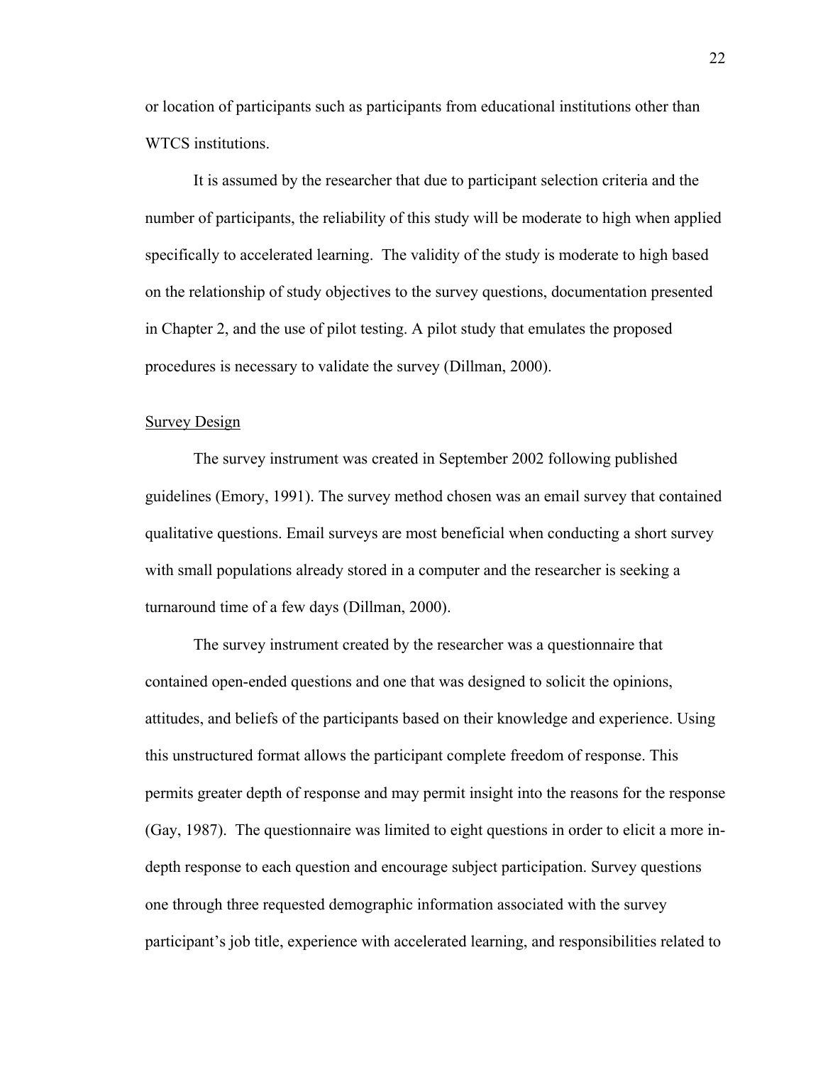or location of participants such as participants from educational institutions other than WTCS institutions.

It is assumed by the researcher that due to participant selection criteria and the number of participants, the reliability of this study will be moderate to high when applied specifically to accelerated learning. The validity of the study is moderate to high based on the relationship of study objectives to the survey questions, documentation presented in Chapter 2, and the use of pilot testing. A pilot study that emulates the proposed procedures is necessary to validate the survey (Dillman, 2000).

## Survey Design

The survey instrument was created in September 2002 following published guidelines (Emory, 1991). The survey method chosen was an email survey that contained qualitative questions. Email surveys are most beneficial when conducting a short survey with small populations already stored in a computer and the researcher is seeking a turnaround time of a few days (Dillman, 2000).

The survey instrument created by the researcher was a questionnaire that contained open-ended questions and one that was designed to solicit the opinions, attitudes, and beliefs of the participants based on their knowledge and experience. Using this unstructured format allows the participant complete freedom of response. This permits greater depth of response and may permit insight into the reasons for the response (Gay, 1987). The questionnaire was limited to eight questions in order to elicit a more in-depth response to each question and encourage subject participation. Survey questions one through three requested demographic information associated with the survey participant's job title, experience with accelerated learning, and responsibilities related to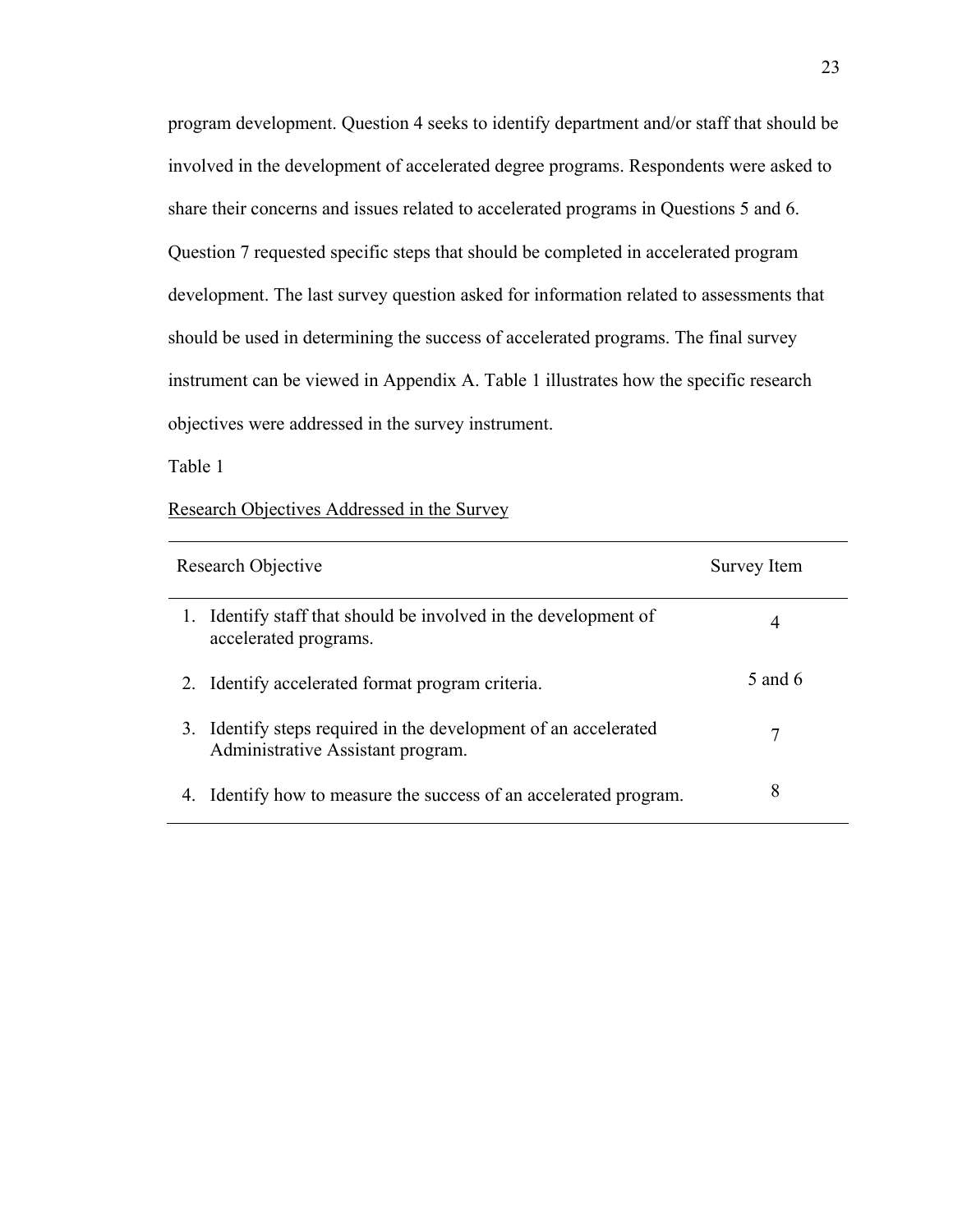program development. Question 4 seeks to identify department and/or staff that should be involved in the development of accelerated degree programs. Respondents were asked to share their concerns and issues related to accelerated programs in Questions 5 and 6. Question 7 requested specific steps that should be completed in accelerated program development. The last survey question asked for information related to assessments that should be used in determining the success of accelerated programs. The final survey instrument can be viewed in Appendix A. Table 1 illustrates how the specific research objectives were addressed in the survey instrument.

Table 1

Research Objectives Addressed in the Survey

| Research Objective | Survey Item |
|---|---|
| 1. Identify staff that should be involved in the development of accelerated programs. | 4 |
| 2. Identify accelerated format program criteria. | 5 and 6 |
| 3. Identify steps required in the development of an accelerated Administrative Assistant program. | 7 |
| 4. Identify how to measure the success of an accelerated program. | 8 |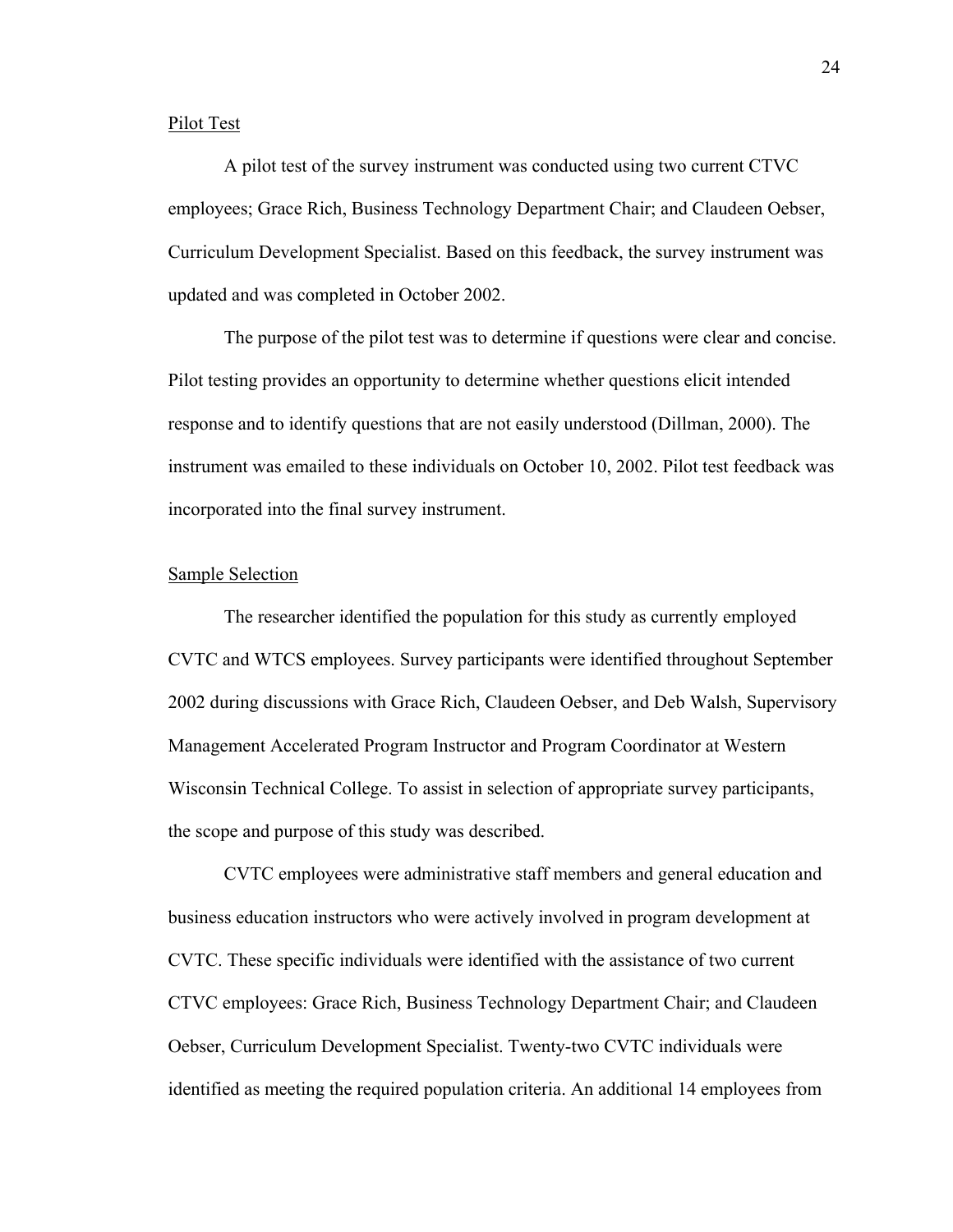Pilot Test

A pilot test of the survey instrument was conducted using two current CTVC employees; Grace Rich, Business Technology Department Chair; and Claudeen Oebser, Curriculum Development Specialist. Based on this feedback, the survey instrument was updated and was completed in October 2002.

The purpose of the pilot test was to determine if questions were clear and concise. Pilot testing provides an opportunity to determine whether questions elicit intended response and to identify questions that are not easily understood (Dillman, 2000). The instrument was emailed to these individuals on October 10, 2002. Pilot test feedback was incorporated into the final survey instrument.

Sample Selection

The researcher identified the population for this study as currently employed CVTC and WTCS employees. Survey participants were identified throughout September 2002 during discussions with Grace Rich, Claudeen Oebser, and Deb Walsh, Supervisory Management Accelerated Program Instructor and Program Coordinator at Western Wisconsin Technical College. To assist in selection of appropriate survey participants, the scope and purpose of this study was described.

CVTC employees were administrative staff members and general education and business education instructors who were actively involved in program development at CVTC. These specific individuals were identified with the assistance of two current CTVC employees: Grace Rich, Business Technology Department Chair; and Claudeen Oebser, Curriculum Development Specialist. Twenty-two CVTC individuals were identified as meeting the required population criteria. An additional 14 employees from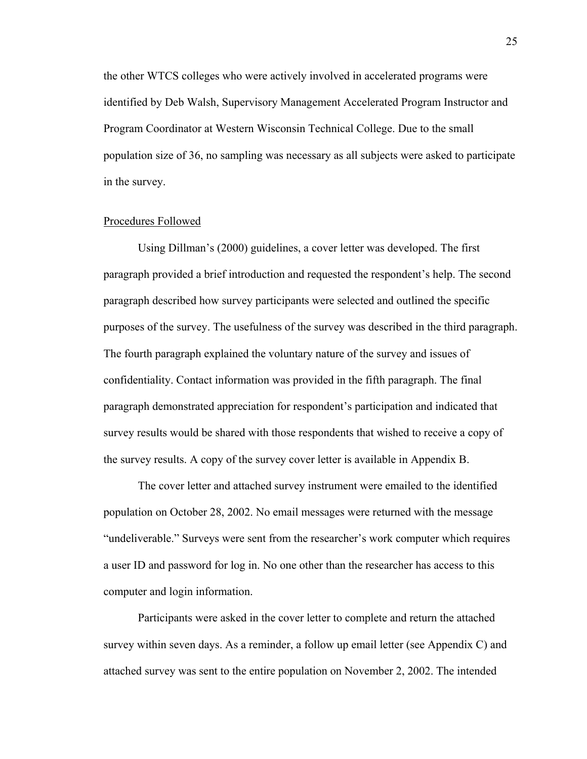the other WTCS colleges who were actively involved in accelerated programs were identified by Deb Walsh, Supervisory Management Accelerated Program Instructor and Program Coordinator at Western Wisconsin Technical College. Due to the small population size of 36, no sampling was necessary as all subjects were asked to participate in the survey.

## Procedures Followed

Using Dillman's (2000) guidelines, a cover letter was developed. The first paragraph provided a brief introduction and requested the respondent's help. The second paragraph described how survey participants were selected and outlined the specific purposes of the survey. The usefulness of the survey was described in the third paragraph. The fourth paragraph explained the voluntary nature of the survey and issues of confidentiality. Contact information was provided in the fifth paragraph. The final paragraph demonstrated appreciation for respondent's participation and indicated that survey results would be shared with those respondents that wished to receive a copy of the survey results. A copy of the survey cover letter is available in Appendix B.

The cover letter and attached survey instrument were emailed to the identified population on October 28, 2002. No email messages were returned with the message "undeliverable." Surveys were sent from the researcher's work computer which requires a user ID and password for log in. No one other than the researcher has access to this computer and login information.

Participants were asked in the cover letter to complete and return the attached survey within seven days. As a reminder, a follow up email letter (see Appendix C) and attached survey was sent to the entire population on November 2, 2002. The intended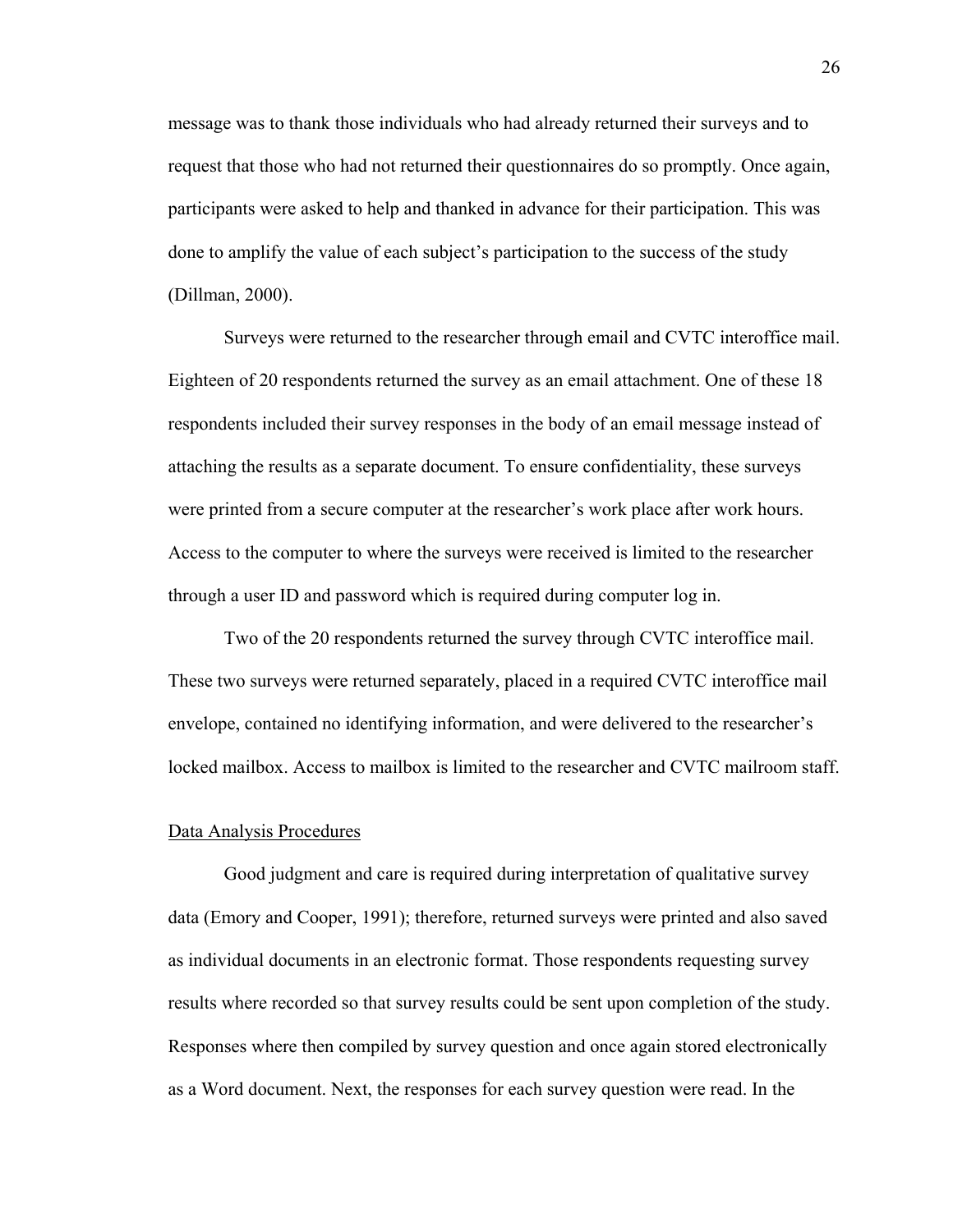message was to thank those individuals who had already returned their surveys and to request that those who had not returned their questionnaires do so promptly. Once again, participants were asked to help and thanked in advance for their participation. This was done to amplify the value of each subject's participation to the success of the study (Dillman, 2000).

Surveys were returned to the researcher through email and CVTC interoffice mail. Eighteen of 20 respondents returned the survey as an email attachment. One of these 18 respondents included their survey responses in the body of an email message instead of attaching the results as a separate document. To ensure confidentiality, these surveys were printed from a secure computer at the researcher's work place after work hours. Access to the computer to where the surveys were received is limited to the researcher through a user ID and password which is required during computer log in.

Two of the 20 respondents returned the survey through CVTC interoffice mail. These two surveys were returned separately, placed in a required CVTC interoffice mail envelope, contained no identifying information, and were delivered to the researcher's locked mailbox. Access to mailbox is limited to the researcher and CVTC mailroom staff.

### Data Analysis Procedures

Good judgment and care is required during interpretation of qualitative survey data (Emory and Cooper, 1991); therefore, returned surveys were printed and also saved as individual documents in an electronic format. Those respondents requesting survey results where recorded so that survey results could be sent upon completion of the study. Responses where then compiled by survey question and once again stored electronically as a Word document. Next, the responses for each survey question were read. In the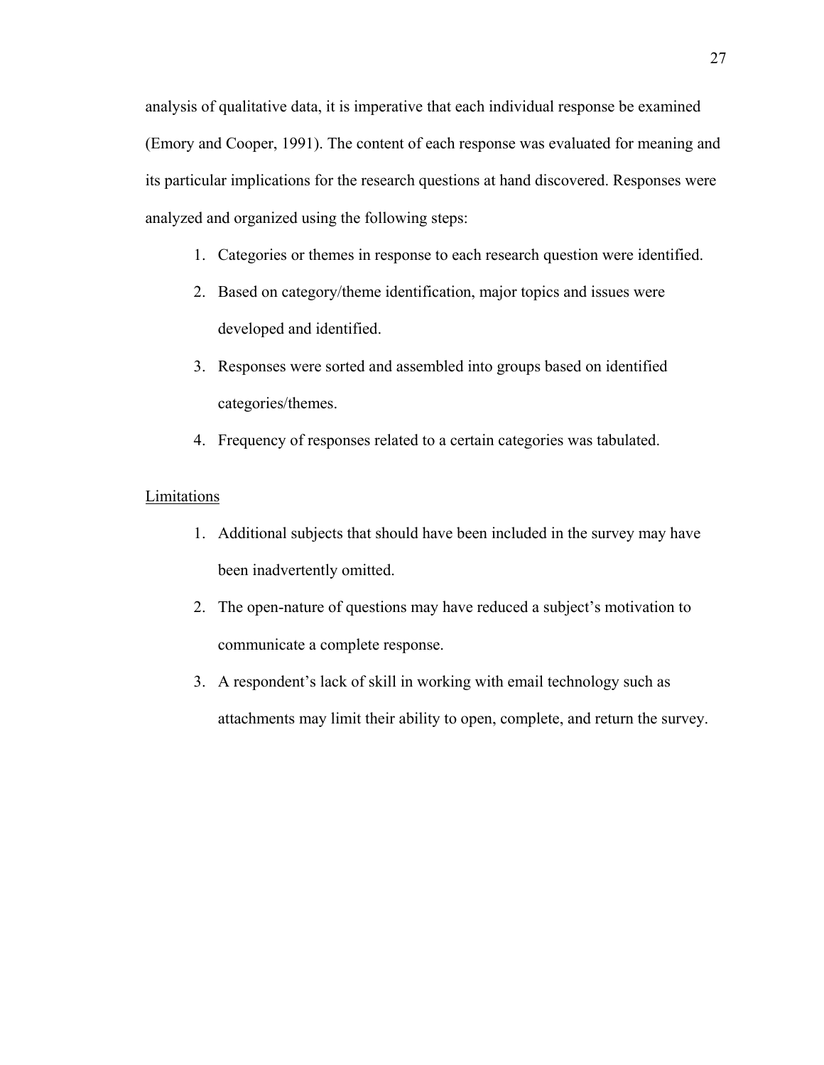analysis of qualitative data, it is imperative that each individual response be examined (Emory and Cooper, 1991). The content of each response was evaluated for meaning and its particular implications for the research questions at hand discovered. Responses were analyzed and organized using the following steps:

1. Categories or themes in response to each research question were identified.
2. Based on category/theme identification, major topics and issues were developed and identified.
3. Responses were sorted and assembled into groups based on identified categories/themes.
4. Frequency of responses related to a certain categories was tabulated.

<u>Limitations</u>

1. Additional subjects that should have been included in the survey may have been inadvertently omitted.
2. The open-nature of questions may have reduced a subject's motivation to communicate a complete response.
3. A respondent's lack of skill in working with email technology such as attachments may limit their ability to open, complete, and return the survey.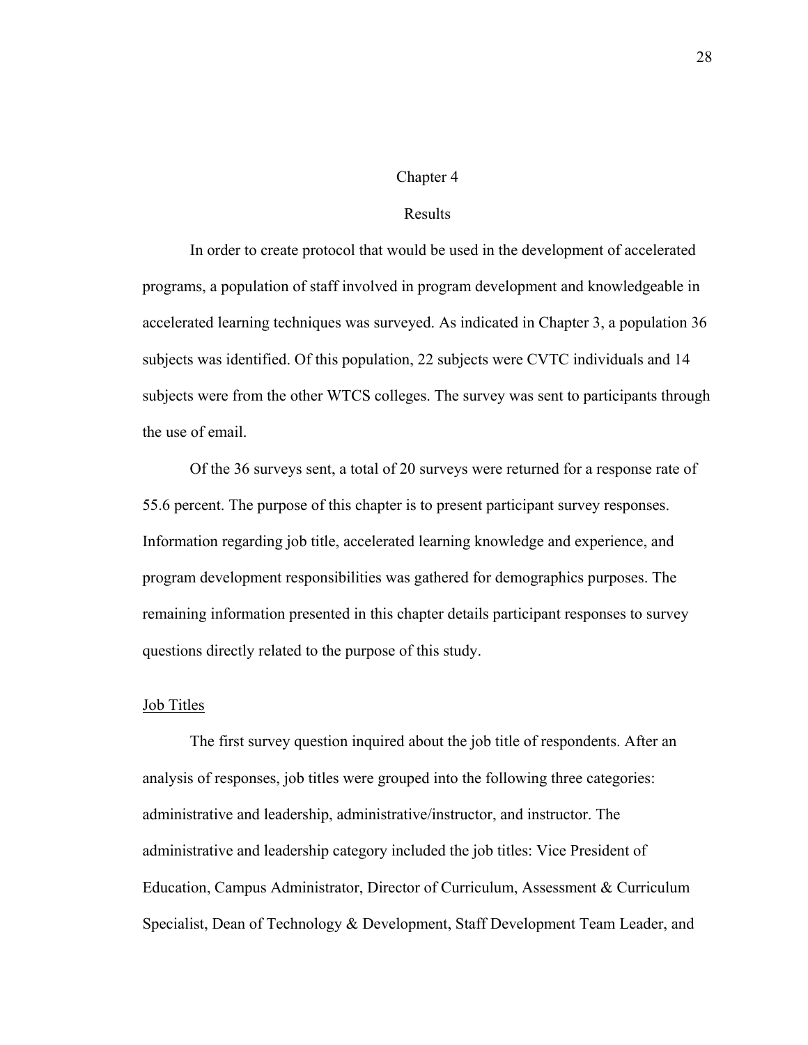# Chapter 4

## Results

In order to create protocol that would be used in the development of accelerated programs, a population of staff involved in program development and knowledgeable in accelerated learning techniques was surveyed. As indicated in Chapter 3, a population 36 subjects was identified. Of this population, 22 subjects were CVTC individuals and 14 subjects were from the other WTCS colleges. The survey was sent to participants through the use of email.

Of the 36 surveys sent, a total of 20 surveys were returned for a response rate of 55.6 percent. The purpose of this chapter is to present participant survey responses. Information regarding job title, accelerated learning knowledge and experience, and program development responsibilities was gathered for demographics purposes. The remaining information presented in this chapter details participant responses to survey questions directly related to the purpose of this study.

### Job Titles

The first survey question inquired about the job title of respondents. After an analysis of responses, job titles were grouped into the following three categories: administrative and leadership, administrative/instructor, and instructor. The administrative and leadership category included the job titles: Vice President of Education, Campus Administrator, Director of Curriculum, Assessment & Curriculum Specialist, Dean of Technology & Development, Staff Development Team Leader, and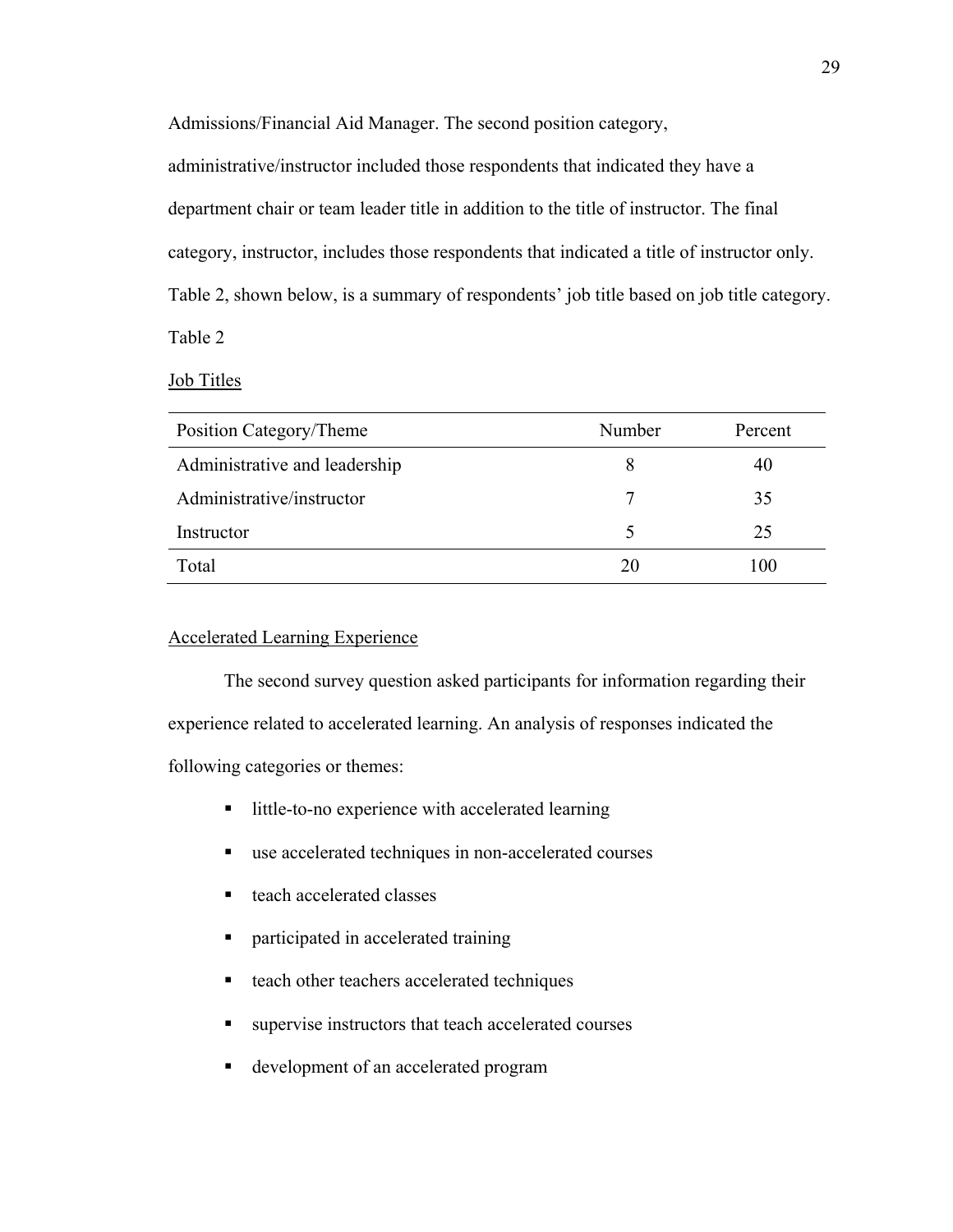Admissions/Financial Aid Manager. The second position category, administrative/instructor included those respondents that indicated they have a department chair or team leader title in addition to the title of instructor. The final category, instructor, includes those respondents that indicated a title of instructor only. Table 2, shown below, is a summary of respondents' job title based on job title category.

Table 2

Job Titles

| Position Category/Theme | Number | Percent |
|---|---|---|
| Administrative and leadership | 8 | 40 |
| Administrative/instructor | 7 | 35 |
| Instructor | 5 | 25 |
| Total | 20 | 100 |

## Accelerated Learning Experience

The second survey question asked participants for information regarding their experience related to accelerated learning. An analysis of responses indicated the following categories or themes:

- little-to-no experience with accelerated learning
- use accelerated techniques in non-accelerated courses
- teach accelerated classes
- participated in accelerated training
- teach other teachers accelerated techniques
- supervise instructors that teach accelerated courses
- development of an accelerated program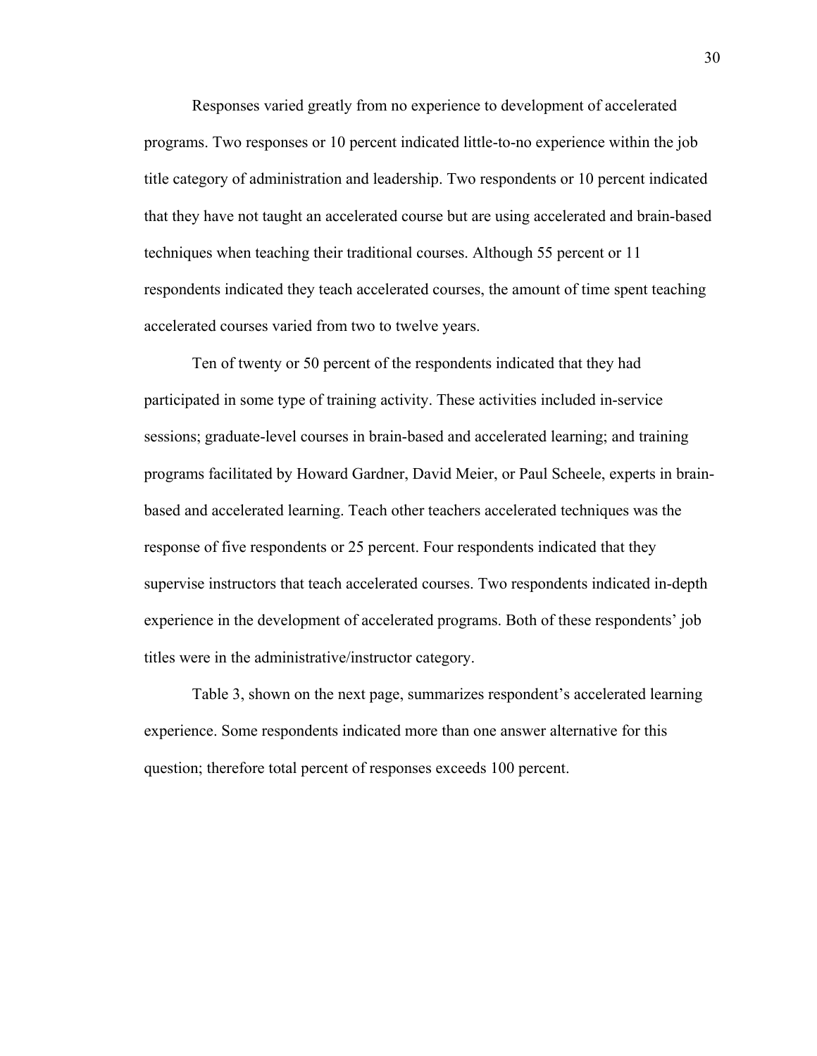Responses varied greatly from no experience to development of accelerated programs. Two responses or 10 percent indicated little-to-no experience within the job title category of administration and leadership. Two respondents or 10 percent indicated that they have not taught an accelerated course but are using accelerated and brain-based techniques when teaching their traditional courses. Although 55 percent or 11 respondents indicated they teach accelerated courses, the amount of time spent teaching accelerated courses varied from two to twelve years.

Ten of twenty or 50 percent of the respondents indicated that they had participated in some type of training activity. These activities included in-service sessions; graduate-level courses in brain-based and accelerated learning; and training programs facilitated by Howard Gardner, David Meier, or Paul Scheele, experts in brain-based and accelerated learning. Teach other teachers accelerated techniques was the response of five respondents or 25 percent. Four respondents indicated that they supervise instructors that teach accelerated courses. Two respondents indicated in-depth experience in the development of accelerated programs. Both of these respondents' job titles were in the administrative/instructor category.

Table 3, shown on the next page, summarizes respondent's accelerated learning experience. Some respondents indicated more than one answer alternative for this question; therefore total percent of responses exceeds 100 percent.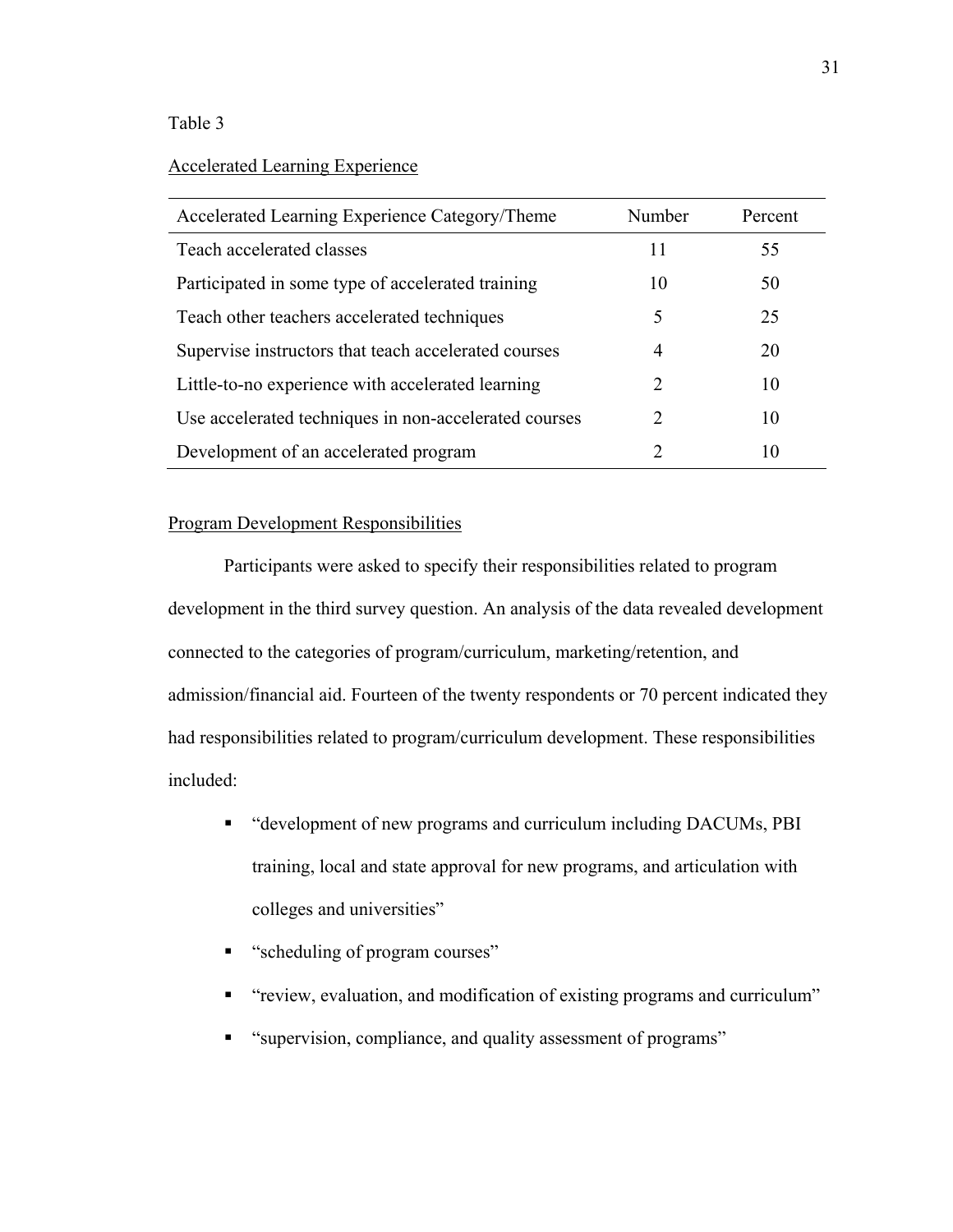Table 3

Accelerated Learning Experience

| Accelerated Learning Experience Category/Theme | Number | Percent |
|---|---|---|
| Teach accelerated classes | 11 | 55 |
| Participated in some type of accelerated training | 10 | 50 |
| Teach other teachers accelerated techniques | 5 | 25 |
| Supervise instructors that teach accelerated courses | 4 | 20 |
| Little-to-no experience with accelerated learning | 2 | 10 |
| Use accelerated techniques in non-accelerated courses | 2 | 10 |
| Development of an accelerated program | 2 | 10 |

Program Development Responsibilities

Participants were asked to specify their responsibilities related to program development in the third survey question. An analysis of the data revealed development connected to the categories of program/curriculum, marketing/retention, and admission/financial aid. Fourteen of the twenty respondents or 70 percent indicated they had responsibilities related to program/curriculum development. These responsibilities included:

- "development of new programs and curriculum including DACUMs, PBI training, local and state approval for new programs, and articulation with colleges and universities"
- "scheduling of program courses"
- "review, evaluation, and modification of existing programs and curriculum"
- "supervision, compliance, and quality assessment of programs"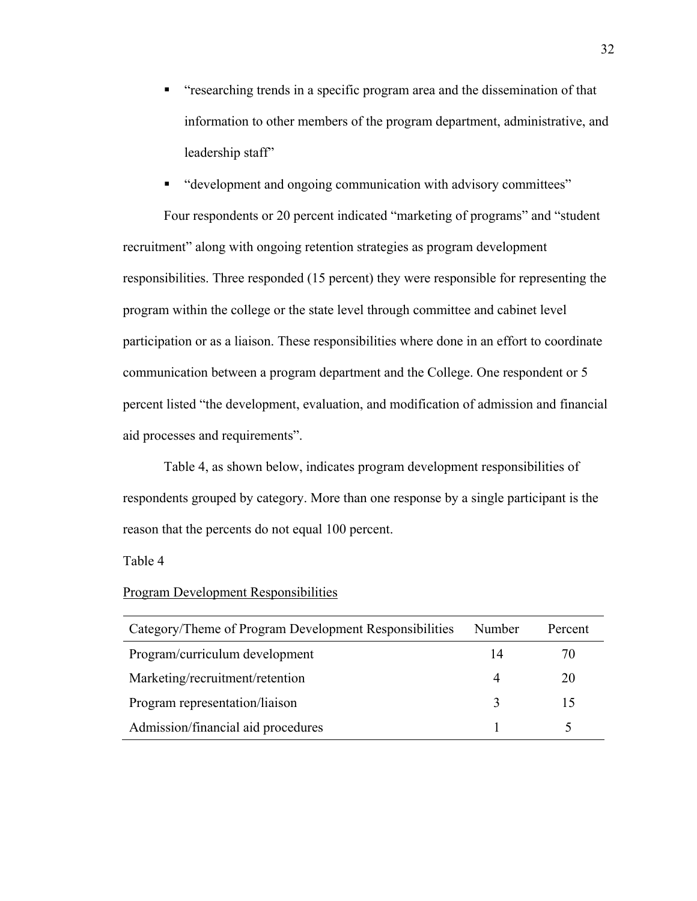- "researching trends in a specific program area and the dissemination of that information to other members of the program department, administrative, and leadership staff"
- "development and ongoing communication with advisory committees"

Four respondents or 20 percent indicated "marketing of programs" and "student recruitment" along with ongoing retention strategies as program development responsibilities. Three responded (15 percent) they were responsible for representing the program within the college or the state level through committee and cabinet level participation or as a liaison. These responsibilities where done in an effort to coordinate communication between a program department and the College. One respondent or 5 percent listed "the development, evaluation, and modification of admission and financial aid processes and requirements".

Table 4, as shown below, indicates program development responsibilities of respondents grouped by category. More than one response by a single participant is the reason that the percents do not equal 100 percent.

Table 4

Program Development Responsibilities

| Category/Theme of Program Development Responsibilities | Number | Percent |
|---|---|---|
| Program/curriculum development | 14 | 70 |
| Marketing/recruitment/retention | 4 | 20 |
| Program representation/liaison | 3 | 15 |
| Admission/financial aid procedures | 1 | 5 |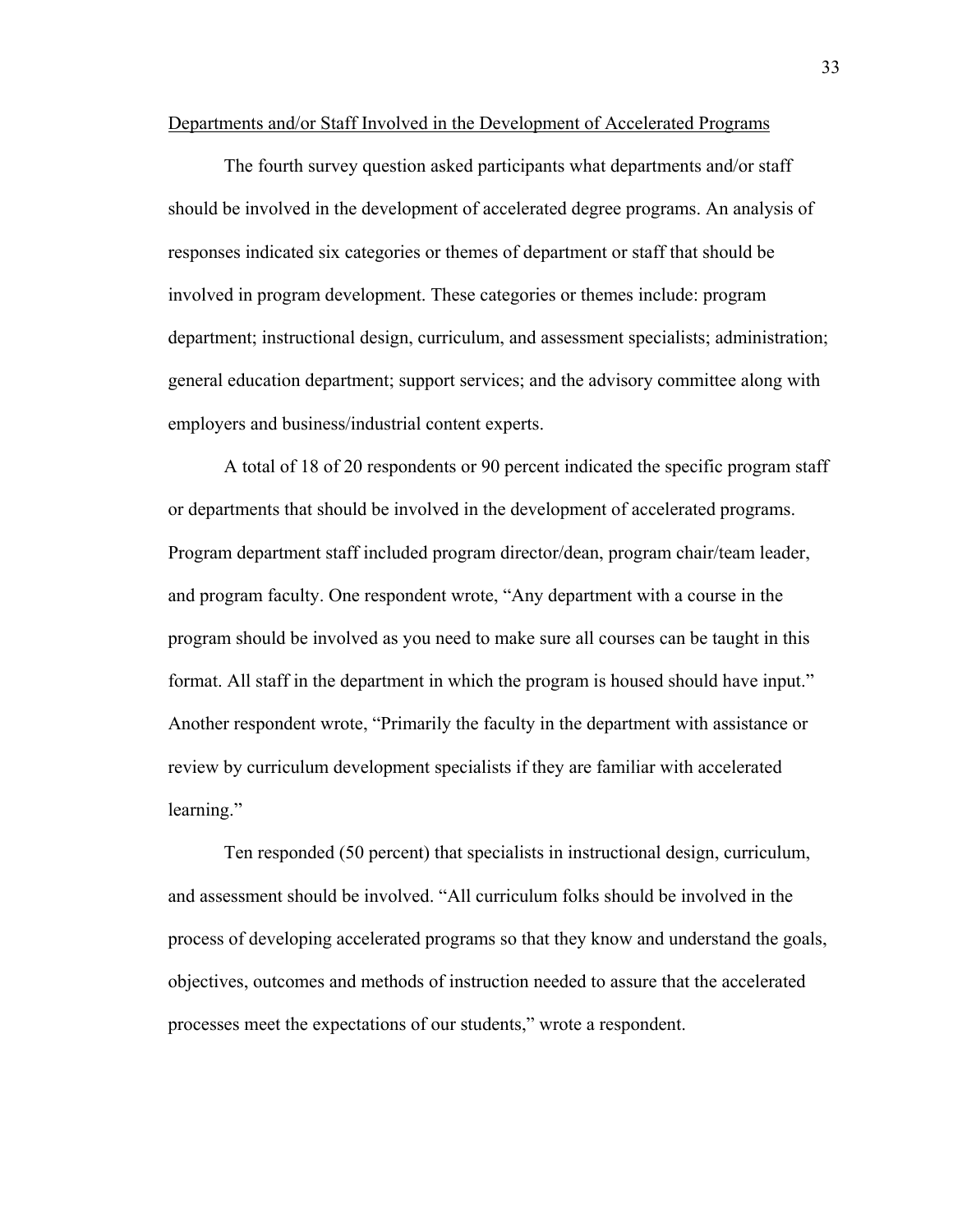Departments and/or Staff Involved in the Development of Accelerated Programs

The fourth survey question asked participants what departments and/or staff should be involved in the development of accelerated degree programs. An analysis of responses indicated six categories or themes of department or staff that should be involved in program development. These categories or themes include: program department; instructional design, curriculum, and assessment specialists; administration; general education department; support services; and the advisory committee along with employers and business/industrial content experts.

A total of 18 of 20 respondents or 90 percent indicated the specific program staff or departments that should be involved in the development of accelerated programs. Program department staff included program director/dean, program chair/team leader, and program faculty. One respondent wrote, "Any department with a course in the program should be involved as you need to make sure all courses can be taught in this format. All staff in the department in which the program is housed should have input." Another respondent wrote, "Primarily the faculty in the department with assistance or review by curriculum development specialists if they are familiar with accelerated learning."

Ten responded (50 percent) that specialists in instructional design, curriculum, and assessment should be involved. "All curriculum folks should be involved in the process of developing accelerated programs so that they know and understand the goals, objectives, outcomes and methods of instruction needed to assure that the accelerated processes meet the expectations of our students," wrote a respondent.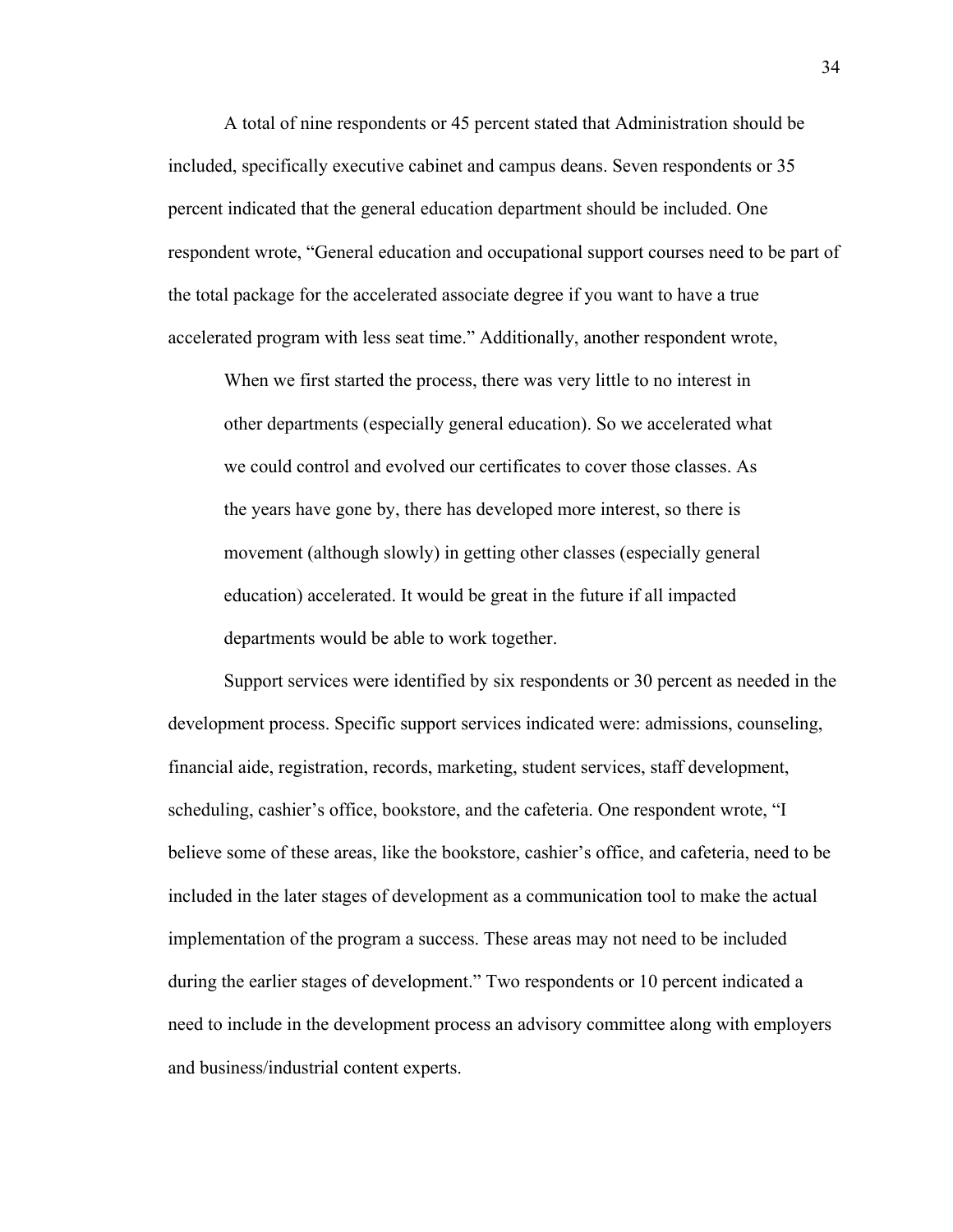A total of nine respondents or 45 percent stated that Administration should be included, specifically executive cabinet and campus deans. Seven respondents or 35 percent indicated that the general education department should be included. One respondent wrote, "General education and occupational support courses need to be part of the total package for the accelerated associate degree if you want to have a true accelerated program with less seat time." Additionally, another respondent wrote,

> When we first started the process, there was very little to no interest in other departments (especially general education). So we accelerated what we could control and evolved our certificates to cover those classes. As the years have gone by, there has developed more interest, so there is movement (although slowly) in getting other classes (especially general education) accelerated. It would be great in the future if all impacted departments would be able to work together.

Support services were identified by six respondents or 30 percent as needed in the development process. Specific support services indicated were: admissions, counseling, financial aide, registration, records, marketing, student services, staff development, scheduling, cashier's office, bookstore, and the cafeteria. One respondent wrote, "I believe some of these areas, like the bookstore, cashier's office, and cafeteria, need to be included in the later stages of development as a communication tool to make the actual implementation of the program a success. These areas may not need to be included during the earlier stages of development." Two respondents or 10 percent indicated a need to include in the development process an advisory committee along with employers and business/industrial content experts.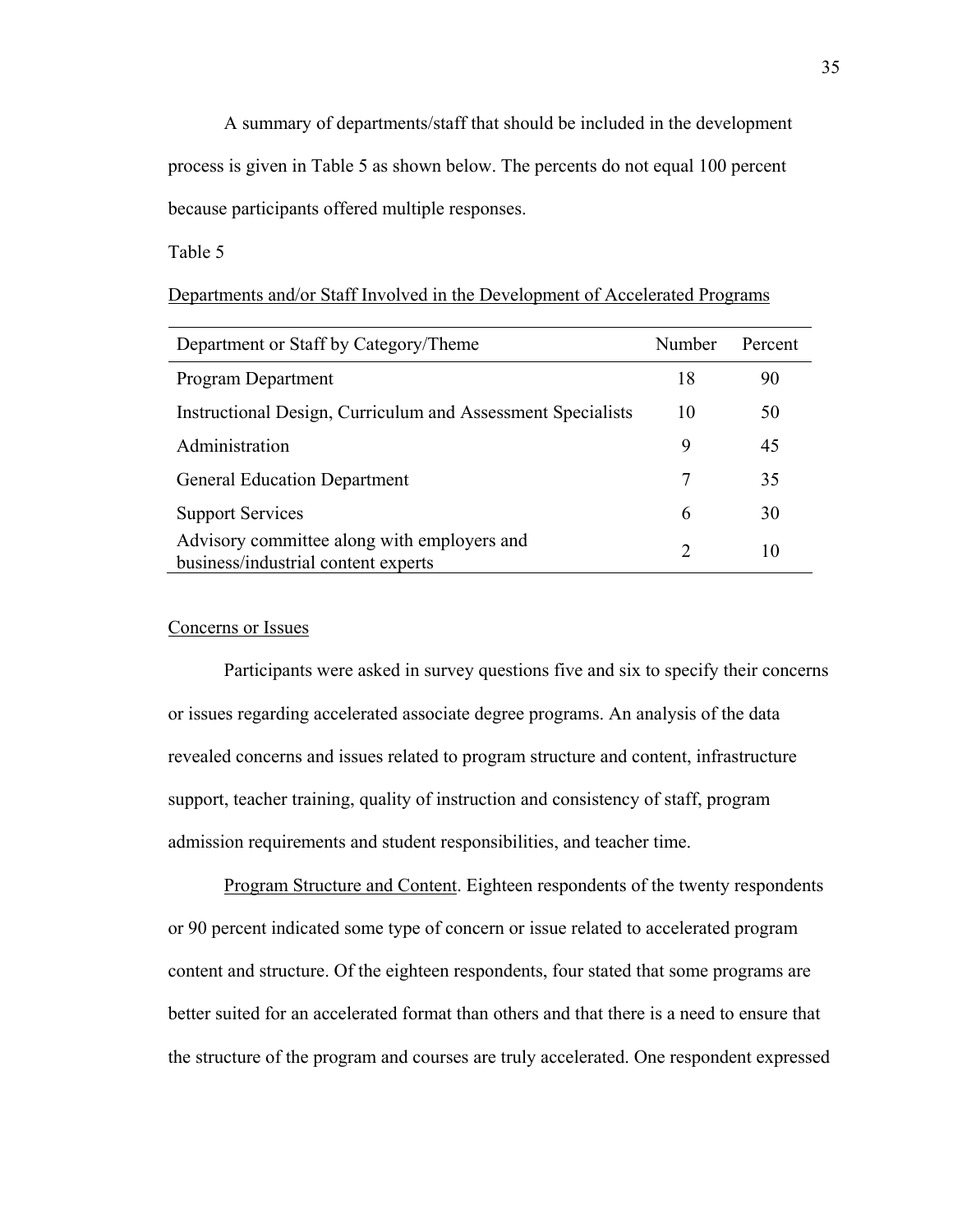A summary of departments/staff that should be included in the development process is given in Table 5 as shown below. The percents do not equal 100 percent because participants offered multiple responses.

Table 5

Departments and/or Staff Involved in the Development of Accelerated Programs

| Department or Staff by Category/Theme | Number | Percent |
|---|---|---|
| Program Department | 18 | 90 |
| Instructional Design, Curriculum and Assessment Specialists | 10 | 50 |
| Administration | 9 | 45 |
| General Education Department | 7 | 35 |
| Support Services | 6 | 30 |
| Advisory committee along with employers and business/industrial content experts | 2 | 10 |

Concerns or Issues

Participants were asked in survey questions five and six to specify their concerns or issues regarding accelerated associate degree programs. An analysis of the data revealed concerns and issues related to program structure and content, infrastructure support, teacher training, quality of instruction and consistency of staff, program admission requirements and student responsibilities, and teacher time.

Program Structure and Content. Eighteen respondents of the twenty respondents or 90 percent indicated some type of concern or issue related to accelerated program content and structure. Of the eighteen respondents, four stated that some programs are better suited for an accelerated format than others and that there is a need to ensure that the structure of the program and courses are truly accelerated. One respondent expressed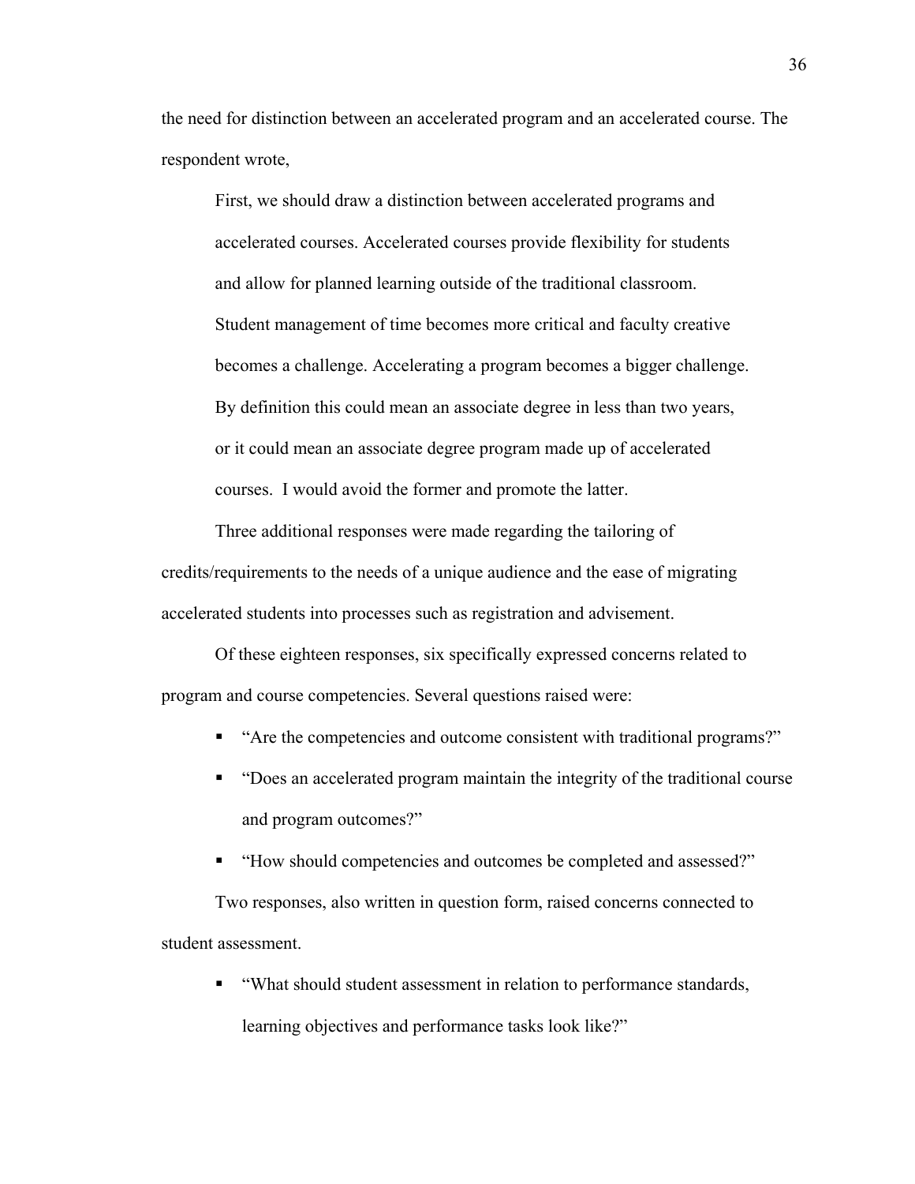the need for distinction between an accelerated program and an accelerated course. The respondent wrote,

> First, we should draw a distinction between accelerated programs and accelerated courses. Accelerated courses provide flexibility for students and allow for planned learning outside of the traditional classroom. Student management of time becomes more critical and faculty creative becomes a challenge. Accelerating a program becomes a bigger challenge. By definition this could mean an associate degree in less than two years, or it could mean an associate degree program made up of accelerated courses. I would avoid the former and promote the latter.

Three additional responses were made regarding the tailoring of credits/requirements to the needs of a unique audience and the ease of migrating accelerated students into processes such as registration and advisement.

Of these eighteen responses, six specifically expressed concerns related to program and course competencies. Several questions raised were:

- "Are the competencies and outcome consistent with traditional programs?"
- "Does an accelerated program maintain the integrity of the traditional course and program outcomes?"
- "How should competencies and outcomes be completed and assessed?"

Two responses, also written in question form, raised concerns connected to student assessment.

- "What should student assessment in relation to performance standards, learning objectives and performance tasks look like?"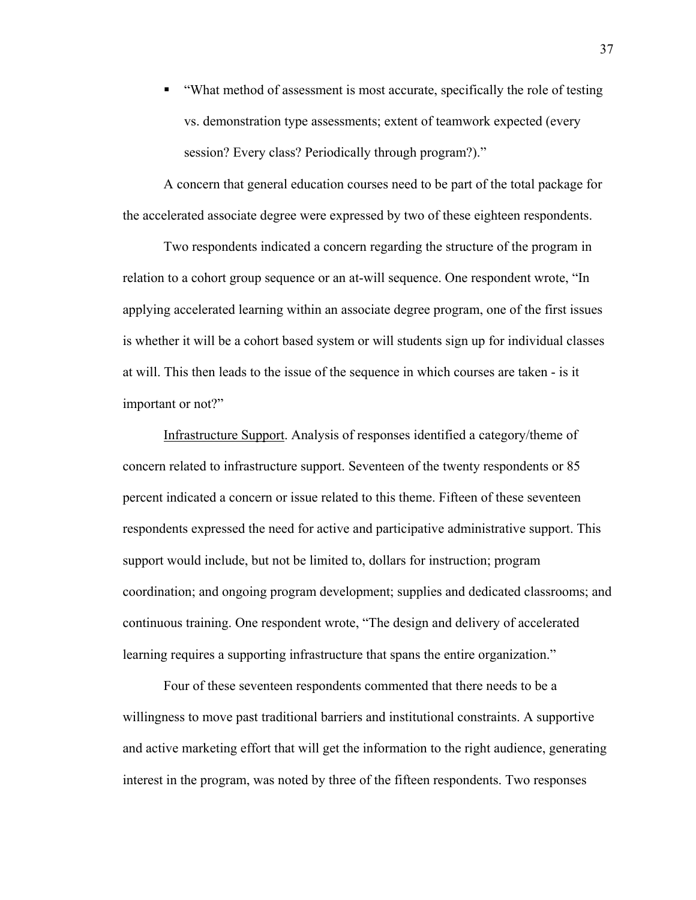- "What method of assessment is most accurate, specifically the role of testing vs. demonstration type assessments; extent of teamwork expected (every session? Every class? Periodically through program?)."

A concern that general education courses need to be part of the total package for the accelerated associate degree were expressed by two of these eighteen respondents.

Two respondents indicated a concern regarding the structure of the program in relation to a cohort group sequence or an at-will sequence. One respondent wrote, "In applying accelerated learning within an associate degree program, one of the first issues is whether it will be a cohort based system or will students sign up for individual classes at will. This then leads to the issue of the sequence in which courses are taken - is it important or not?"

<u>Infrastructure Support</u>. Analysis of responses identified a category/theme of concern related to infrastructure support. Seventeen of the twenty respondents or 85 percent indicated a concern or issue related to this theme. Fifteen of these seventeen respondents expressed the need for active and participative administrative support. This support would include, but not be limited to, dollars for instruction; program coordination; and ongoing program development; supplies and dedicated classrooms; and continuous training. One respondent wrote, "The design and delivery of accelerated learning requires a supporting infrastructure that spans the entire organization."

Four of these seventeen respondents commented that there needs to be a willingness to move past traditional barriers and institutional constraints. A supportive and active marketing effort that will get the information to the right audience, generating interest in the program, was noted by three of the fifteen respondents. Two responses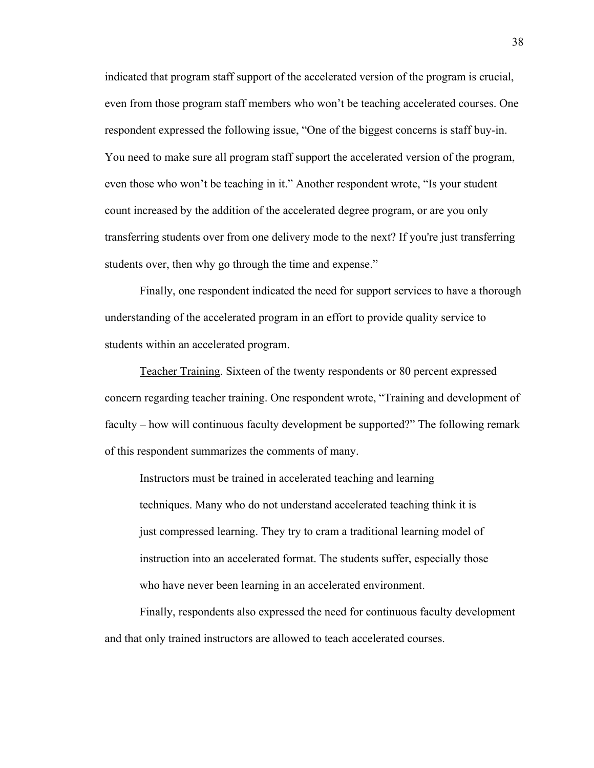indicated that program staff support of the accelerated version of the program is crucial, even from those program staff members who won't be teaching accelerated courses. One respondent expressed the following issue, "One of the biggest concerns is staff buy-in. You need to make sure all program staff support the accelerated version of the program, even those who won't be teaching in it." Another respondent wrote, "Is your student count increased by the addition of the accelerated degree program, or are you only transferring students over from one delivery mode to the next? If you're just transferring students over, then why go through the time and expense."

Finally, one respondent indicated the need for support services to have a thorough understanding of the accelerated program in an effort to provide quality service to students within an accelerated program.

Teacher Training. Sixteen of the twenty respondents or 80 percent expressed concern regarding teacher training. One respondent wrote, "Training and development of faculty – how will continuous faculty development be supported?" The following remark of this respondent summarizes the comments of many.

> Instructors must be trained in accelerated teaching and learning techniques. Many who do not understand accelerated teaching think it is just compressed learning. They try to cram a traditional learning model of instruction into an accelerated format. The students suffer, especially those who have never been learning in an accelerated environment.

Finally, respondents also expressed the need for continuous faculty development and that only trained instructors are allowed to teach accelerated courses.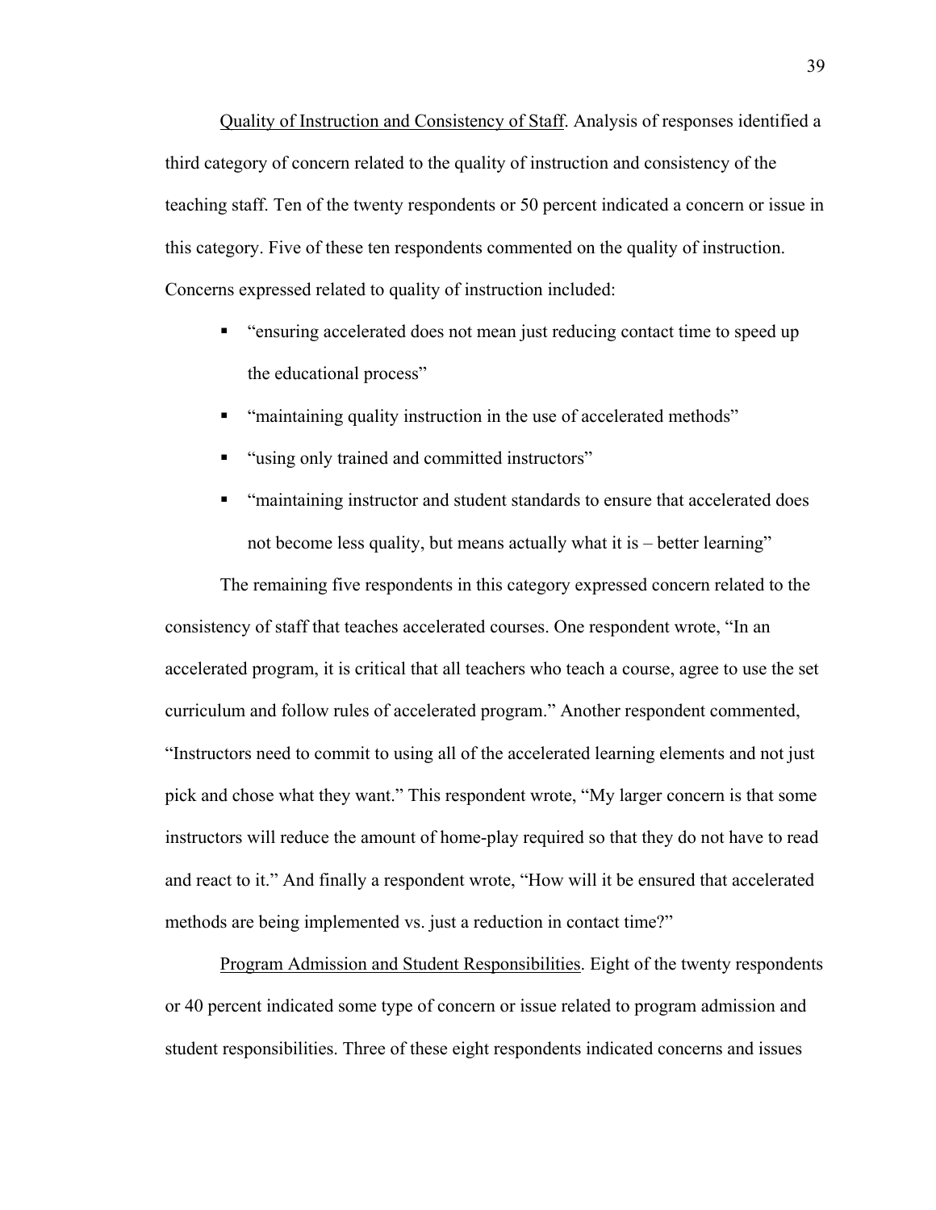Quality of Instruction and Consistency of Staff. Analysis of responses identified a third category of concern related to the quality of instruction and consistency of the teaching staff. Ten of the twenty respondents or 50 percent indicated a concern or issue in this category. Five of these ten respondents commented on the quality of instruction. Concerns expressed related to quality of instruction included:

- "ensuring accelerated does not mean just reducing contact time to speed up the educational process"
- "maintaining quality instruction in the use of accelerated methods"
- "using only trained and committed instructors"
- "maintaining instructor and student standards to ensure that accelerated does not become less quality, but means actually what it is – better learning"

The remaining five respondents in this category expressed concern related to the consistency of staff that teaches accelerated courses. One respondent wrote, "In an accelerated program, it is critical that all teachers who teach a course, agree to use the set curriculum and follow rules of accelerated program." Another respondent commented, "Instructors need to commit to using all of the accelerated learning elements and not just pick and chose what they want." This respondent wrote, "My larger concern is that some instructors will reduce the amount of home-play required so that they do not have to read and react to it." And finally a respondent wrote, "How will it be ensured that accelerated methods are being implemented vs. just a reduction in contact time?"

Program Admission and Student Responsibilities. Eight of the twenty respondents or 40 percent indicated some type of concern or issue related to program admission and student responsibilities. Three of these eight respondents indicated concerns and issues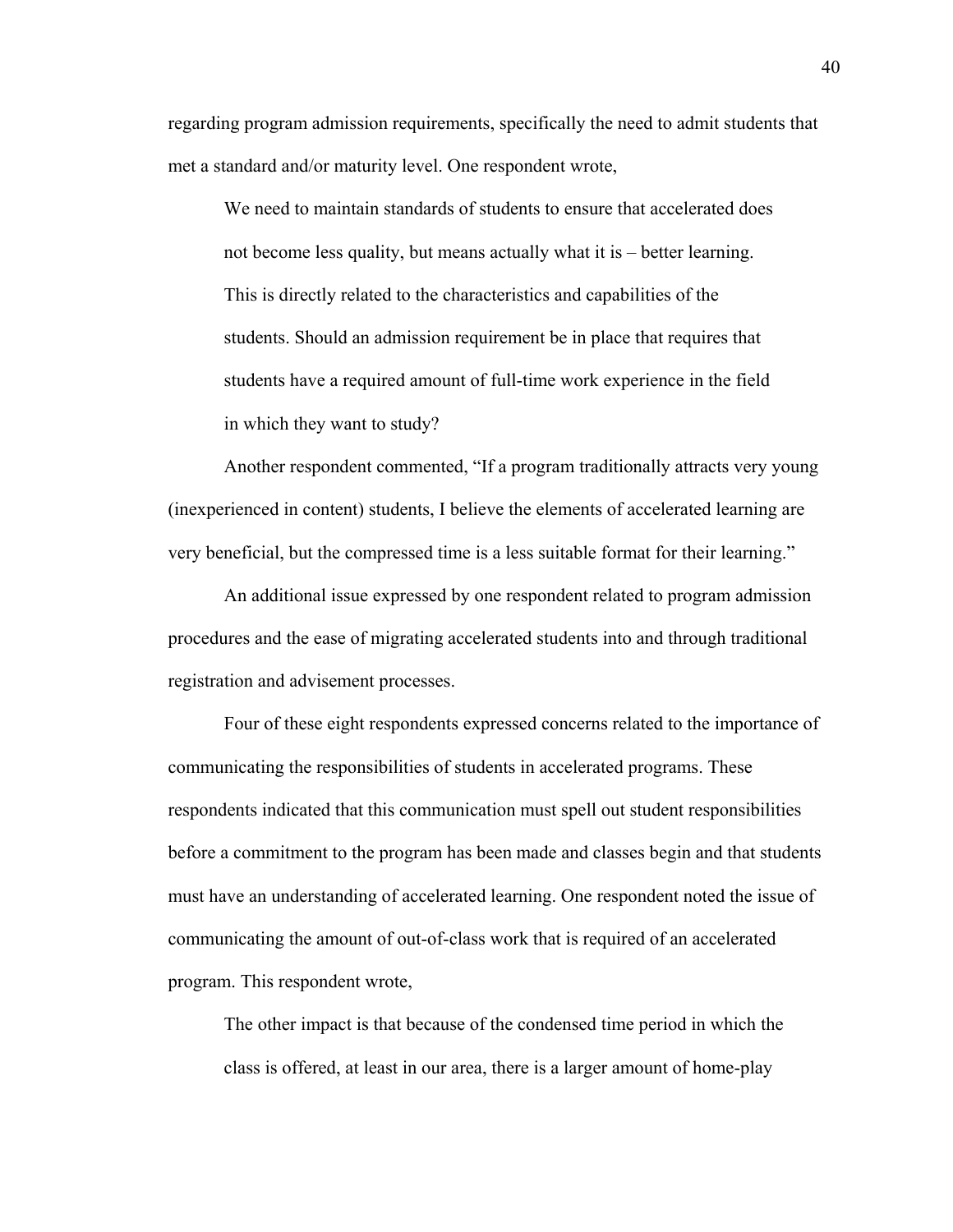regarding program admission requirements, specifically the need to admit students that met a standard and/or maturity level. One respondent wrote,

> We need to maintain standards of students to ensure that accelerated does not become less quality, but means actually what it is – better learning. This is directly related to the characteristics and capabilities of the students. Should an admission requirement be in place that requires that students have a required amount of full-time work experience in the field in which they want to study?

Another respondent commented, "If a program traditionally attracts very young (inexperienced in content) students, I believe the elements of accelerated learning are very beneficial, but the compressed time is a less suitable format for their learning."

An additional issue expressed by one respondent related to program admission procedures and the ease of migrating accelerated students into and through traditional registration and advisement processes.

Four of these eight respondents expressed concerns related to the importance of communicating the responsibilities of students in accelerated programs. These respondents indicated that this communication must spell out student responsibilities before a commitment to the program has been made and classes begin and that students must have an understanding of accelerated learning. One respondent noted the issue of communicating the amount of out-of-class work that is required of an accelerated program. This respondent wrote,

> The other impact is that because of the condensed time period in which the class is offered, at least in our area, there is a larger amount of home-play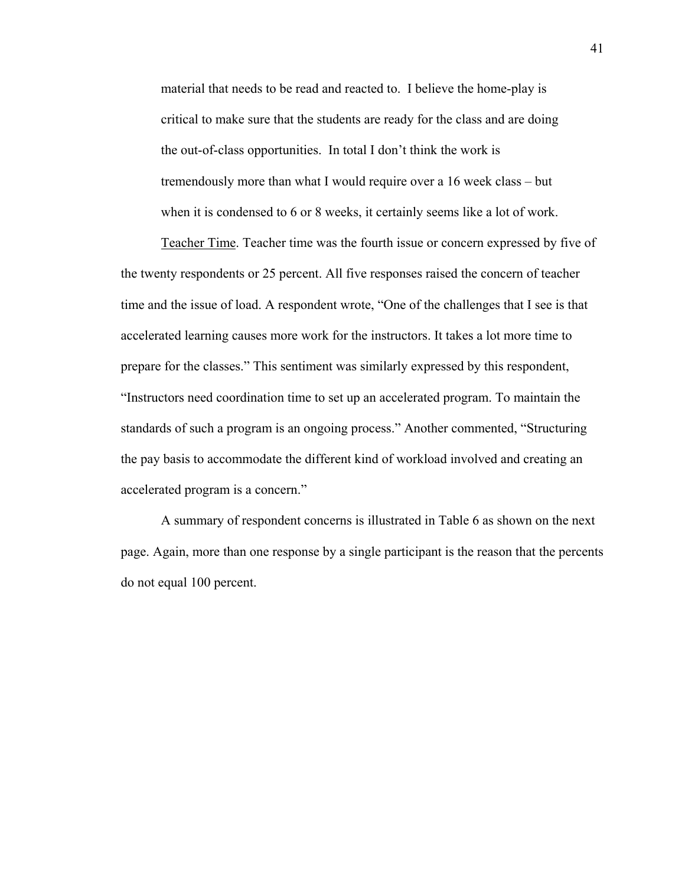> material that needs to be read and reacted to. I believe the home-play is critical to make sure that the students are ready for the class and are doing the out-of-class opportunities. In total I don't think the work is tremendously more than what I would require over a 16 week class – but when it is condensed to 6 or 8 weeks, it certainly seems like a lot of work.

Teacher Time. Teacher time was the fourth issue or concern expressed by five of the twenty respondents or 25 percent. All five responses raised the concern of teacher time and the issue of load. A respondent wrote, "One of the challenges that I see is that accelerated learning causes more work for the instructors. It takes a lot more time to prepare for the classes." This sentiment was similarly expressed by this respondent, "Instructors need coordination time to set up an accelerated program. To maintain the standards of such a program is an ongoing process." Another commented, "Structuring the pay basis to accommodate the different kind of workload involved and creating an accelerated program is a concern."

A summary of respondent concerns is illustrated in Table 6 as shown on the next page. Again, more than one response by a single participant is the reason that the percents do not equal 100 percent.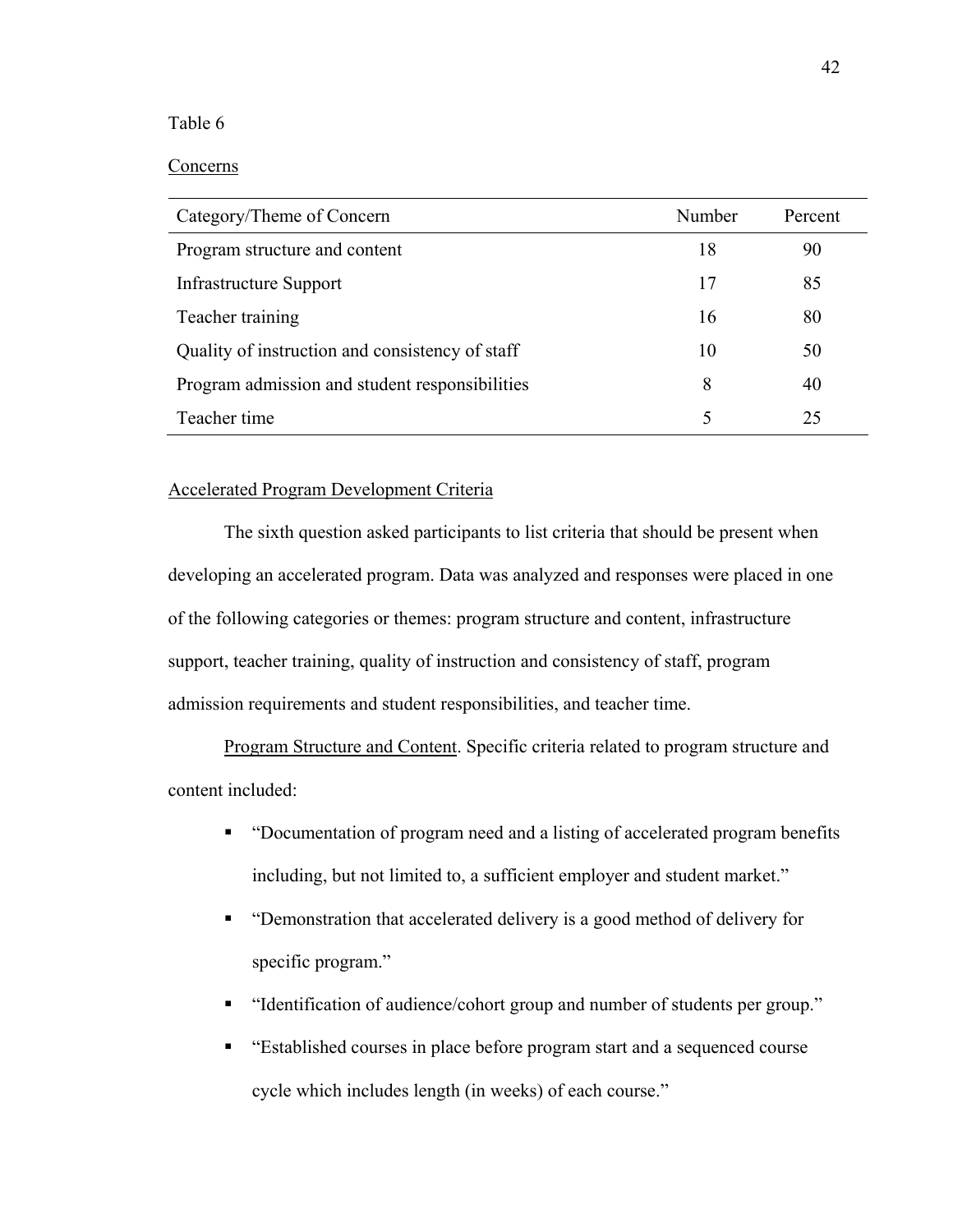Table 6

Concerns

| Category/Theme of Concern | Number | Percent |
|---|---|---|
| Program structure and content | 18 | 90 |
| Infrastructure Support | 17 | 85 |
| Teacher training | 16 | 80 |
| Quality of instruction and consistency of staff | 10 | 50 |
| Program admission and student responsibilities | 8 | 40 |
| Teacher time | 5 | 25 |

Accelerated Program Development Criteria

The sixth question asked participants to list criteria that should be present when developing an accelerated program. Data was analyzed and responses were placed in one of the following categories or themes: program structure and content, infrastructure support, teacher training, quality of instruction and consistency of staff, program admission requirements and student responsibilities, and teacher time.

Program Structure and Content. Specific criteria related to program structure and content included:

- "Documentation of program need and a listing of accelerated program benefits including, but not limited to, a sufficient employer and student market."
- "Demonstration that accelerated delivery is a good method of delivery for specific program."
- "Identification of audience/cohort group and number of students per group."
- "Established courses in place before program start and a sequenced course cycle which includes length (in weeks) of each course."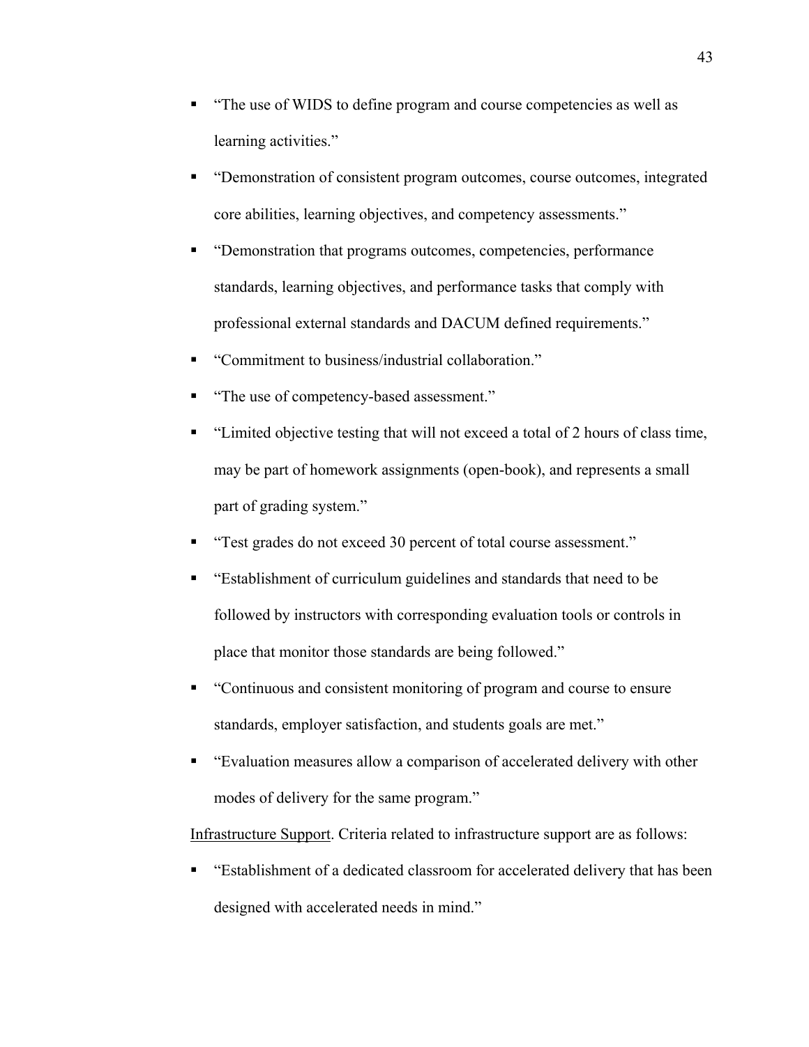- "The use of WIDS to define program and course competencies as well as learning activities."
- "Demonstration of consistent program outcomes, course outcomes, integrated core abilities, learning objectives, and competency assessments."
- "Demonstration that programs outcomes, competencies, performance standards, learning objectives, and performance tasks that comply with professional external standards and DACUM defined requirements."
- "Commitment to business/industrial collaboration."
- "The use of competency-based assessment."
- "Limited objective testing that will not exceed a total of 2 hours of class time, may be part of homework assignments (open-book), and represents a small part of grading system."
- "Test grades do not exceed 30 percent of total course assessment."
- "Establishment of curriculum guidelines and standards that need to be followed by instructors with corresponding evaluation tools or controls in place that monitor those standards are being followed."
- "Continuous and consistent monitoring of program and course to ensure standards, employer satisfaction, and students goals are met."
- "Evaluation measures allow a comparison of accelerated delivery with other modes of delivery for the same program."

<u>Infrastructure Support</u>. Criteria related to infrastructure support are as follows:

- "Establishment of a dedicated classroom for accelerated delivery that has been designed with accelerated needs in mind."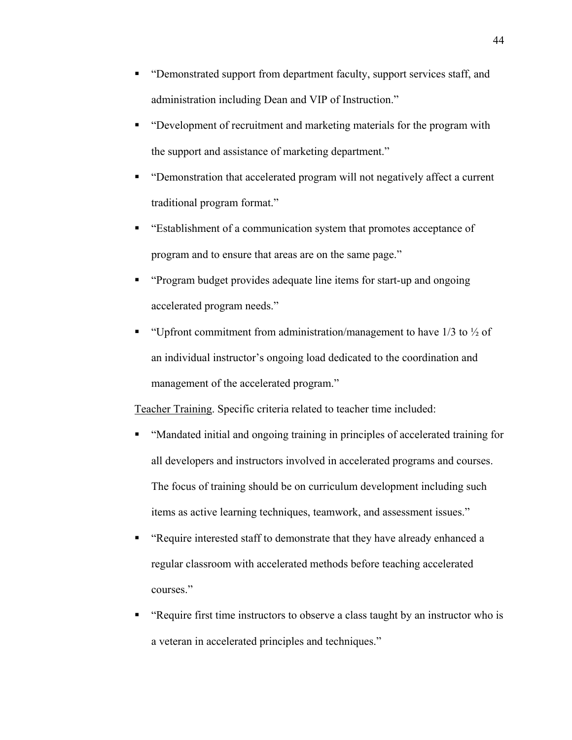- "Demonstrated support from department faculty, support services staff, and administration including Dean and VIP of Instruction."
- "Development of recruitment and marketing materials for the program with the support and assistance of marketing department."
- "Demonstration that accelerated program will not negatively affect a current traditional program format."
- "Establishment of a communication system that promotes acceptance of program and to ensure that areas are on the same page."
- "Program budget provides adequate line items for start-up and ongoing accelerated program needs."
- "Upfront commitment from administration/management to have 1/3 to ½ of an individual instructor's ongoing load dedicated to the coordination and management of the accelerated program."

<u>Teacher Training</u>. Specific criteria related to teacher time included:

- "Mandated initial and ongoing training in principles of accelerated training for all developers and instructors involved in accelerated programs and courses. The focus of training should be on curriculum development including such items as active learning techniques, teamwork, and assessment issues."
- "Require interested staff to demonstrate that they have already enhanced a regular classroom with accelerated methods before teaching accelerated courses."
- "Require first time instructors to observe a class taught by an instructor who is a veteran in accelerated principles and techniques."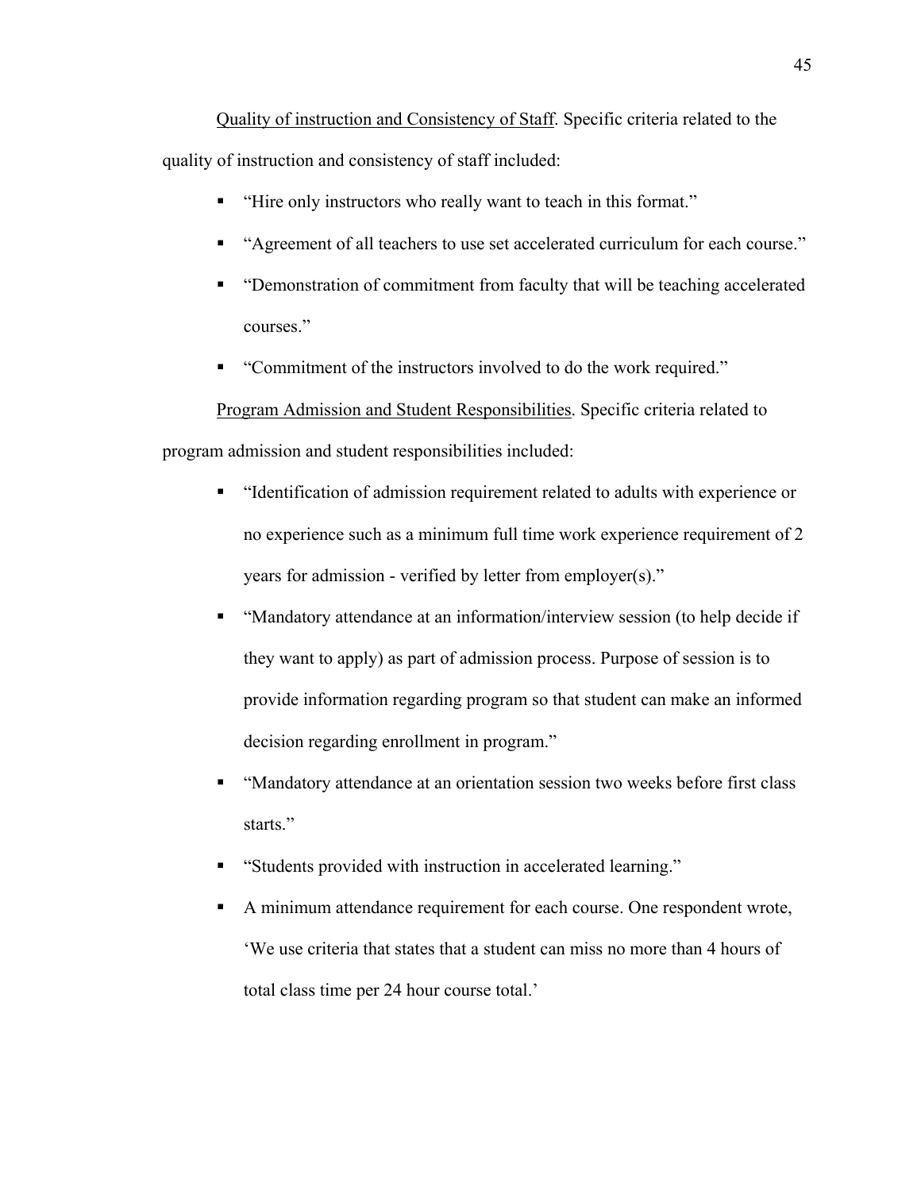<u>Quality of instruction and Consistency of Staff</u>. Specific criteria related to the quality of instruction and consistency of staff included:

- "Hire only instructors who really want to teach in this format."
- "Agreement of all teachers to use set accelerated curriculum for each course."
- "Demonstration of commitment from faculty that will be teaching accelerated courses."
- "Commitment of the instructors involved to do the work required."

<u>Program Admission and Student Responsibilities</u>. Specific criteria related to program admission and student responsibilities included:

- "Identification of admission requirement related to adults with experience or no experience such as a minimum full time work experience requirement of 2 years for admission - verified by letter from employer(s)."
- "Mandatory attendance at an information/interview session (to help decide if they want to apply) as part of admission process. Purpose of session is to provide information regarding program so that student can make an informed decision regarding enrollment in program."
- "Mandatory attendance at an orientation session two weeks before first class starts."
- "Students provided with instruction in accelerated learning."
- A minimum attendance requirement for each course. One respondent wrote, 'We use criteria that states that a student can miss no more than 4 hours of total class time per 24 hour course total.'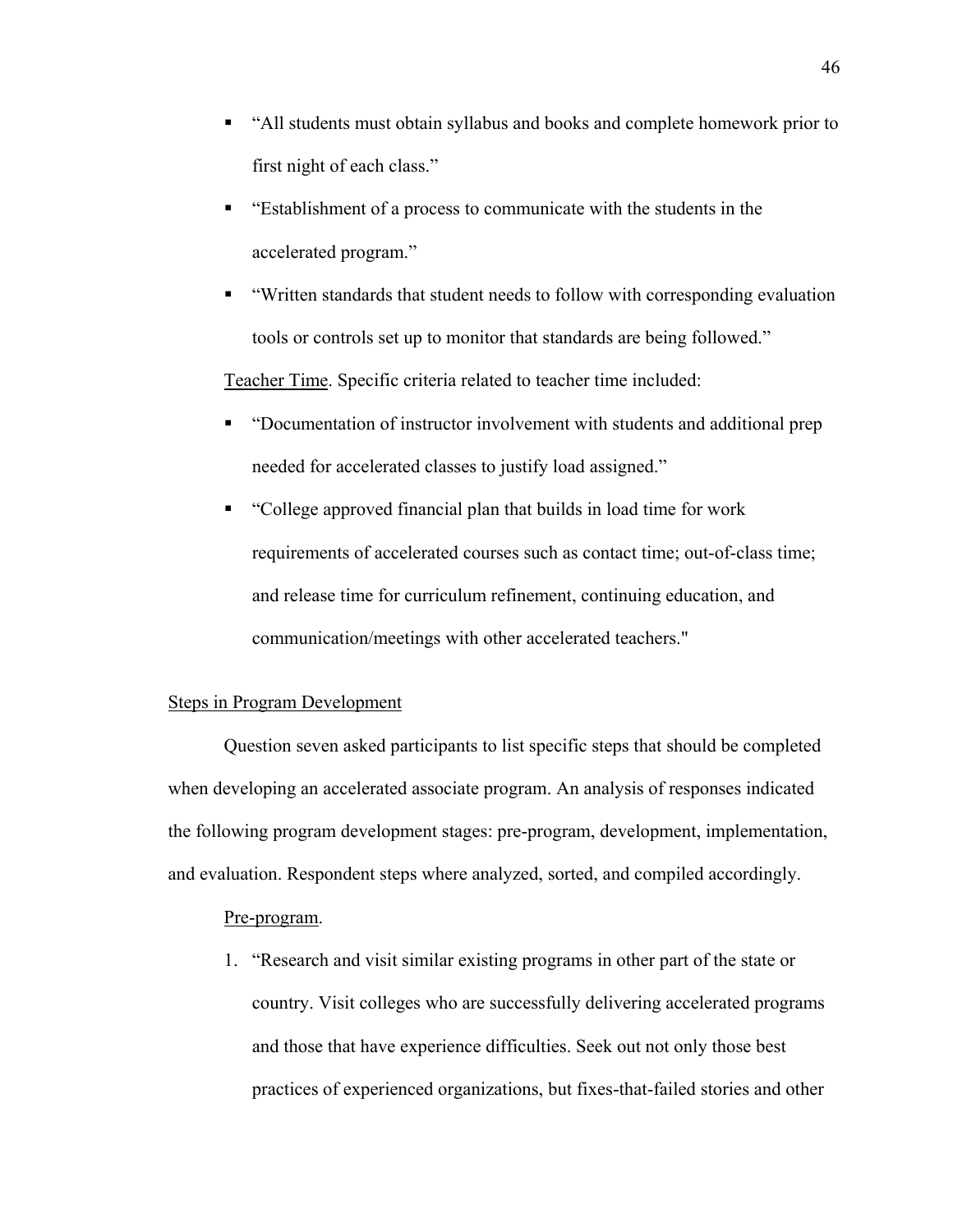- "All students must obtain syllabus and books and complete homework prior to first night of each class."
- "Establishment of a process to communicate with the students in the accelerated program."
- "Written standards that student needs to follow with corresponding evaluation tools or controls set up to monitor that standards are being followed."

Teacher Time. Specific criteria related to teacher time included:

- "Documentation of instructor involvement with students and additional prep needed for accelerated classes to justify load assigned."
- "College approved financial plan that builds in load time for work requirements of accelerated courses such as contact time; out-of-class time; and release time for curriculum refinement, continuing education, and communication/meetings with other accelerated teachers."

## Steps in Program Development

Question seven asked participants to list specific steps that should be completed when developing an accelerated associate program. An analysis of responses indicated the following program development stages: pre-program, development, implementation, and evaluation. Respondent steps where analyzed, sorted, and compiled accordingly.

Pre-program.

1. "Research and visit similar existing programs in other part of the state or country. Visit colleges who are successfully delivering accelerated programs and those that have experience difficulties. Seek out not only those best practices of experienced organizations, but fixes-that-failed stories and other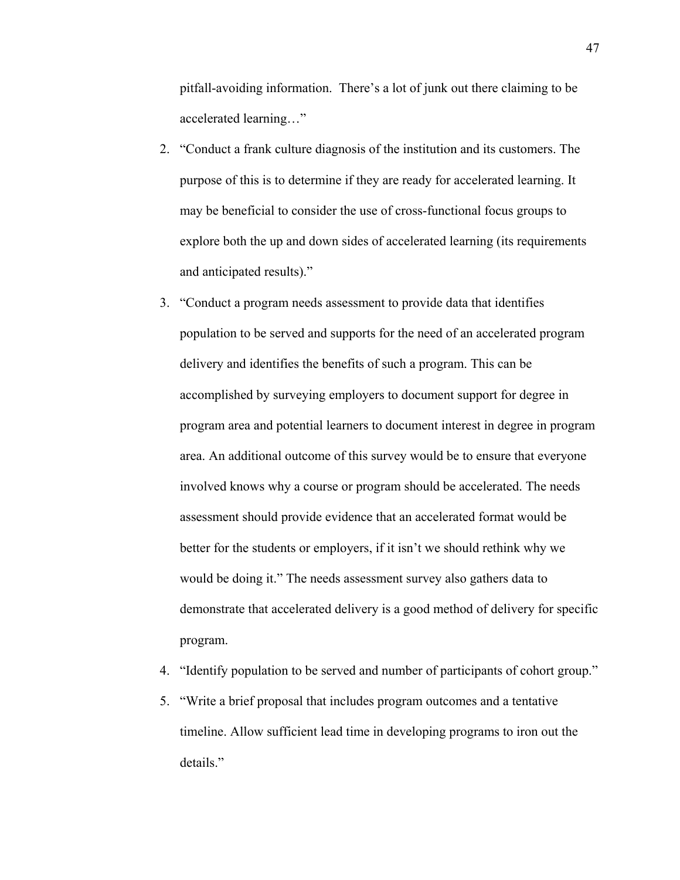pitfall-avoiding information.  There's a lot of junk out there claiming to be accelerated learning…"

2. "Conduct a frank culture diagnosis of the institution and its customers. The purpose of this is to determine if they are ready for accelerated learning. It may be beneficial to consider the use of cross-functional focus groups to explore both the up and down sides of accelerated learning (its requirements and anticipated results)."
3. "Conduct a program needs assessment to provide data that identifies population to be served and supports for the need of an accelerated program delivery and identifies the benefits of such a program. This can be accomplished by surveying employers to document support for degree in program area and potential learners to document interest in degree in program area. An additional outcome of this survey would be to ensure that everyone involved knows why a course or program should be accelerated. The needs assessment should provide evidence that an accelerated format would be better for the students or employers, if it isn't we should rethink why we would be doing it." The needs assessment survey also gathers data to demonstrate that accelerated delivery is a good method of delivery for specific program.
4. "Identify population to be served and number of participants of cohort group."
5. "Write a brief proposal that includes program outcomes and a tentative timeline. Allow sufficient lead time in developing programs to iron out the details."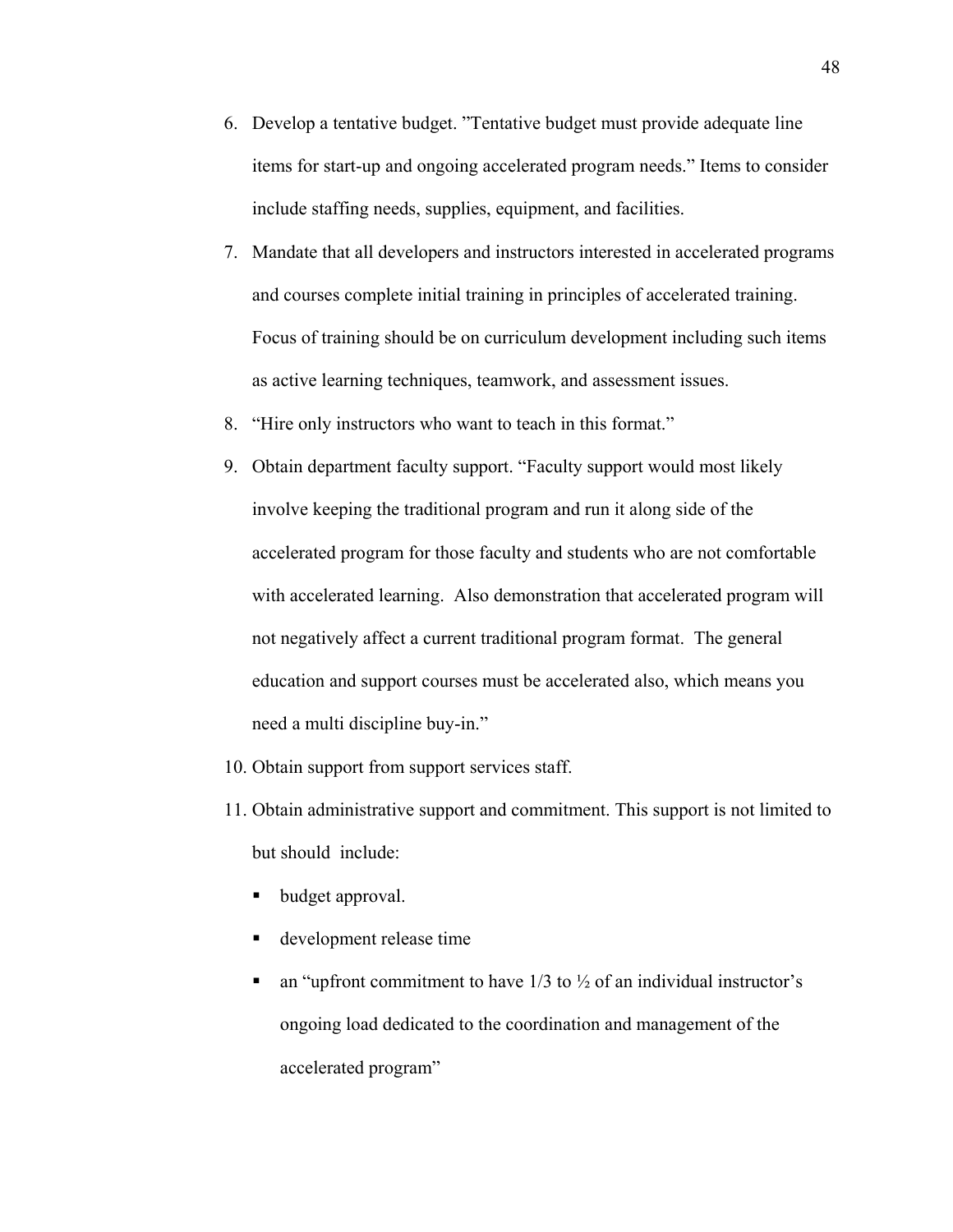6. Develop a tentative budget. "Tentative budget must provide adequate line items for start-up and ongoing accelerated program needs." Items to consider include staffing needs, supplies, equipment, and facilities.
7. Mandate that all developers and instructors interested in accelerated programs and courses complete initial training in principles of accelerated training. Focus of training should be on curriculum development including such items as active learning techniques, teamwork, and assessment issues.
8. "Hire only instructors who want to teach in this format."
9. Obtain department faculty support. "Faculty support would most likely involve keeping the traditional program and run it along side of the accelerated program for those faculty and students who are not comfortable with accelerated learning. Also demonstration that accelerated program will not negatively affect a current traditional program format. The general education and support courses must be accelerated also, which means you need a multi discipline buy-in."
10. Obtain support from support services staff.
11. Obtain administrative support and commitment. This support is not limited to but should include:
    - budget approval.
    - development release time
    - an "upfront commitment to have 1/3 to ½ of an individual instructor's ongoing load dedicated to the coordination and management of the accelerated program"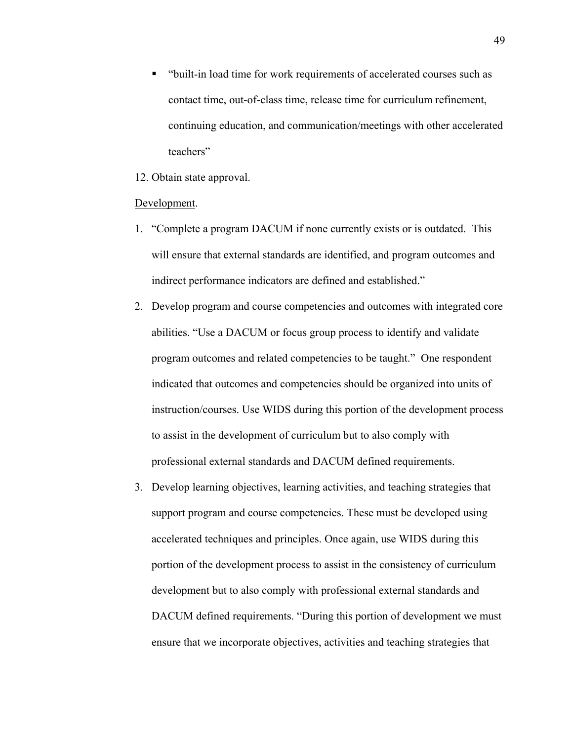- "built-in load time for work requirements of accelerated courses such as contact time, out-of-class time, release time for curriculum refinement, continuing education, and communication/meetings with other accelerated teachers"

12. Obtain state approval.

<u>Development</u>.

1. "Complete a program DACUM if none currently exists or is outdated. This will ensure that external standards are identified, and program outcomes and indirect performance indicators are defined and established."
2. Develop program and course competencies and outcomes with integrated core abilities. "Use a DACUM or focus group process to identify and validate program outcomes and related competencies to be taught." One respondent indicated that outcomes and competencies should be organized into units of instruction/courses. Use WIDS during this portion of the development process to assist in the development of curriculum but to also comply with professional external standards and DACUM defined requirements.
3. Develop learning objectives, learning activities, and teaching strategies that support program and course competencies. These must be developed using accelerated techniques and principles. Once again, use WIDS during this portion of the development process to assist in the consistency of curriculum development but to also comply with professional external standards and DACUM defined requirements. "During this portion of development we must ensure that we incorporate objectives, activities and teaching strategies that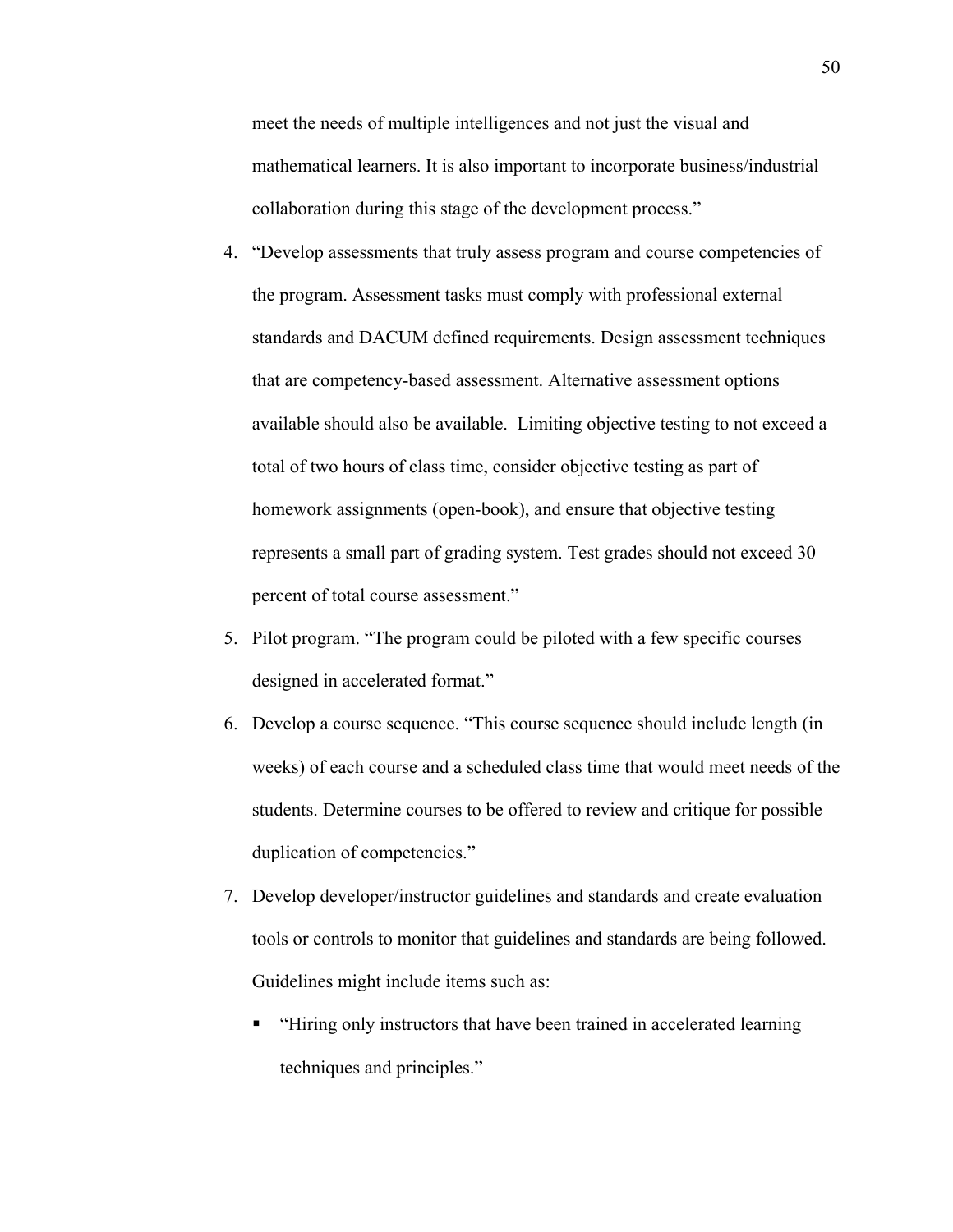meet the needs of multiple intelligences and not just the visual and mathematical learners. It is also important to incorporate business/industrial collaboration during this stage of the development process."

4. "Develop assessments that truly assess program and course competencies of the program. Assessment tasks must comply with professional external standards and DACUM defined requirements. Design assessment techniques that are competency-based assessment. Alternative assessment options available should also be available. Limiting objective testing to not exceed a total of two hours of class time, consider objective testing as part of homework assignments (open-book), and ensure that objective testing represents a small part of grading system. Test grades should not exceed 30 percent of total course assessment."
5. Pilot program. "The program could be piloted with a few specific courses designed in accelerated format."
6. Develop a course sequence. "This course sequence should include length (in weeks) of each course and a scheduled class time that would meet needs of the students. Determine courses to be offered to review and critique for possible duplication of competencies."
7. Develop developer/instructor guidelines and standards and create evaluation tools or controls to monitor that guidelines and standards are being followed. Guidelines might include items such as:
   - "Hiring only instructors that have been trained in accelerated learning techniques and principles."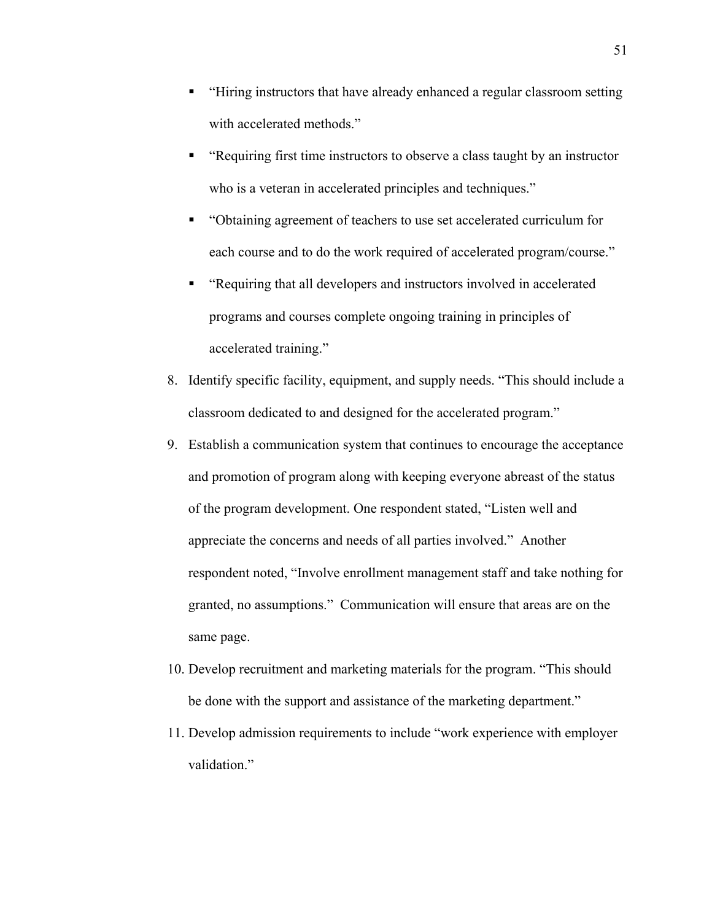- "Hiring instructors that have already enhanced a regular classroom setting with accelerated methods."
- "Requiring first time instructors to observe a class taught by an instructor who is a veteran in accelerated principles and techniques."
- "Obtaining agreement of teachers to use set accelerated curriculum for each course and to do the work required of accelerated program/course."
- "Requiring that all developers and instructors involved in accelerated programs and courses complete ongoing training in principles of accelerated training."

8. Identify specific facility, equipment, and supply needs. "This should include a classroom dedicated to and designed for the accelerated program."
9. Establish a communication system that continues to encourage the acceptance and promotion of program along with keeping everyone abreast of the status of the program development. One respondent stated, "Listen well and appreciate the concerns and needs of all parties involved." Another respondent noted, "Involve enrollment management staff and take nothing for granted, no assumptions." Communication will ensure that areas are on the same page.
10. Develop recruitment and marketing materials for the program. "This should be done with the support and assistance of the marketing department."
11. Develop admission requirements to include "work experience with employer validation."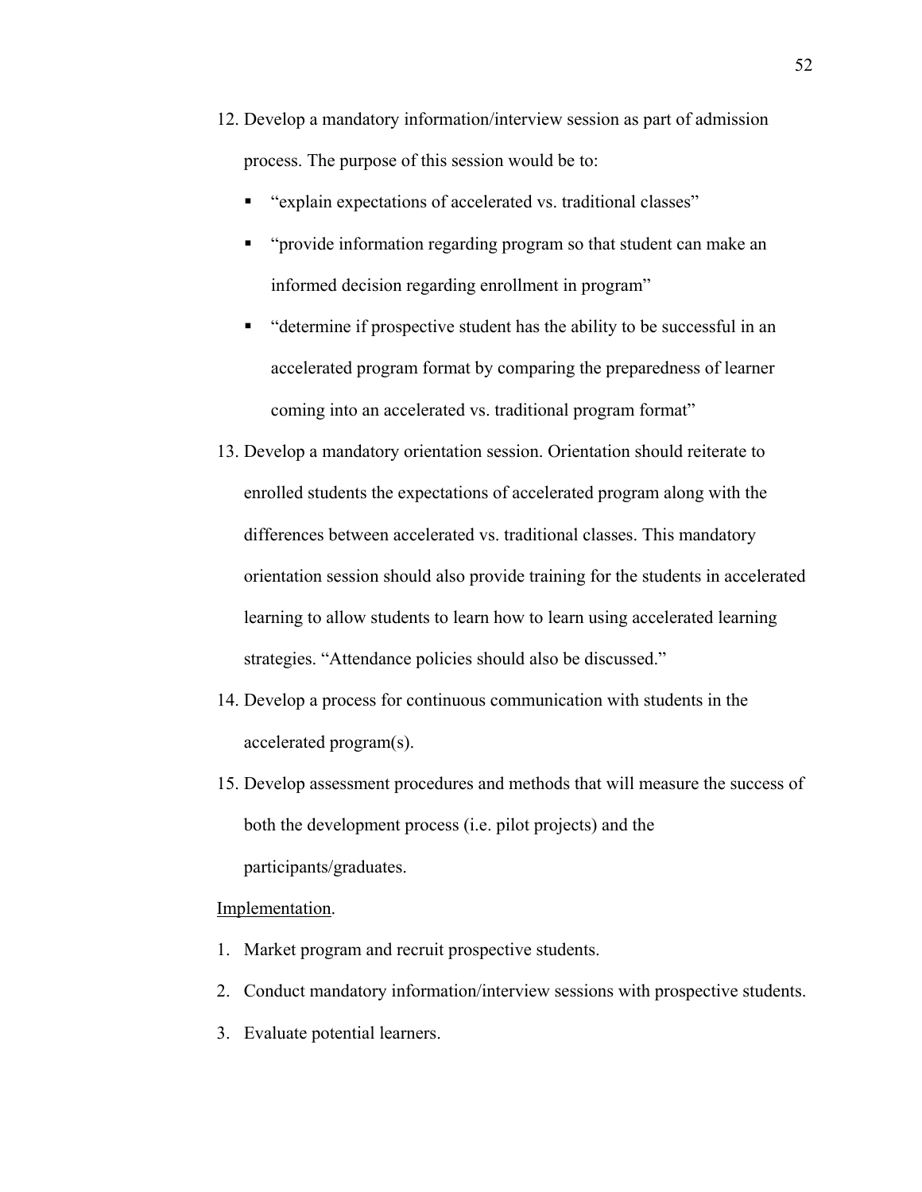12. Develop a mandatory information/interview session as part of admission process. The purpose of this session would be to:
    - "explain expectations of accelerated vs. traditional classes"
    - "provide information regarding program so that student can make an informed decision regarding enrollment in program"
    - "determine if prospective student has the ability to be successful in an accelerated program format by comparing the preparedness of learner coming into an accelerated vs. traditional program format"
13. Develop a mandatory orientation session. Orientation should reiterate to enrolled students the expectations of accelerated program along with the differences between accelerated vs. traditional classes. This mandatory orientation session should also provide training for the students in accelerated learning to allow students to learn how to learn using accelerated learning strategies. "Attendance policies should also be discussed."
14. Develop a process for continuous communication with students in the accelerated program(s).
15. Develop assessment procedures and methods that will measure the success of both the development process (i.e. pilot projects) and the participants/graduates.

<u>Implementation</u>.

1. Market program and recruit prospective students.
2. Conduct mandatory information/interview sessions with prospective students.
3. Evaluate potential learners.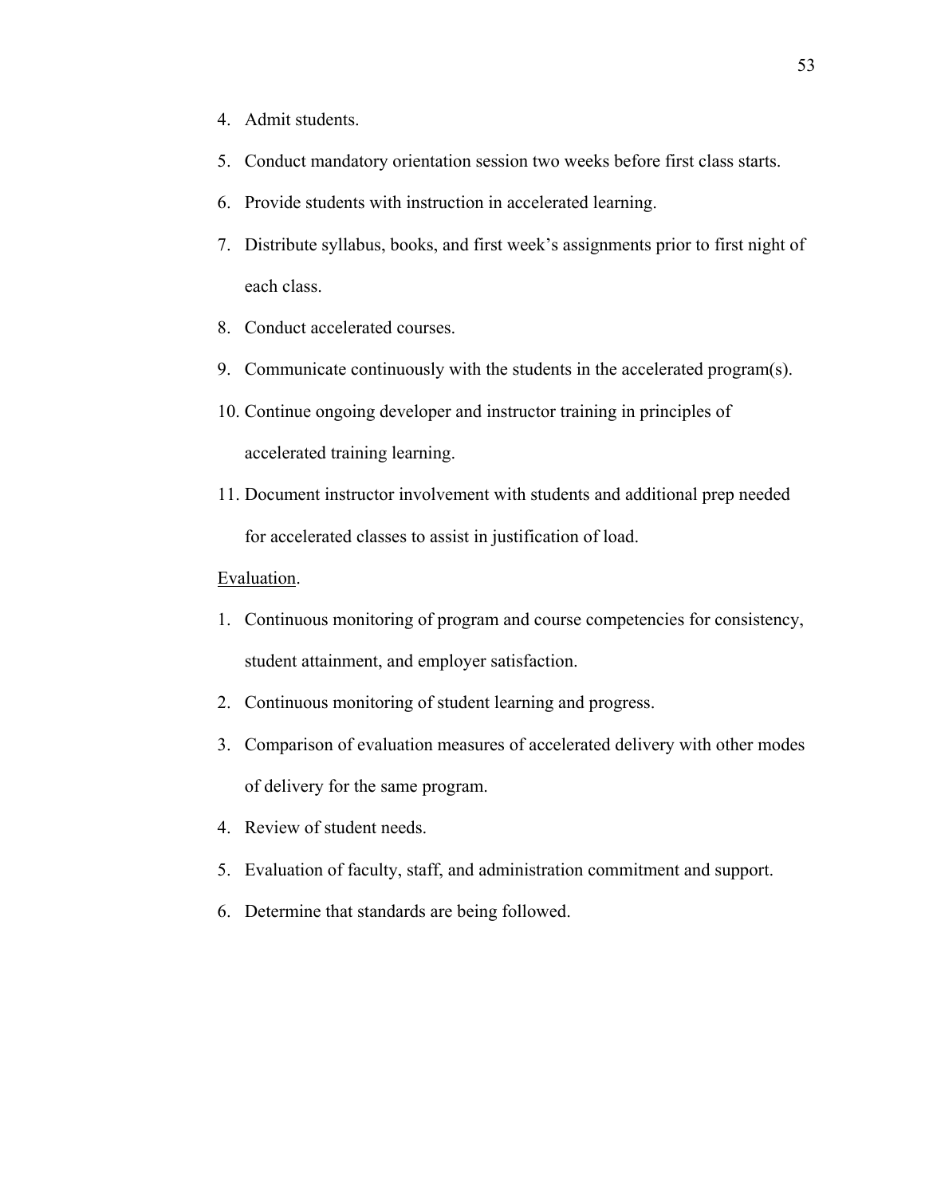4. Admit students.
5. Conduct mandatory orientation session two weeks before first class starts.
6. Provide students with instruction in accelerated learning.
7. Distribute syllabus, books, and first week's assignments prior to first night of each class.
8. Conduct accelerated courses.
9. Communicate continuously with the students in the accelerated program(s).
10. Continue ongoing developer and instructor training in principles of accelerated training learning.
11. Document instructor involvement with students and additional prep needed for accelerated classes to assist in justification of load.

<u>Evaluation</u>.

1. Continuous monitoring of program and course competencies for consistency, student attainment, and employer satisfaction.
2. Continuous monitoring of student learning and progress.
3. Comparison of evaluation measures of accelerated delivery with other modes of delivery for the same program.
4. Review of student needs.
5. Evaluation of faculty, staff, and administration commitment and support.
6. Determine that standards are being followed.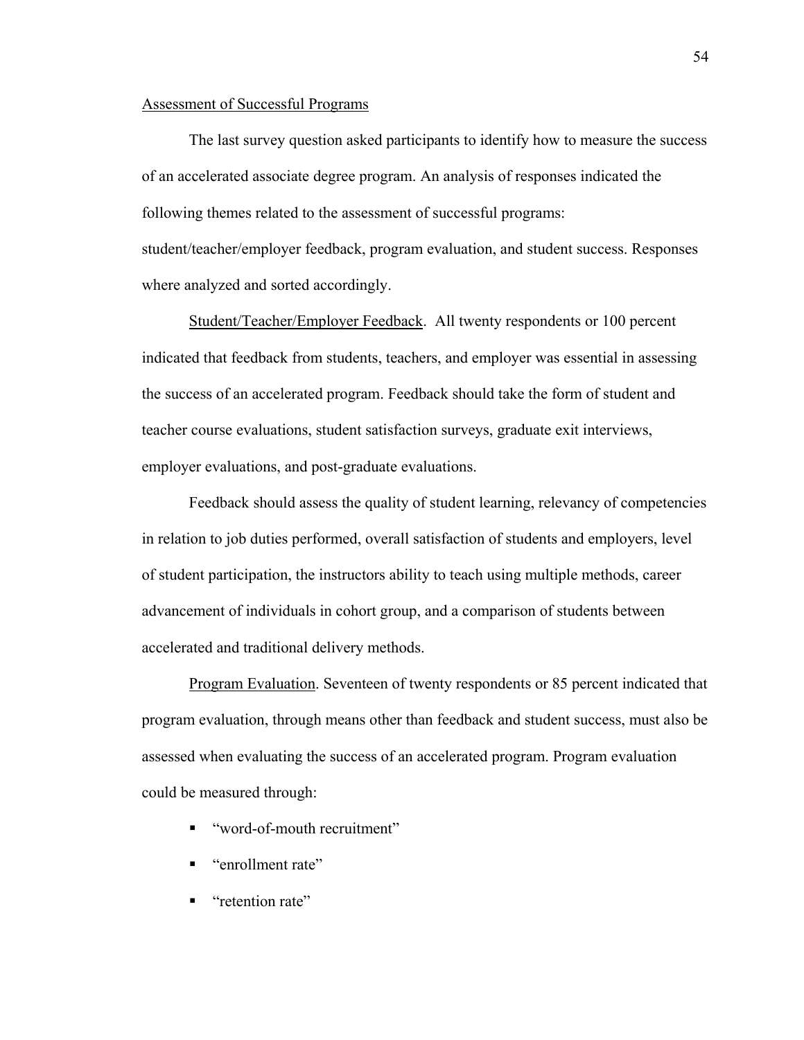Assessment of Successful Programs

The last survey question asked participants to identify how to measure the success of an accelerated associate degree program. An analysis of responses indicated the following themes related to the assessment of successful programs: student/teacher/employer feedback, program evaluation, and student success. Responses where analyzed and sorted accordingly.

Student/Teacher/Employer Feedback. All twenty respondents or 100 percent indicated that feedback from students, teachers, and employer was essential in assessing the success of an accelerated program. Feedback should take the form of student and teacher course evaluations, student satisfaction surveys, graduate exit interviews, employer evaluations, and post-graduate evaluations.

Feedback should assess the quality of student learning, relevancy of competencies in relation to job duties performed, overall satisfaction of students and employers, level of student participation, the instructors ability to teach using multiple methods, career advancement of individuals in cohort group, and a comparison of students between accelerated and traditional delivery methods.

Program Evaluation. Seventeen of twenty respondents or 85 percent indicated that program evaluation, through means other than feedback and student success, must also be assessed when evaluating the success of an accelerated program. Program evaluation could be measured through:

- "word-of-mouth recruitment"
- "enrollment rate"
- "retention rate"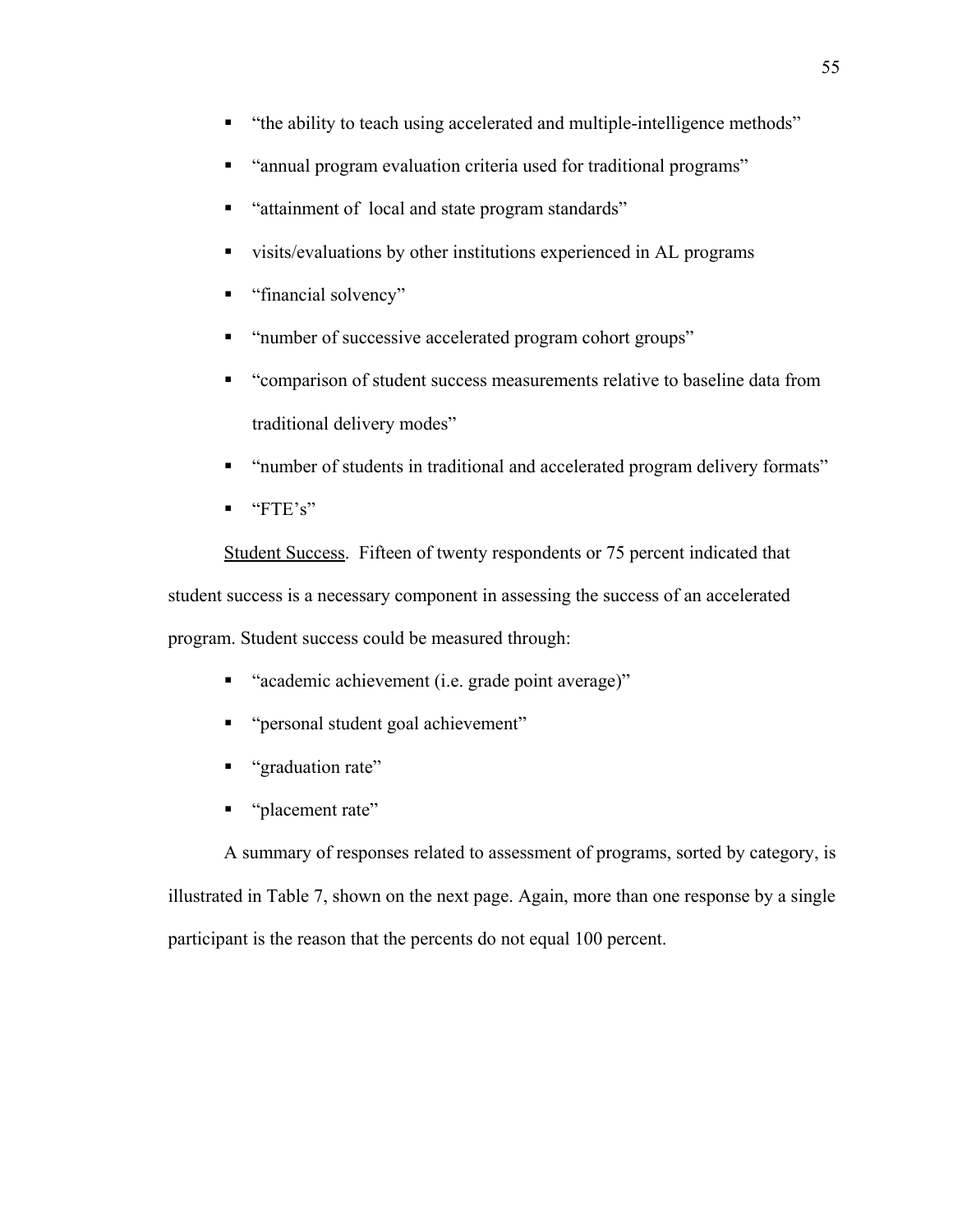- "the ability to teach using accelerated and multiple-intelligence methods"
- "annual program evaluation criteria used for traditional programs"
- "attainment of  local and state program standards"
- visits/evaluations by other institutions experienced in AL programs
- "financial solvency"
- "number of successive accelerated program cohort groups"
- "comparison of student success measurements relative to baseline data from traditional delivery modes"
- "number of students in traditional and accelerated program delivery formats"
- "FTE's"

<u>Student Success</u>.  Fifteen of twenty respondents or 75 percent indicated that student success is a necessary component in assessing the success of an accelerated program. Student success could be measured through:

- "academic achievement (i.e. grade point average)"
- "personal student goal achievement"
- "graduation rate"
- "placement rate"

A summary of responses related to assessment of programs, sorted by category, is illustrated in Table 7, shown on the next page. Again, more than one response by a single participant is the reason that the percents do not equal 100 percent.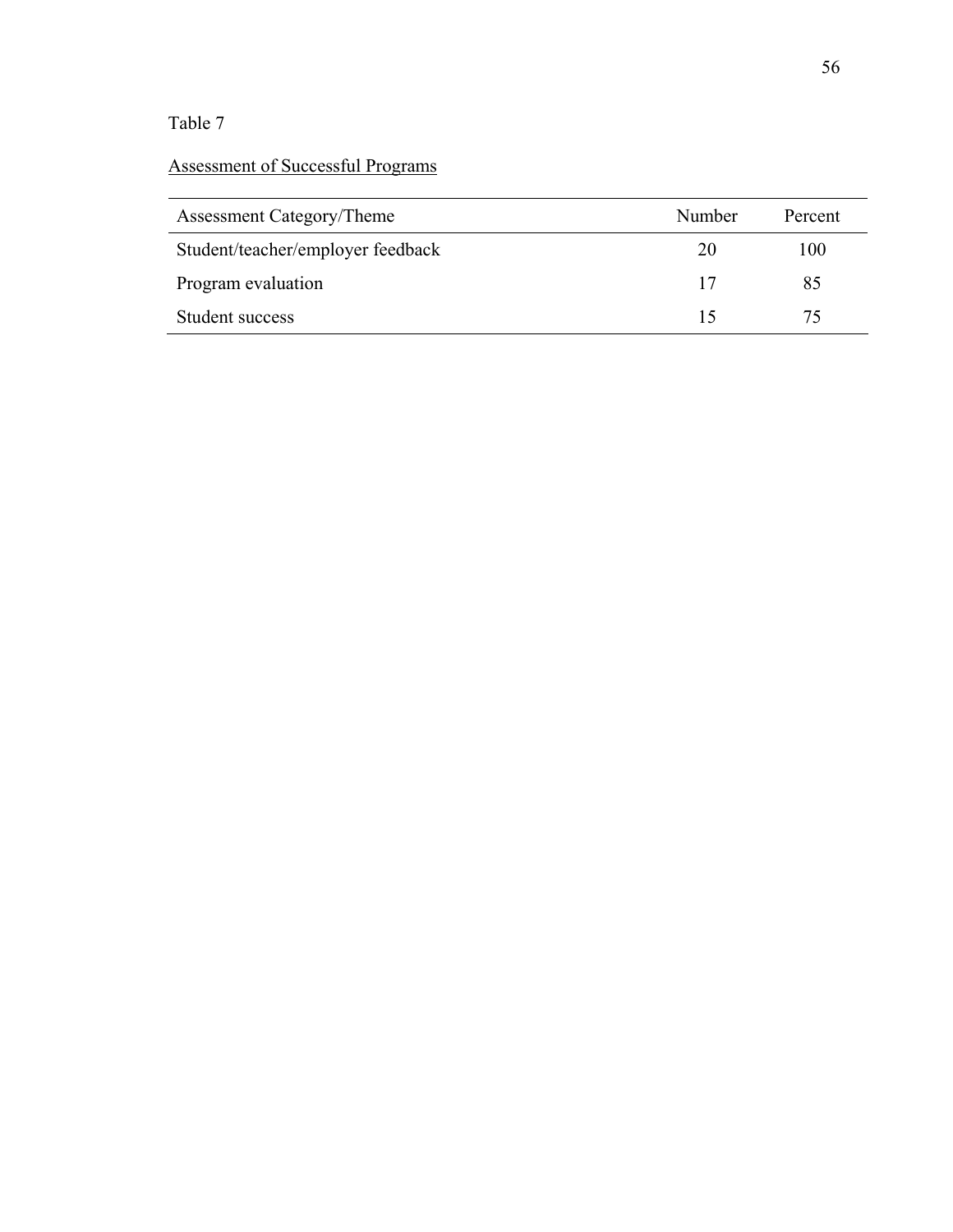Table 7

Assessment of Successful Programs

| Assessment Category/Theme | Number | Percent |
|---|---|---|
| Student/teacher/employer feedback | 20 | 100 |
| Program evaluation | 17 | 85 |
| Student success | 15 | 75 |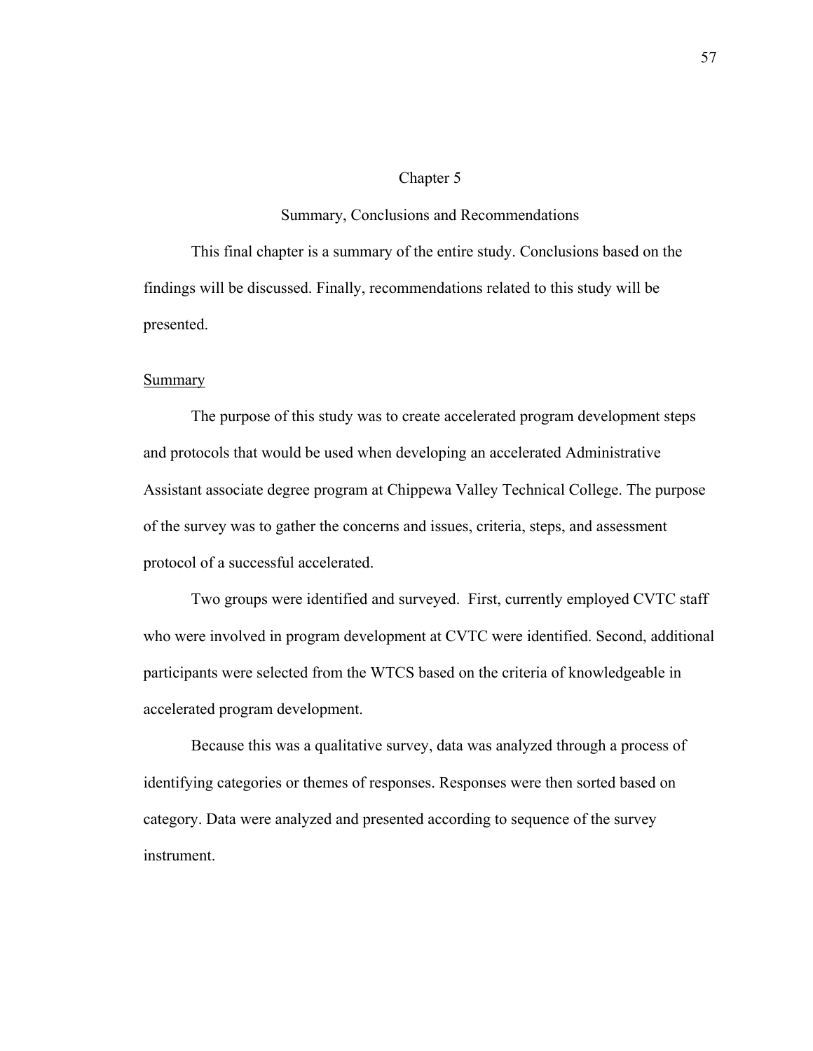# Chapter 5

## Summary, Conclusions and Recommendations

This final chapter is a summary of the entire study. Conclusions based on the findings will be discussed. Finally, recommendations related to this study will be presented.

### Summary

The purpose of this study was to create accelerated program development steps and protocols that would be used when developing an accelerated Administrative Assistant associate degree program at Chippewa Valley Technical College. The purpose of the survey was to gather the concerns and issues, criteria, steps, and assessment protocol of a successful accelerated.

Two groups were identified and surveyed. First, currently employed CVTC staff who were involved in program development at CVTC were identified. Second, additional participants were selected from the WTCS based on the criteria of knowledgeable in accelerated program development.

Because this was a qualitative survey, data was analyzed through a process of identifying categories or themes of responses. Responses were then sorted based on category. Data were analyzed and presented according to sequence of the survey instrument.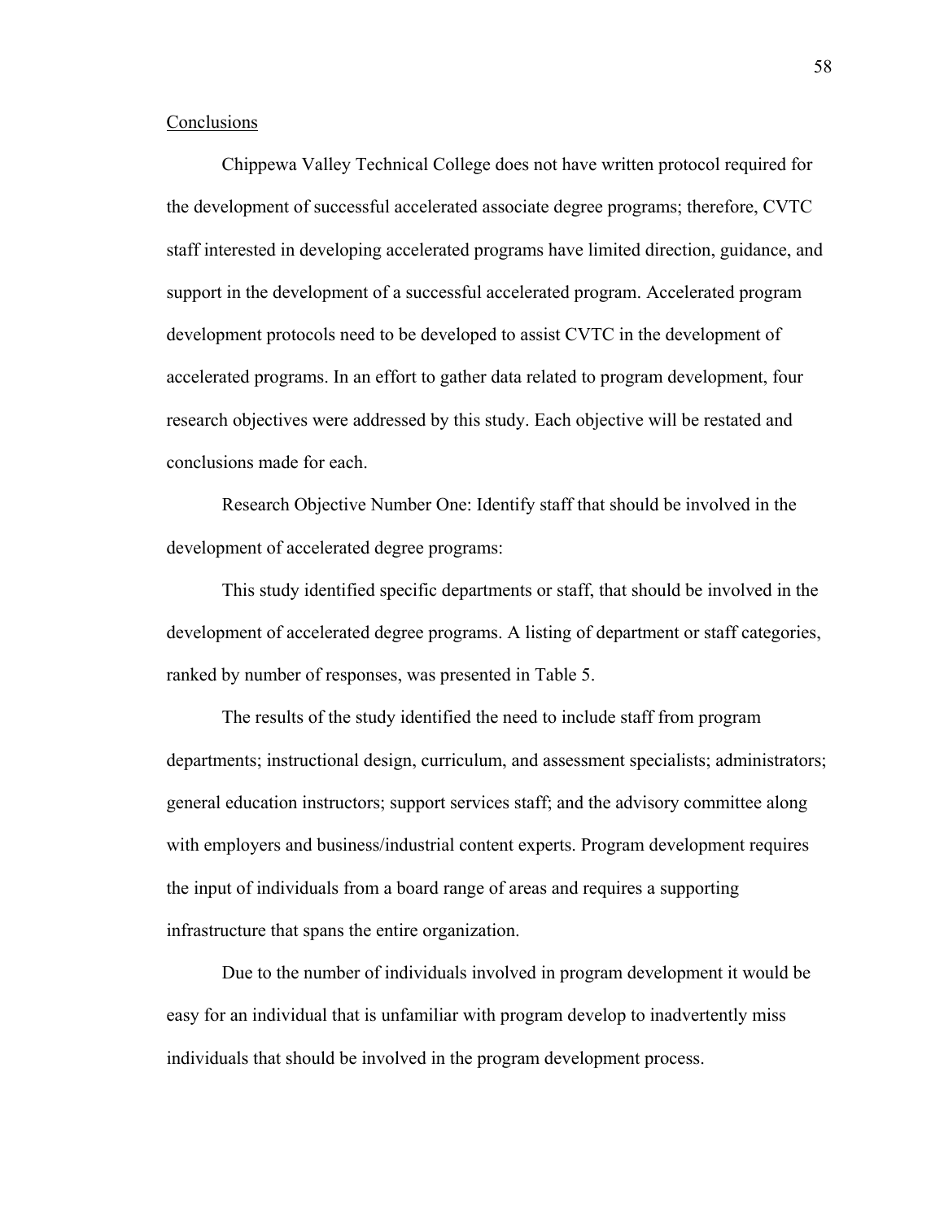## Conclusions

Chippewa Valley Technical College does not have written protocol required for the development of successful accelerated associate degree programs; therefore, CVTC staff interested in developing accelerated programs have limited direction, guidance, and support in the development of a successful accelerated program. Accelerated program development protocols need to be developed to assist CVTC in the development of accelerated programs. In an effort to gather data related to program development, four research objectives were addressed by this study. Each objective will be restated and conclusions made for each.

Research Objective Number One: Identify staff that should be involved in the development of accelerated degree programs:

This study identified specific departments or staff, that should be involved in the development of accelerated degree programs. A listing of department or staff categories, ranked by number of responses, was presented in Table 5.

The results of the study identified the need to include staff from program departments; instructional design, curriculum, and assessment specialists; administrators; general education instructors; support services staff; and the advisory committee along with employers and business/industrial content experts. Program development requires the input of individuals from a board range of areas and requires a supporting infrastructure that spans the entire organization.

Due to the number of individuals involved in program development it would be easy for an individual that is unfamiliar with program develop to inadvertently miss individuals that should be involved in the program development process.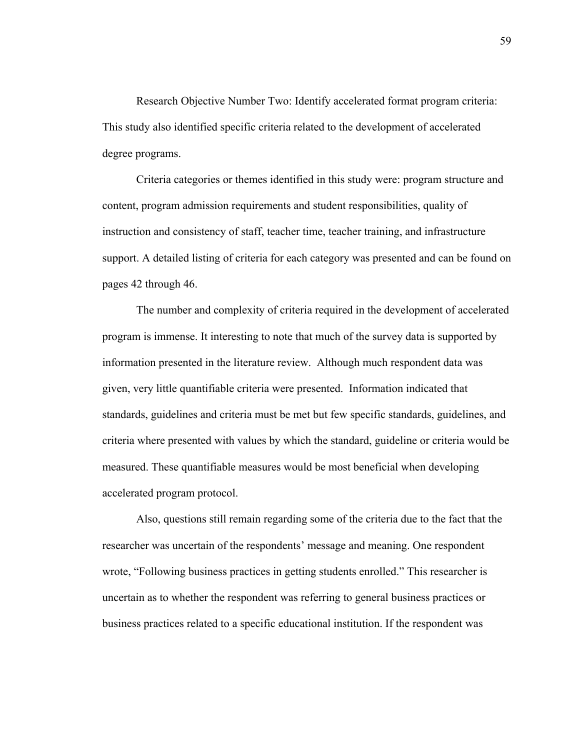Research Objective Number Two: Identify accelerated format program criteria: This study also identified specific criteria related to the development of accelerated degree programs.

Criteria categories or themes identified in this study were: program structure and content, program admission requirements and student responsibilities, quality of instruction and consistency of staff, teacher time, teacher training, and infrastructure support. A detailed listing of criteria for each category was presented and can be found on pages 42 through 46.

The number and complexity of criteria required in the development of accelerated program is immense. It interesting to note that much of the survey data is supported by information presented in the literature review. Although much respondent data was given, very little quantifiable criteria were presented. Information indicated that standards, guidelines and criteria must be met but few specific standards, guidelines, and criteria where presented with values by which the standard, guideline or criteria would be measured. These quantifiable measures would be most beneficial when developing accelerated program protocol.

Also, questions still remain regarding some of the criteria due to the fact that the researcher was uncertain of the respondents' message and meaning. One respondent wrote, "Following business practices in getting students enrolled." This researcher is uncertain as to whether the respondent was referring to general business practices or business practices related to a specific educational institution. If the respondent was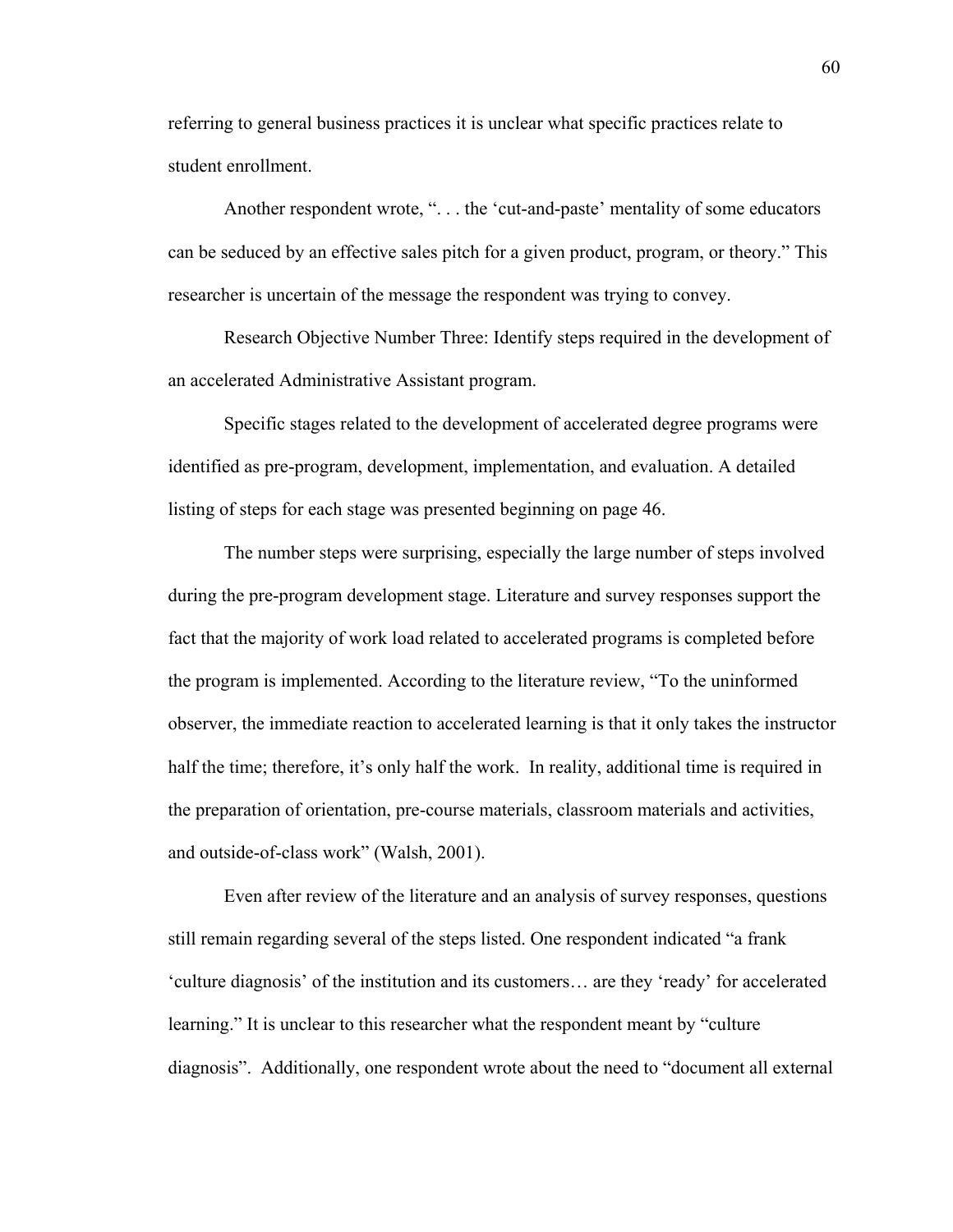referring to general business practices it is unclear what specific practices relate to student enrollment.

Another respondent wrote, ". . . the 'cut-and-paste' mentality of some educators can be seduced by an effective sales pitch for a given product, program, or theory." This researcher is uncertain of the message the respondent was trying to convey.

Research Objective Number Three: Identify steps required in the development of an accelerated Administrative Assistant program.

Specific stages related to the development of accelerated degree programs were identified as pre-program, development, implementation, and evaluation. A detailed listing of steps for each stage was presented beginning on page 46.

The number steps were surprising, especially the large number of steps involved during the pre-program development stage. Literature and survey responses support the fact that the majority of work load related to accelerated programs is completed before the program is implemented. According to the literature review, "To the uninformed observer, the immediate reaction to accelerated learning is that it only takes the instructor half the time; therefore, it's only half the work. In reality, additional time is required in the preparation of orientation, pre-course materials, classroom materials and activities, and outside-of-class work" (Walsh, 2001).

Even after review of the literature and an analysis of survey responses, questions still remain regarding several of the steps listed. One respondent indicated "a frank 'culture diagnosis' of the institution and its customers… are they 'ready' for accelerated learning." It is unclear to this researcher what the respondent meant by "culture diagnosis". Additionally, one respondent wrote about the need to "document all external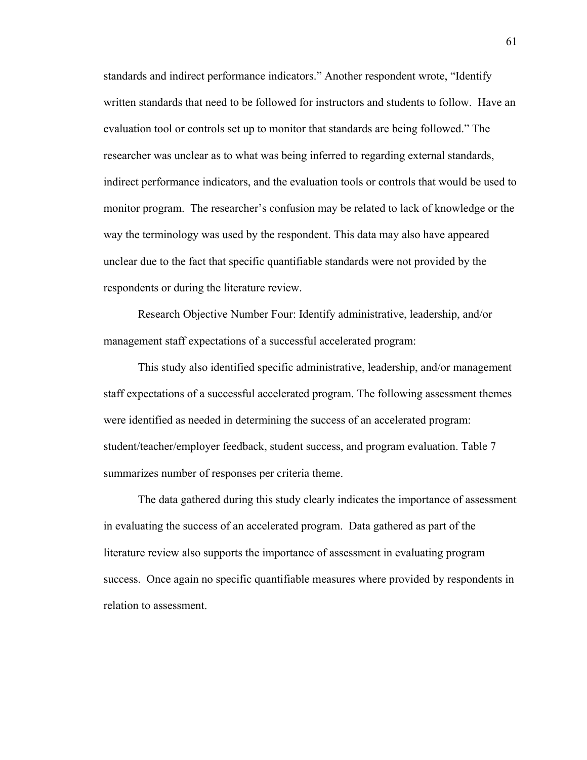standards and indirect performance indicators." Another respondent wrote, "Identify written standards that need to be followed for instructors and students to follow. Have an evaluation tool or controls set up to monitor that standards are being followed." The researcher was unclear as to what was being inferred to regarding external standards, indirect performance indicators, and the evaluation tools or controls that would be used to monitor program. The researcher's confusion may be related to lack of knowledge or the way the terminology was used by the respondent. This data may also have appeared unclear due to the fact that specific quantifiable standards were not provided by the respondents or during the literature review.

Research Objective Number Four: Identify administrative, leadership, and/or management staff expectations of a successful accelerated program:

This study also identified specific administrative, leadership, and/or management staff expectations of a successful accelerated program. The following assessment themes were identified as needed in determining the success of an accelerated program: student/teacher/employer feedback, student success, and program evaluation. Table 7 summarizes number of responses per criteria theme.

The data gathered during this study clearly indicates the importance of assessment in evaluating the success of an accelerated program. Data gathered as part of the literature review also supports the importance of assessment in evaluating program success. Once again no specific quantifiable measures where provided by respondents in relation to assessment.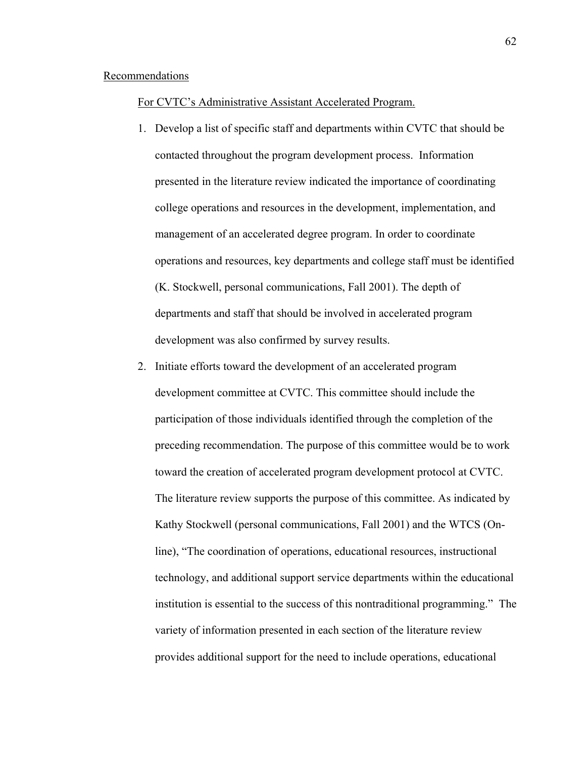## Recommendations

### For CVTC's Administrative Assistant Accelerated Program.

1. Develop a list of specific staff and departments within CVTC that should be contacted throughout the program development process. Information presented in the literature review indicated the importance of coordinating college operations and resources in the development, implementation, and management of an accelerated degree program. In order to coordinate operations and resources, key departments and college staff must be identified (K. Stockwell, personal communications, Fall 2001). The depth of departments and staff that should be involved in accelerated program development was also confirmed by survey results.
2. Initiate efforts toward the development of an accelerated program development committee at CVTC. This committee should include the participation of those individuals identified through the completion of the preceding recommendation. The purpose of this committee would be to work toward the creation of accelerated program development protocol at CVTC. The literature review supports the purpose of this committee. As indicated by Kathy Stockwell (personal communications, Fall 2001) and the WTCS (On-line), "The coordination of operations, educational resources, instructional technology, and additional support service departments within the educational institution is essential to the success of this nontraditional programming." The variety of information presented in each section of the literature review provides additional support for the need to include operations, educational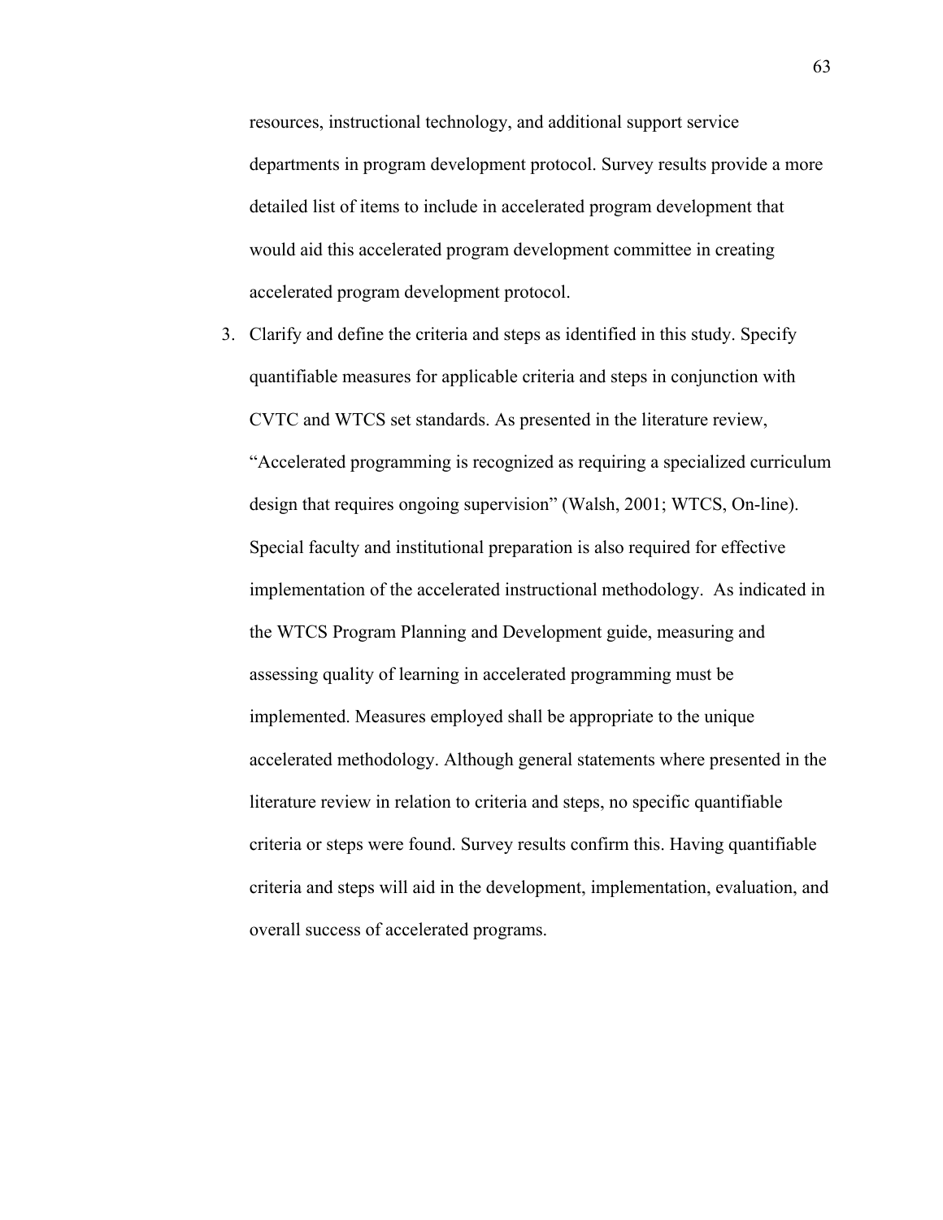resources, instructional technology, and additional support service departments in program development protocol. Survey results provide a more detailed list of items to include in accelerated program development that would aid this accelerated program development committee in creating accelerated program development protocol.

3. Clarify and define the criteria and steps as identified in this study. Specify quantifiable measures for applicable criteria and steps in conjunction with CVTC and WTCS set standards. As presented in the literature review, "Accelerated programming is recognized as requiring a specialized curriculum design that requires ongoing supervision" (Walsh, 2001; WTCS, On-line). Special faculty and institutional preparation is also required for effective implementation of the accelerated instructional methodology. As indicated in the WTCS Program Planning and Development guide, measuring and assessing quality of learning in accelerated programming must be implemented. Measures employed shall be appropriate to the unique accelerated methodology. Although general statements where presented in the literature review in relation to criteria and steps, no specific quantifiable criteria or steps were found. Survey results confirm this. Having quantifiable criteria and steps will aid in the development, implementation, evaluation, and overall success of accelerated programs.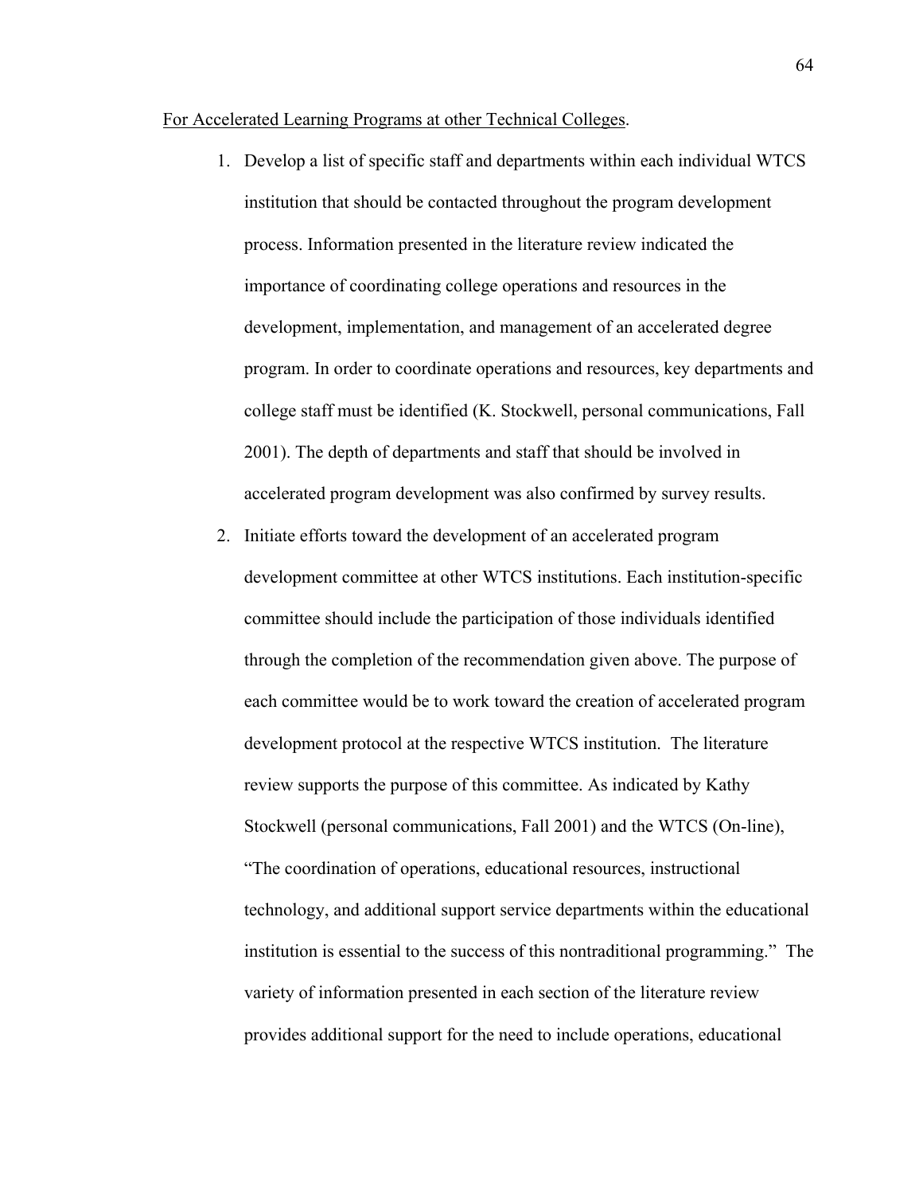For Accelerated Learning Programs at other Technical Colleges.

1. Develop a list of specific staff and departments within each individual WTCS institution that should be contacted throughout the program development process. Information presented in the literature review indicated the importance of coordinating college operations and resources in the development, implementation, and management of an accelerated degree program. In order to coordinate operations and resources, key departments and college staff must be identified (K. Stockwell, personal communications, Fall 2001). The depth of departments and staff that should be involved in accelerated program development was also confirmed by survey results.
2. Initiate efforts toward the development of an accelerated program development committee at other WTCS institutions. Each institution-specific committee should include the participation of those individuals identified through the completion of the recommendation given above. The purpose of each committee would be to work toward the creation of accelerated program development protocol at the respective WTCS institution. The literature review supports the purpose of this committee. As indicated by Kathy Stockwell (personal communications, Fall 2001) and the WTCS (On-line), "The coordination of operations, educational resources, instructional technology, and additional support service departments within the educational institution is essential to the success of this nontraditional programming." The variety of information presented in each section of the literature review provides additional support for the need to include operations, educational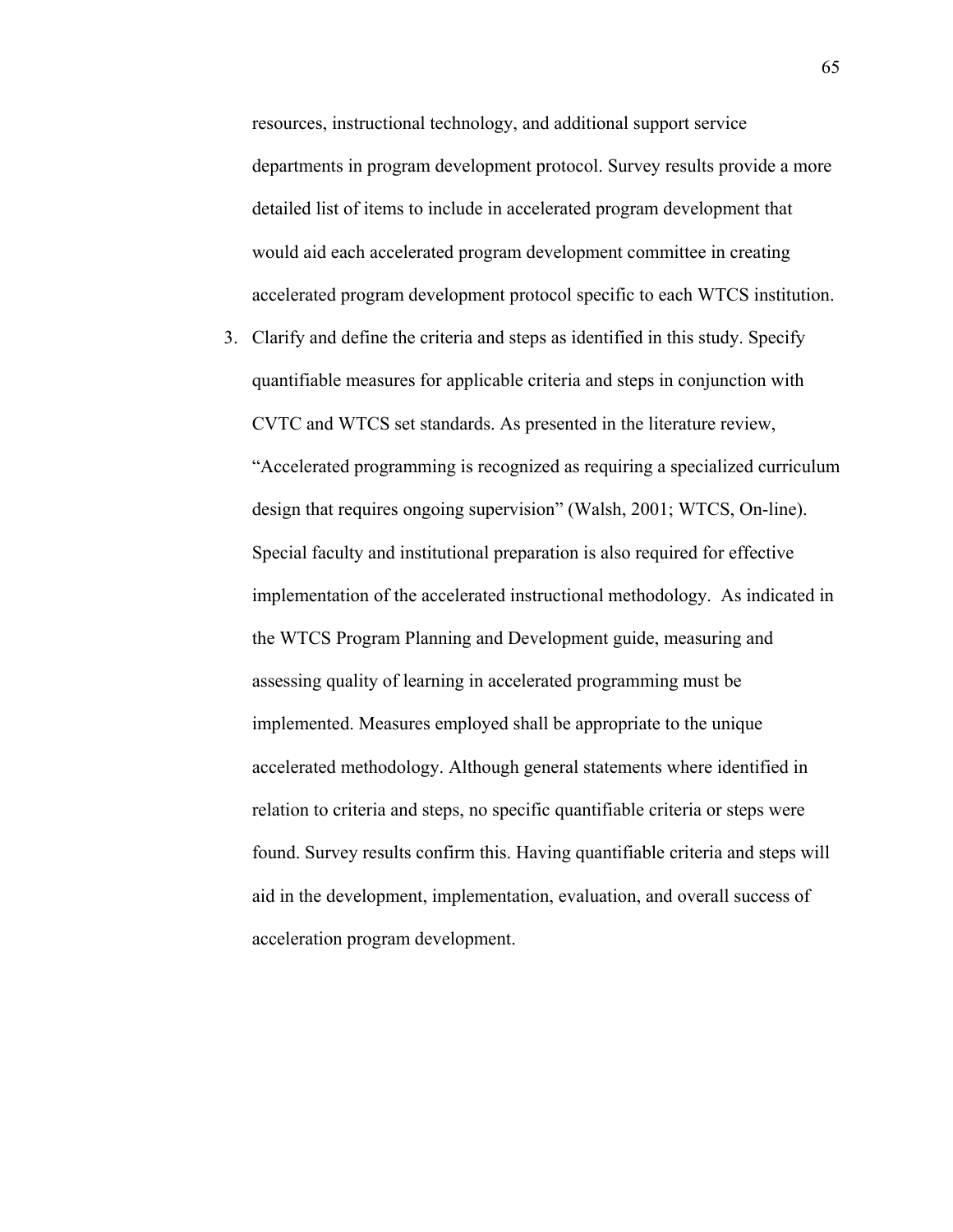resources, instructional technology, and additional support service departments in program development protocol. Survey results provide a more detailed list of items to include in accelerated program development that would aid each accelerated program development committee in creating accelerated program development protocol specific to each WTCS institution.

3. Clarify and define the criteria and steps as identified in this study. Specify quantifiable measures for applicable criteria and steps in conjunction with CVTC and WTCS set standards. As presented in the literature review, "Accelerated programming is recognized as requiring a specialized curriculum design that requires ongoing supervision" (Walsh, 2001; WTCS, On-line). Special faculty and institutional preparation is also required for effective implementation of the accelerated instructional methodology. As indicated in the WTCS Program Planning and Development guide, measuring and assessing quality of learning in accelerated programming must be implemented. Measures employed shall be appropriate to the unique accelerated methodology. Although general statements where identified in relation to criteria and steps, no specific quantifiable criteria or steps were found. Survey results confirm this. Having quantifiable criteria and steps will aid in the development, implementation, evaluation, and overall success of acceleration program development.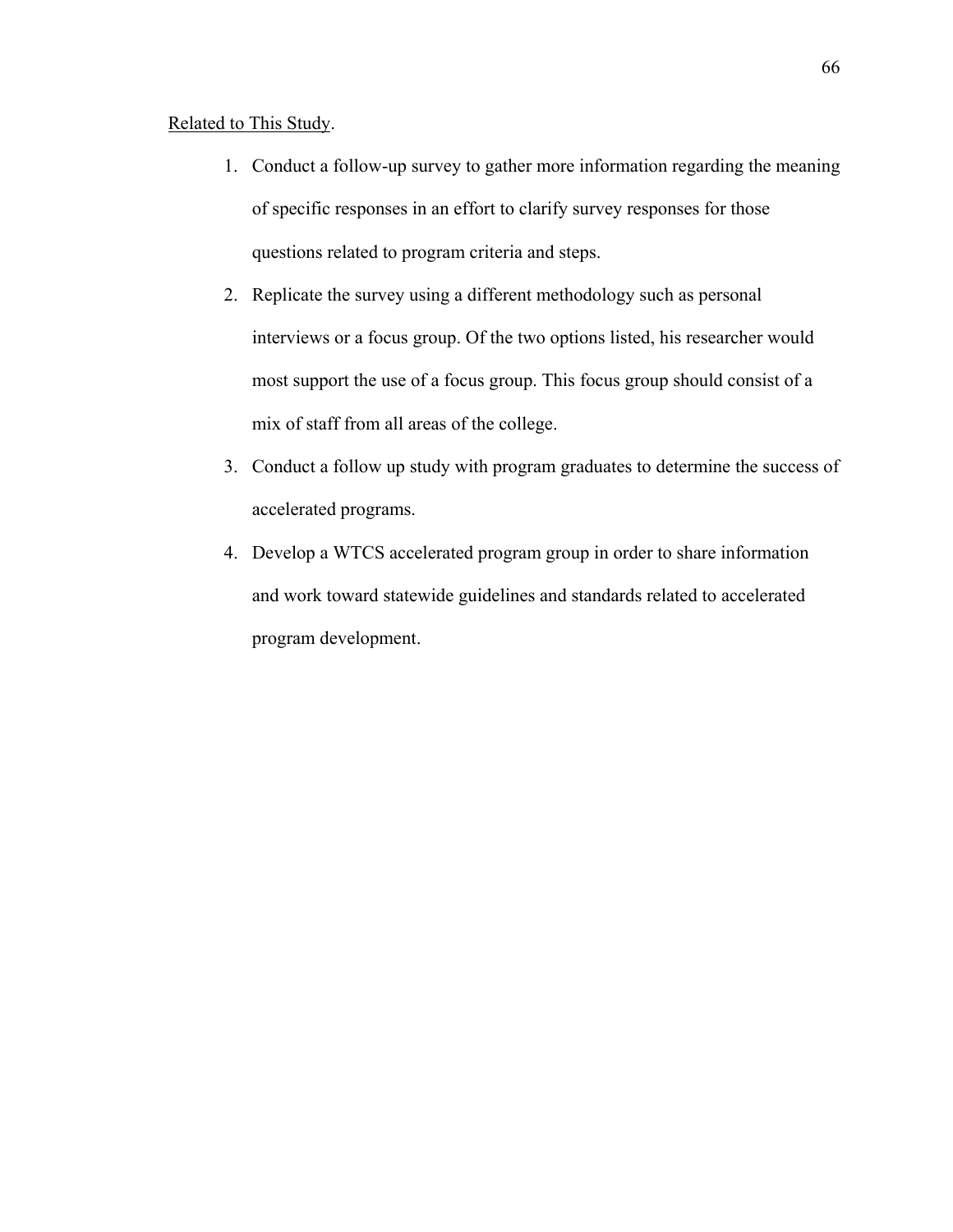Related to This Study.

1. Conduct a follow-up survey to gather more information regarding the meaning of specific responses in an effort to clarify survey responses for those questions related to program criteria and steps.
2. Replicate the survey using a different methodology such as personal interviews or a focus group. Of the two options listed, his researcher would most support the use of a focus group. This focus group should consist of a mix of staff from all areas of the college.
3. Conduct a follow up study with program graduates to determine the success of accelerated programs.
4. Develop a WTCS accelerated program group in order to share information and work toward statewide guidelines and standards related to accelerated program development.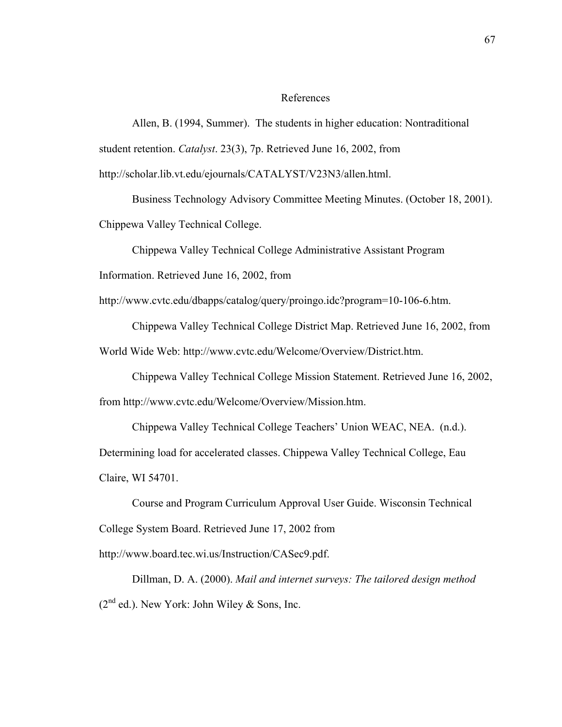# References

Allen, B. (1994, Summer). The students in higher education: Nontraditional student retention. *Catalyst*. 23(3), 7p. Retrieved June 16, 2002, from http://scholar.lib.vt.edu/ejournals/CATALYST/V23N3/allen.html.

Business Technology Advisory Committee Meeting Minutes. (October 18, 2001). Chippewa Valley Technical College.

Chippewa Valley Technical College Administrative Assistant Program Information. Retrieved June 16, 2002, from http://www.cvtc.edu/dbapps/catalog/query/proingo.idc?program=10-106-6.htm.

Chippewa Valley Technical College District Map. Retrieved June 16, 2002, from World Wide Web: http://www.cvtc.edu/Welcome/Overview/District.htm.

Chippewa Valley Technical College Mission Statement. Retrieved June 16, 2002, from http://www.cvtc.edu/Welcome/Overview/Mission.htm.

Chippewa Valley Technical College Teachers' Union WEAC, NEA. (n.d.). Determining load for accelerated classes. Chippewa Valley Technical College, Eau Claire, WI 54701.

Course and Program Curriculum Approval User Guide. Wisconsin Technical College System Board. Retrieved June 17, 2002 from http://www.board.tec.wi.us/Instruction/CASec9.pdf.

Dillman, D. A. (2000). *Mail and internet surveys: The tailored design method* (2nd ed.). New York: John Wiley & Sons, Inc.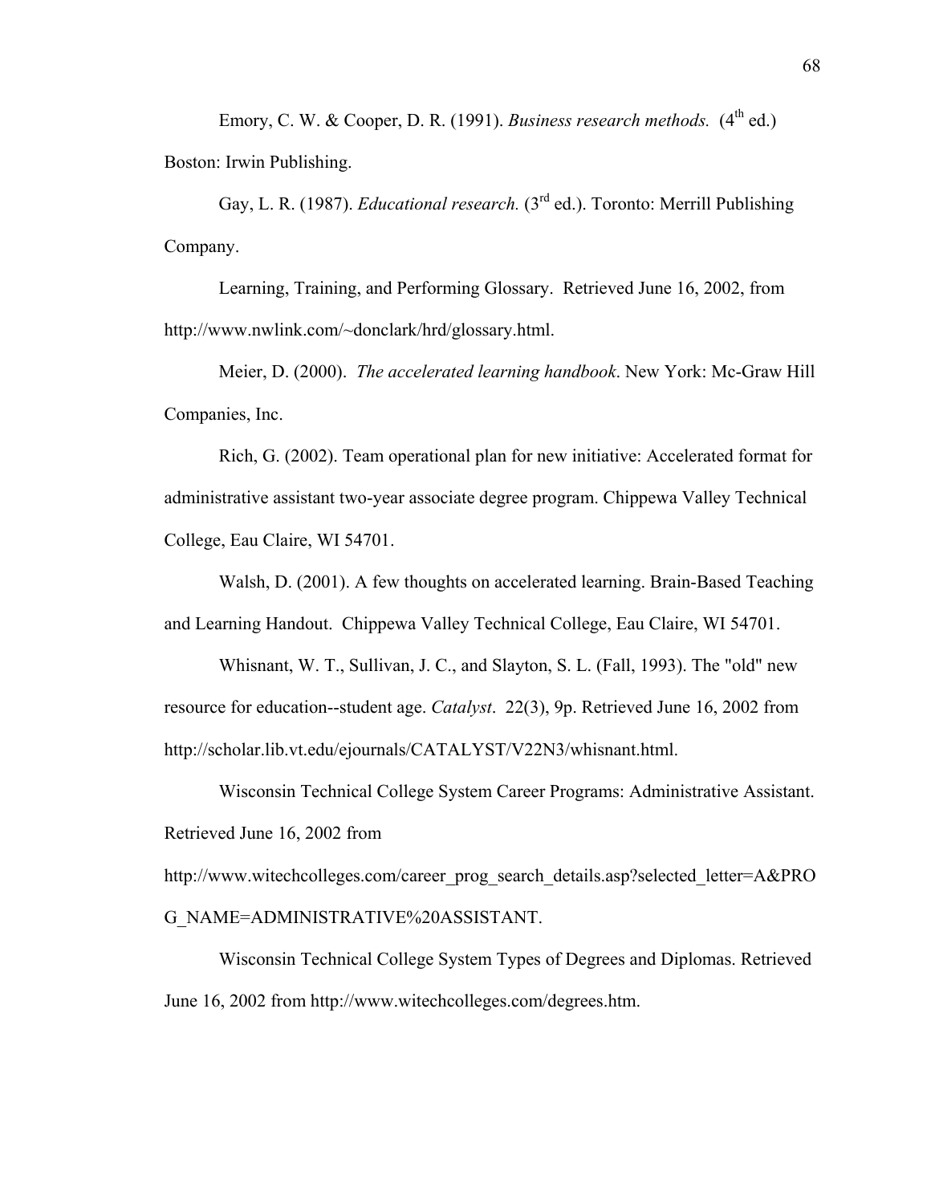Emory, C. W. & Cooper, D. R. (1991). *Business research methods.* (4th ed.) Boston: Irwin Publishing.

Gay, L. R. (1987). *Educational research.* (3rd ed.). Toronto: Merrill Publishing Company.

Learning, Training, and Performing Glossary. Retrieved June 16, 2002, from http://www.nwlink.com/~donclark/hrd/glossary.html.

Meier, D. (2000). *The accelerated learning handbook*. New York: Mc-Graw Hill Companies, Inc.

Rich, G. (2002). Team operational plan for new initiative: Accelerated format for administrative assistant two-year associate degree program. Chippewa Valley Technical College, Eau Claire, WI 54701.

Walsh, D. (2001). A few thoughts on accelerated learning. Brain-Based Teaching and Learning Handout. Chippewa Valley Technical College, Eau Claire, WI 54701.

Whisnant, W. T., Sullivan, J. C., and Slayton, S. L. (Fall, 1993). The "old" new resource for education--student age. *Catalyst*. 22(3), 9p. Retrieved June 16, 2002 from http://scholar.lib.vt.edu/ejournals/CATALYST/V22N3/whisnant.html.

Wisconsin Technical College System Career Programs: Administrative Assistant. Retrieved June 16, 2002 from http://www.witechcolleges.com/career_prog_search_details.asp?selected_letter=A&PROG_NAME=ADMINISTRATIVE%20ASSISTANT.

Wisconsin Technical College System Types of Degrees and Diplomas. Retrieved June 16, 2002 from http://www.witechcolleges.com/degrees.htm.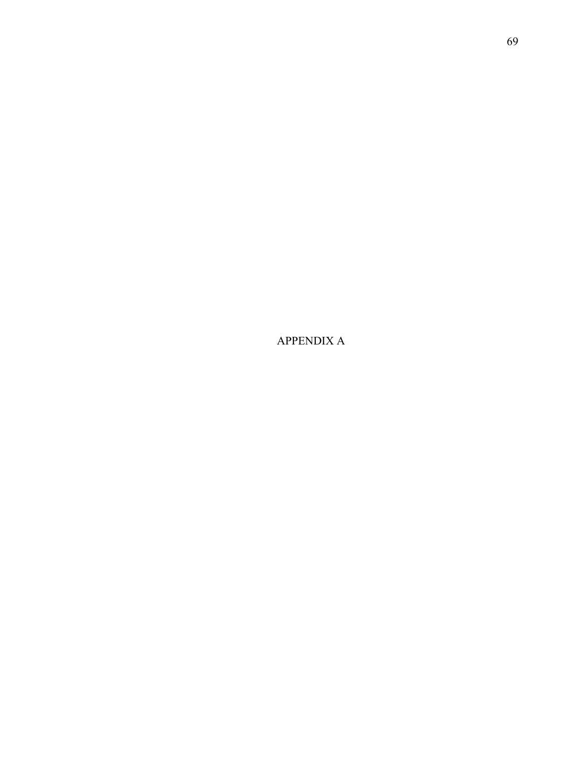# APPENDIX A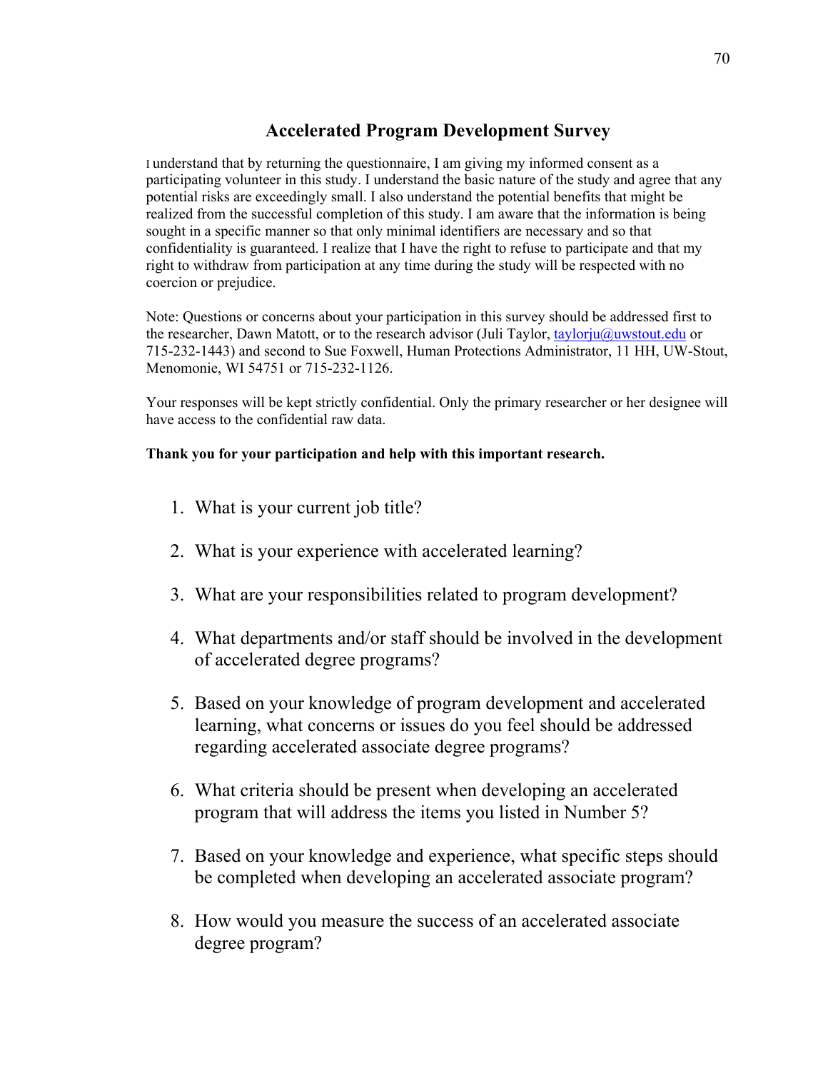# Accelerated Program Development Survey

I understand that by returning the questionnaire, I am giving my informed consent as a participating volunteer in this study. I understand the basic nature of the study and agree that any potential risks are exceedingly small. I also understand the potential benefits that might be realized from the successful completion of this study. I am aware that the information is being sought in a specific manner so that only minimal identifiers are necessary and so that confidentiality is guaranteed. I realize that I have the right to refuse to participate and that my right to withdraw from participation at any time during the study will be respected with no coercion or prejudice.

Note: Questions or concerns about your participation in this survey should be addressed first to the researcher, Dawn Matott, or to the research advisor (Juli Taylor, taylorju@uwstout.edu or 715-232-1443) and second to Sue Foxwell, Human Protections Administrator, 11 HH, UW-Stout, Menomonie, WI 54751 or 715-232-1126.

Your responses will be kept strictly confidential. Only the primary researcher or her designee will have access to the confidential raw data.

**Thank you for your participation and help with this important research.**

1. What is your current job title?

2. What is your experience with accelerated learning?

3. What are your responsibilities related to program development?

4. What departments and/or staff should be involved in the development of accelerated degree programs?

5. Based on your knowledge of program development and accelerated learning, what concerns or issues do you feel should be addressed regarding accelerated associate degree programs?

6. What criteria should be present when developing an accelerated program that will address the items you listed in Number 5?

7. Based on your knowledge and experience, what specific steps should be completed when developing an accelerated associate program?

8. How would you measure the success of an accelerated associate degree program?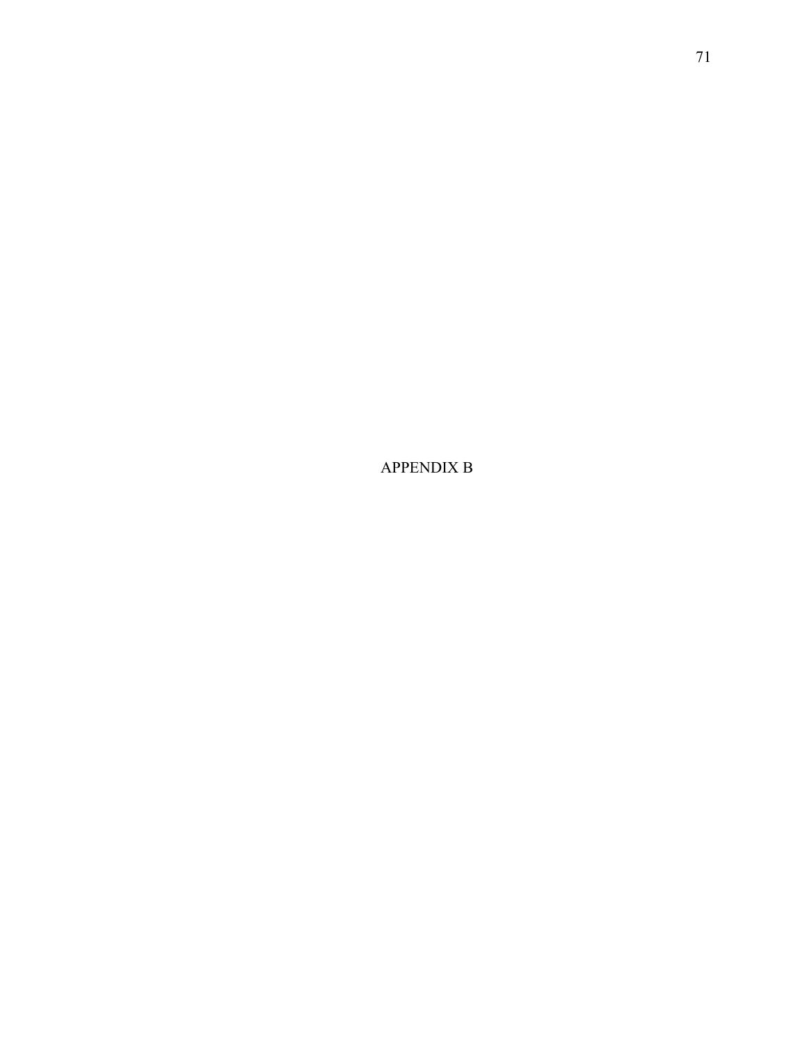# APPENDIX B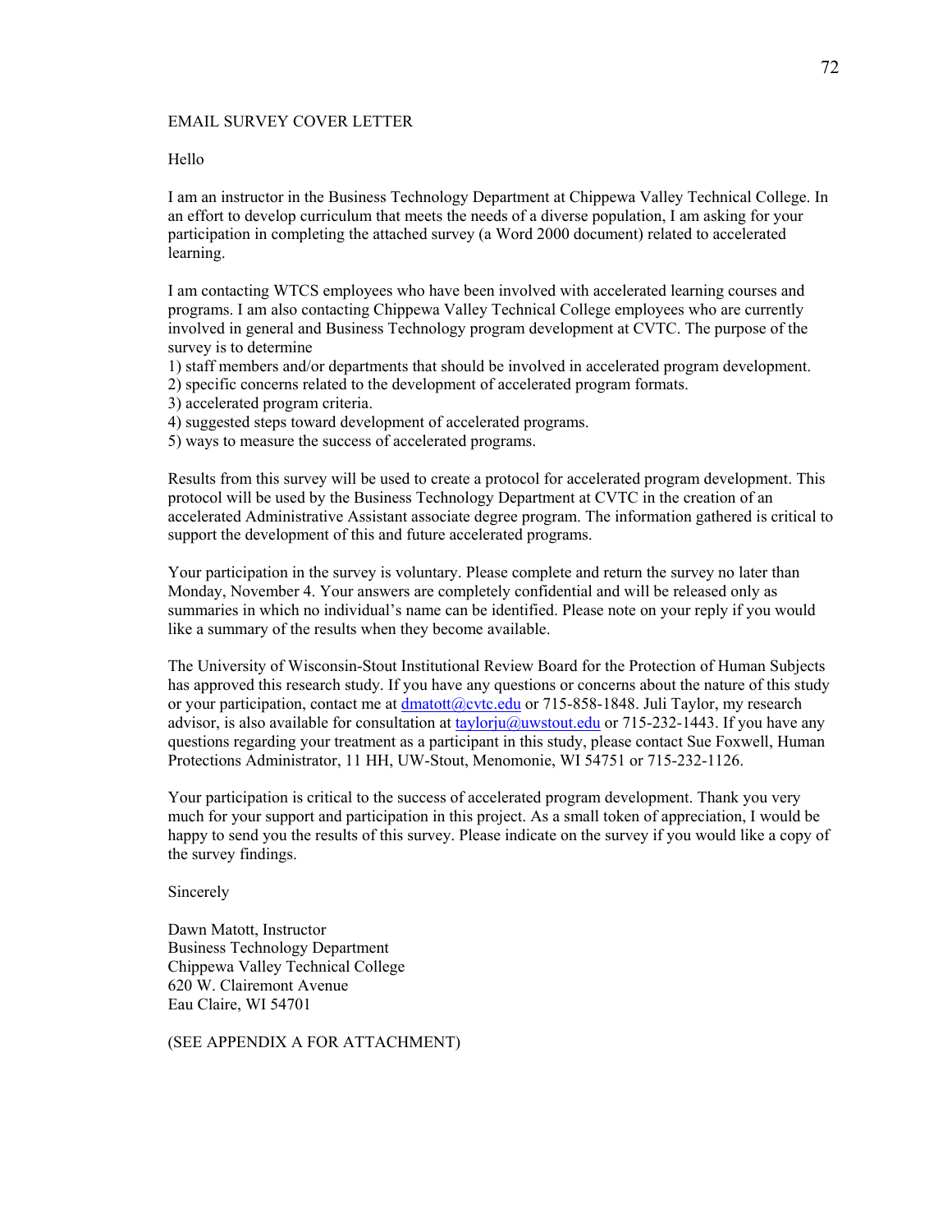EMAIL SURVEY COVER LETTER

Hello

I am an instructor in the Business Technology Department at Chippewa Valley Technical College. In an effort to develop curriculum that meets the needs of a diverse population, I am asking for your participation in completing the attached survey (a Word 2000 document) related to accelerated learning.

I am contacting WTCS employees who have been involved with accelerated learning courses and programs. I am also contacting Chippewa Valley Technical College employees who are currently involved in general and Business Technology program development at CVTC. The purpose of the survey is to determine

1) staff members and/or departments that should be involved in accelerated program development.
2) specific concerns related to the development of accelerated program formats.
3) accelerated program criteria.
4) suggested steps toward development of accelerated programs.
5) ways to measure the success of accelerated programs.

Results from this survey will be used to create a protocol for accelerated program development. This protocol will be used by the Business Technology Department at CVTC in the creation of an accelerated Administrative Assistant associate degree program. The information gathered is critical to support the development of this and future accelerated programs.

Your participation in the survey is voluntary. Please complete and return the survey no later than Monday, November 4. Your answers are completely confidential and will be released only as summaries in which no individual's name can be identified. Please note on your reply if you would like a summary of the results when they become available.

The University of Wisconsin-Stout Institutional Review Board for the Protection of Human Subjects has approved this research study. If you have any questions or concerns about the nature of this study or your participation, contact me at dmatott@cvtc.edu or 715-858-1848. Juli Taylor, my research advisor, is also available for consultation at taylorju@uwstout.edu or 715-232-1443. If you have any questions regarding your treatment as a participant in this study, please contact Sue Foxwell, Human Protections Administrator, 11 HH, UW-Stout, Menomonie, WI 54751 or 715-232-1126.

Your participation is critical to the success of accelerated program development. Thank you very much for your support and participation in this project. As a small token of appreciation, I would be happy to send you the results of this survey. Please indicate on the survey if you would like a copy of the survey findings.

Sincerely

Dawn Matott, Instructor
Business Technology Department
Chippewa Valley Technical College
620 W. Clairemont Avenue
Eau Claire, WI 54701

(SEE APPENDIX A FOR ATTACHMENT)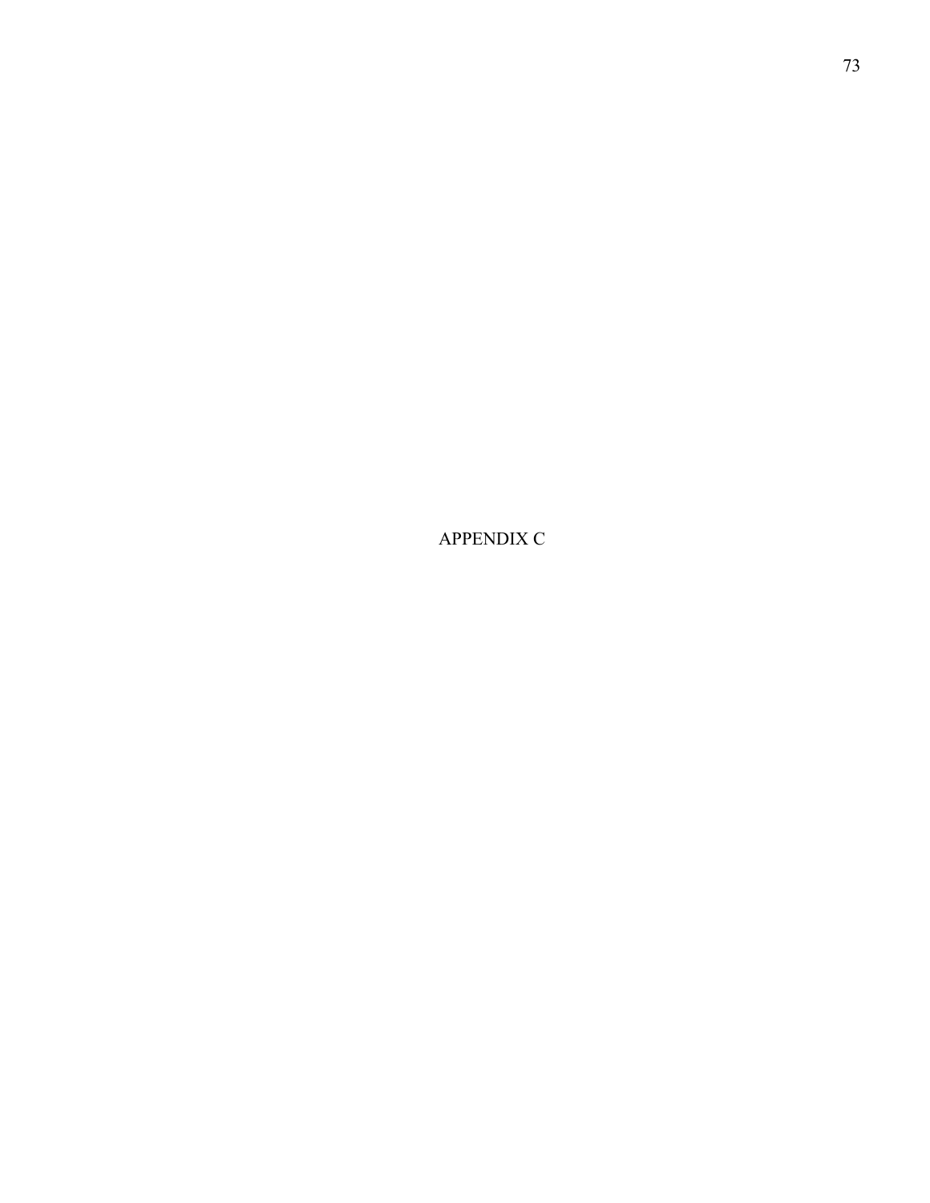# APPENDIX C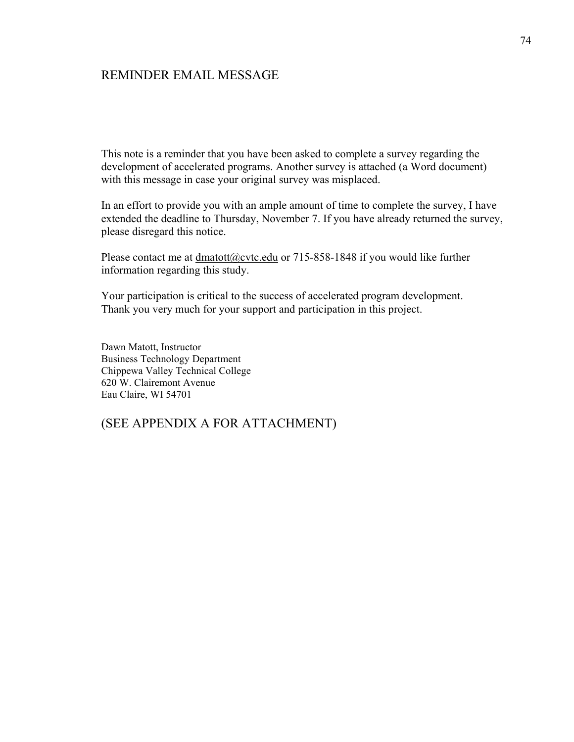## REMINDER EMAIL MESSAGE

This note is a reminder that you have been asked to complete a survey regarding the development of accelerated programs. Another survey is attached (a Word document) with this message in case your original survey was misplaced.

In an effort to provide you with an ample amount of time to complete the survey, I have extended the deadline to Thursday, November 7. If you have already returned the survey, please disregard this notice.

Please contact me at dmatott@cvtc.edu or 715-858-1848 if you would like further information regarding this study.

Your participation is critical to the success of accelerated program development.
Thank you very much for your support and participation in this project.

Dawn Matott, Instructor
Business Technology Department
Chippewa Valley Technical College
620 W. Clairemont Avenue
Eau Claire, WI 54701

(SEE APPENDIX A FOR ATTACHMENT)